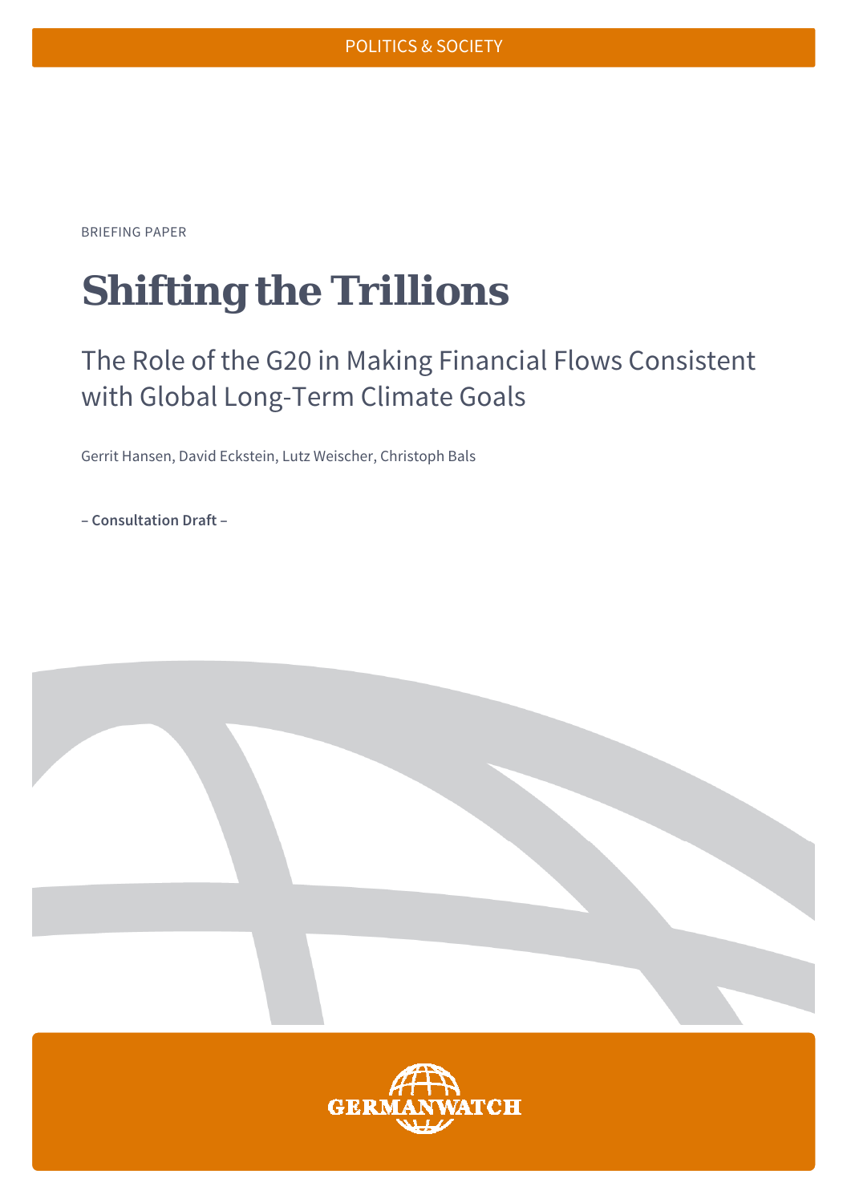POLITICS & SOCIETY

BRIEFING PAPER

# Shifting the Trillions

## The Role of the G20 in Making Financial Flows Consistent with Global Long-Term Climate Goals

Gerrit Hansen, David Eckstein, Lutz Weischer, Christoph Bals

**– Consultation Draft –**

GERMANWATCH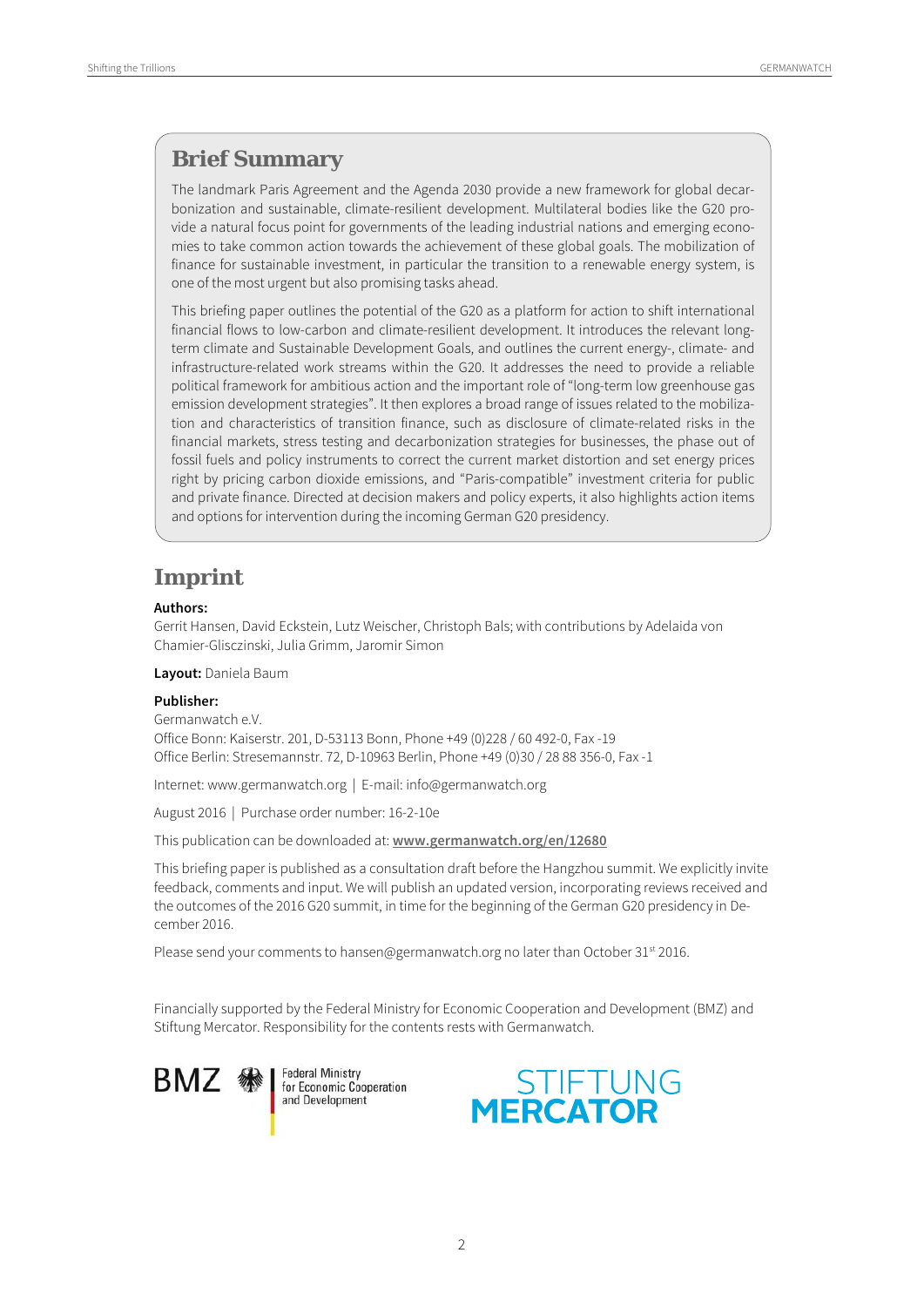## Brief Summary

The landmark Paris Agreement and the Agenda 2030 provide a new framework for global decarbonization and sustainable, climate-resilient development. Multilateral bodies like the G20 provide a natural focus point for governments of the leading industrial nations and emerging economies to take common action towards the achievement of these global goals. The mobilization of finance for sustainable investment, in particular the transition to a renewable energy system, is one of the most urgent but also promising tasks ahead.

This briefing paper outlines the potential of the G20 as a platform for action to shift international financial flows to low-carbon and climate-resilient development. It introduces the relevant long-term climate and Sustainable Development Goals, and outlines the current energy-, climate- and infrastructure-related work streams within the G20. It addresses the need to provide a reliable political framework for ambitious action and the important role of "long-term low greenhouse gas emission development strategies". It then explores a broad range of issues related to the mobilization and characteristics of transition finance, such as disclosure of climate-related risks in the financial markets, stress testing and decarbonization strategies for businesses, the phase out of fossil fuels and policy instruments to correct the current market distortion and set energy prices right by pricing carbon dioxide emissions, and "Paris-compatible" investment criteria for public and private finance. Directed at decision makers and policy experts, it also highlights action items and options for intervention during the incoming German G20 presidency.

## Imprint

**Authors:**
Gerrit Hansen, David Eckstein, Lutz Weischer, Christoph Bals; with contributions by Adelaida von Chamier-Glisczinski, Julia Grimm, Jaromir Simon

**Layout:** Daniela Baum

**Publisher:**
Germanwatch e.V.
Office Bonn: Kaiserstr. 201, D-53113 Bonn, Phone +49 (0)228 / 60 492-0, Fax -19
Office Berlin: Stresemannstr. 72, D-10963 Berlin, Phone +49 (0)30 / 28 88 356-0, Fax -1

Internet: www.germanwatch.org | E-mail: info@germanwatch.org

August 2016 | Purchase order number: 16-2-10e

This publication can be downloaded at: **www.germanwatch.org/en/12680**

This briefing paper is published as a consultation draft before the Hangzhou summit. We explicitly invite feedback, comments and input. We will publish an updated version, incorporating reviews received and the outcomes of the 2016 G20 summit, in time for the beginning of the German G20 presidency in December 2016.

Please send your comments to hansen@germanwatch.org no later than October 31st 2016.

Financially supported by the Federal Ministry for Economic Cooperation and Development (BMZ) and Stiftung Mercator. Responsibility for the contents rests with Germanwatch.

BMZ | Federal Ministry for Economic Cooperation and Development

STIFTUNG MERCATOR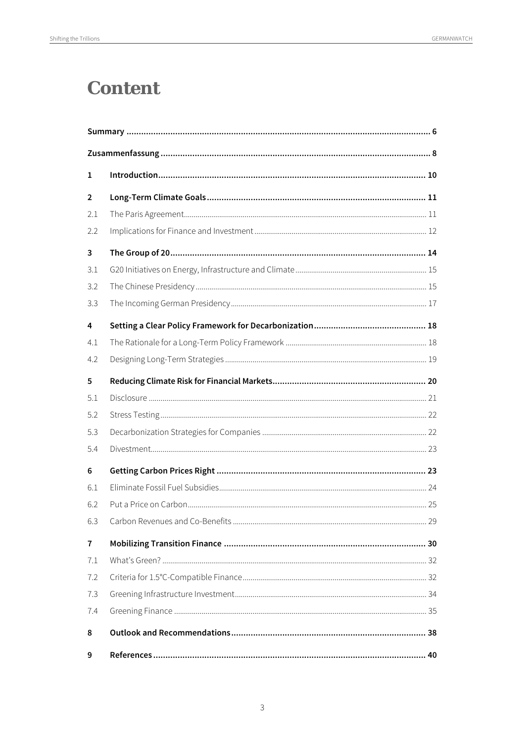# Content

| | | |
|---|---|---|
| **Summary** | | **6** |
| **Zusammenfassung** | | **8** |
| **1** | **Introduction** | **10** |
| **2** | **Long-Term Climate Goals** | **11** |
| 2.1 | The Paris Agreement | 11 |
| 2.2 | Implications for Finance and Investment | 12 |
| **3** | **The Group of 20** | **14** |
| 3.1 | G20 Initiatives on Energy, Infrastructure and Climate | 15 |
| 3.2 | The Chinese Presidency | 15 |
| 3.3 | The Incoming German Presidency | 17 |
| **4** | **Setting a Clear Policy Framework for Decarbonization** | **18** |
| 4.1 | The Rationale for a Long-Term Policy Framework | 18 |
| 4.2 | Designing Long-Term Strategies | 19 |
| **5** | **Reducing Climate Risk for Financial Markets** | **20** |
| 5.1 | Disclosure | 21 |
| 5.2 | Stress Testing | 22 |
| 5.3 | Decarbonization Strategies for Companies | 22 |
| 5.4 | Divestment | 23 |
| **6** | **Getting Carbon Prices Right** | **23** |
| 6.1 | Eliminate Fossil Fuel Subsidies | 24 |
| 6.2 | Put a Price on Carbon | 25 |
| 6.3 | Carbon Revenues and Co-Benefits | 29 |
| **7** | **Mobilizing Transition Finance** | **30** |
| 7.1 | What's Green? | 32 |
| 7.2 | Criteria for 1.5°C-Compatible Finance | 32 |
| 7.3 | Greening Infrastructure Investment | 34 |
| 7.4 | Greening Finance | 35 |
| **8** | **Outlook and Recommendations** | **38** |
| **9** | **References** | **40** |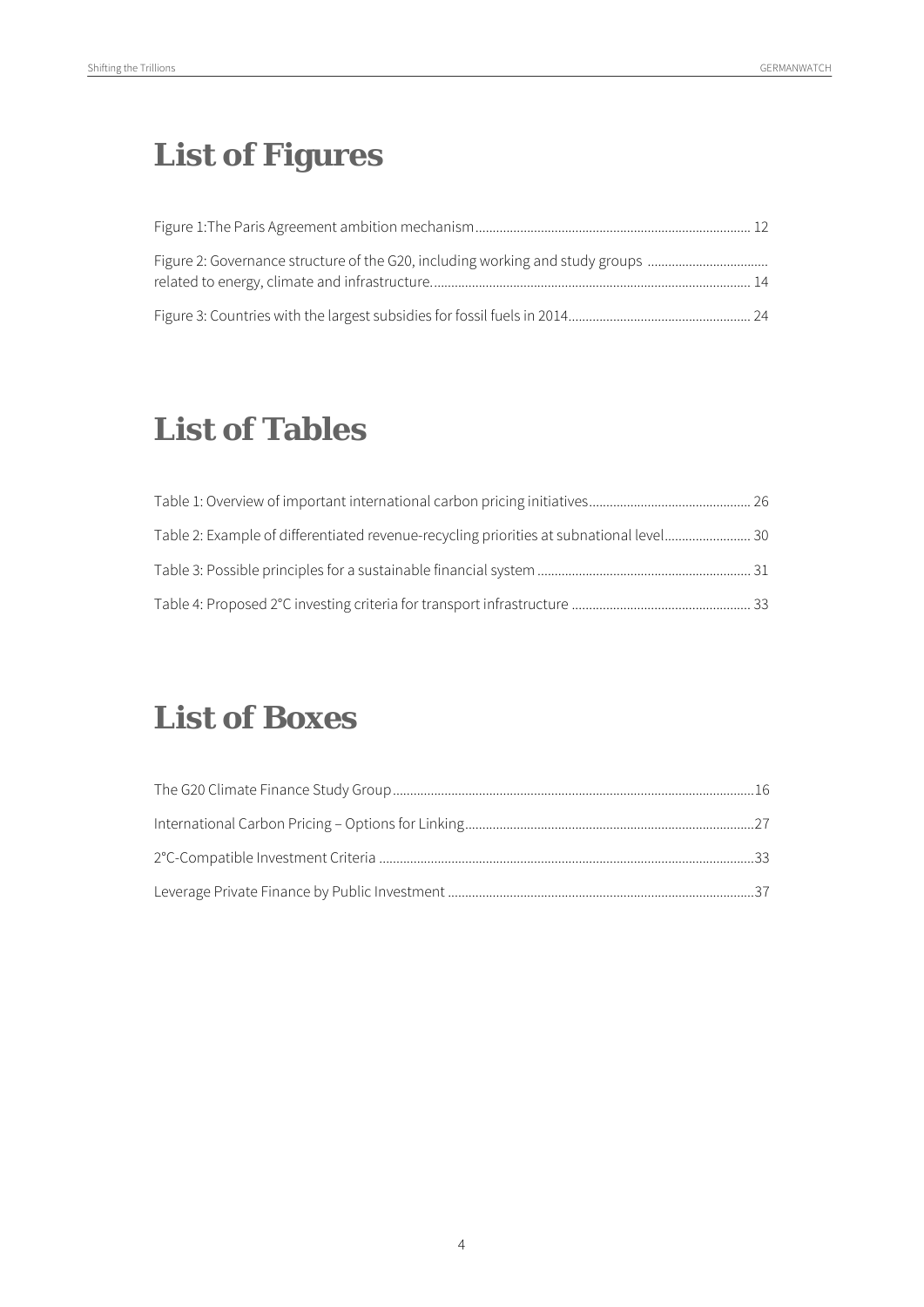# List of Figures

Figure 1:The Paris Agreement ambition mechanism ........ 12

Figure 2: Governance structure of the G20, including working and study groups related to energy, climate and infrastructure. ........ 14

Figure 3: Countries with the largest subsidies for fossil fuels in 2014 ........ 24

# List of Tables

Table 1: Overview of important international carbon pricing initiatives ........ 26

Table 2: Example of differentiated revenue-recycling priorities at subnational level ........ 30

Table 3: Possible principles for a sustainable financial system ........ 31

Table 4: Proposed 2°C investing criteria for transport infrastructure ........ 33

# List of Boxes

The G20 Climate Finance Study Group ........ 16

International Carbon Pricing – Options for Linking ........ 27

2°C-Compatible Investment Criteria ........ 33

Leverage Private Finance by Public Investment ........ 37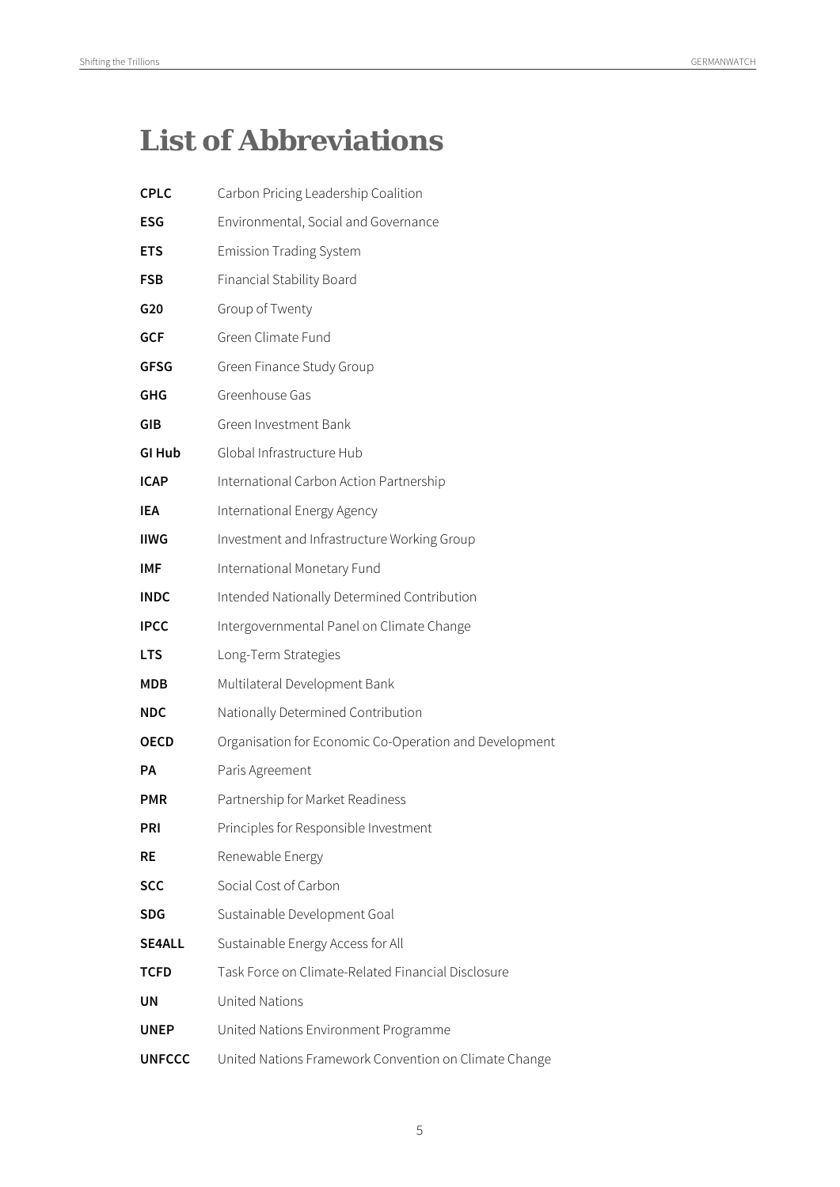# List of Abbreviations

| | |
|---|---|
| **CPLC** | Carbon Pricing Leadership Coalition |
| **ESG** | Environmental, Social and Governance |
| **ETS** | Emission Trading System |
| **FSB** | Financial Stability Board |
| **G20** | Group of Twenty |
| **GCF** | Green Climate Fund |
| **GFSG** | Green Finance Study Group |
| **GHG** | Greenhouse Gas |
| **GIB** | Green Investment Bank |
| **GI Hub** | Global Infrastructure Hub |
| **ICAP** | International Carbon Action Partnership |
| **IEA** | International Energy Agency |
| **IIWG** | Investment and Infrastructure Working Group |
| **IMF** | International Monetary Fund |
| **INDC** | Intended Nationally Determined Contribution |
| **IPCC** | Intergovernmental Panel on Climate Change |
| **LTS** | Long-Term Strategies |
| **MDB** | Multilateral Development Bank |
| **NDC** | Nationally Determined Contribution |
| **OECD** | Organisation for Economic Co-Operation and Development |
| **PA** | Paris Agreement |
| **PMR** | Partnership for Market Readiness |
| **PRI** | Principles for Responsible Investment |
| **RE** | Renewable Energy |
| **SCC** | Social Cost of Carbon |
| **SDG** | Sustainable Development Goal |
| **SE4ALL** | Sustainable Energy Access for All |
| **TCFD** | Task Force on Climate-Related Financial Disclosure |
| **UN** | United Nations |
| **UNEP** | United Nations Environment Programme |
| **UNFCCC** | United Nations Framework Convention on Climate Change |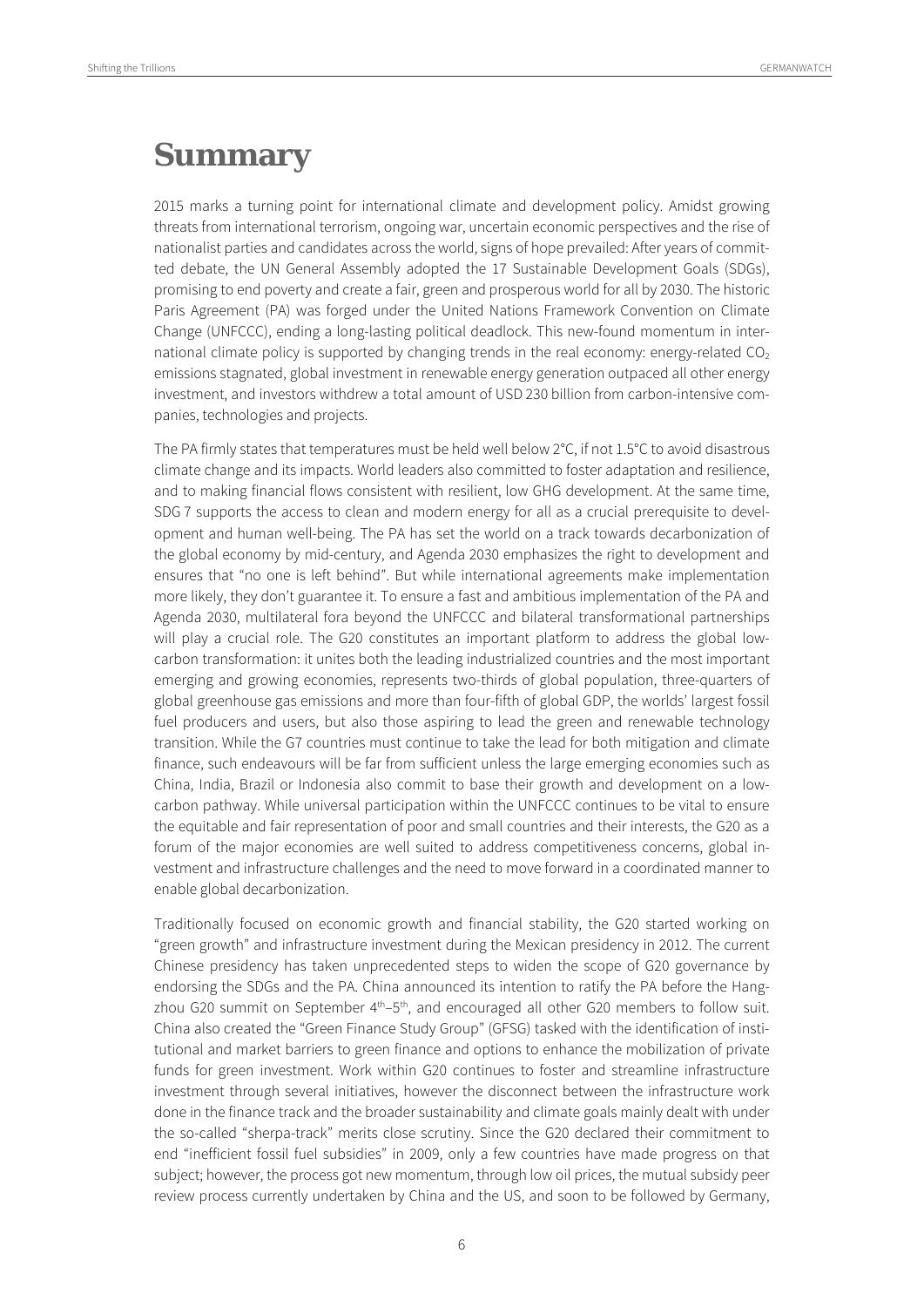# Summary

2015 marks a turning point for international climate and development policy. Amidst growing threats from international terrorism, ongoing war, uncertain economic perspectives and the rise of nationalist parties and candidates across the world, signs of hope prevailed: After years of committed debate, the UN General Assembly adopted the 17 Sustainable Development Goals (SDGs), promising to end poverty and create a fair, green and prosperous world for all by 2030. The historic Paris Agreement (PA) was forged under the United Nations Framework Convention on Climate Change (UNFCCC), ending a long-lasting political deadlock. This new-found momentum in international climate policy is supported by changing trends in the real economy: energy-related $CO_2$ emissions stagnated, global investment in renewable energy generation outpaced all other energy investment, and investors withdrew a total amount of USD 230 billion from carbon-intensive companies, technologies and projects.

The PA firmly states that temperatures must be held well below 2°C, if not 1.5°C to avoid disastrous climate change and its impacts. World leaders also committed to foster adaptation and resilience, and to making financial flows consistent with resilient, low GHG development. At the same time, SDG 7 supports the access to clean and modern energy for all as a crucial prerequisite to development and human well-being. The PA has set the world on a track towards decarbonization of the global economy by mid-century, and Agenda 2030 emphasizes the right to development and ensures that "no one is left behind". But while international agreements make implementation more likely, they don't guarantee it. To ensure a fast and ambitious implementation of the PA and Agenda 2030, multilateral fora beyond the UNFCCC and bilateral transformational partnerships will play a crucial role. The G20 constitutes an important platform to address the global low-carbon transformation: it unites both the leading industrialized countries and the most important emerging and growing economies, represents two-thirds of global population, three-quarters of global greenhouse gas emissions and more than four-fifth of global GDP, the worlds' largest fossil fuel producers and users, but also those aspiring to lead the green and renewable technology transition. While the G7 countries must continue to take the lead for both mitigation and climate finance, such endeavours will be far from sufficient unless the large emerging economies such as China, India, Brazil or Indonesia also commit to base their growth and development on a low-carbon pathway. While universal participation within the UNFCCC continues to be vital to ensure the equitable and fair representation of poor and small countries and their interests, the G20 as a forum of the major economies are well suited to address competitiveness concerns, global investment and infrastructure challenges and the need to move forward in a coordinated manner to enable global decarbonization.

Traditionally focused on economic growth and financial stability, the G20 started working on "green growth" and infrastructure investment during the Mexican presidency in 2012. The current Chinese presidency has taken unprecedented steps to widen the scope of G20 governance by endorsing the SDGs and the PA. China announced its intention to ratify the PA before the Hangzhou G20 summit on September 4th–5th, and encouraged all other G20 members to follow suit. China also created the "Green Finance Study Group" (GFSG) tasked with the identification of institutional and market barriers to green finance and options to enhance the mobilization of private funds for green investment. Work within G20 continues to foster and streamline infrastructure investment through several initiatives, however the disconnect between the infrastructure work done in the finance track and the broader sustainability and climate goals mainly dealt with under the so-called "sherpa-track" merits close scrutiny. Since the G20 declared their commitment to end "inefficient fossil fuel subsidies" in 2009, only a few countries have made progress on that subject; however, the process got new momentum, through low oil prices, the mutual subsidy peer review process currently undertaken by China and the US, and soon to be followed by Germany,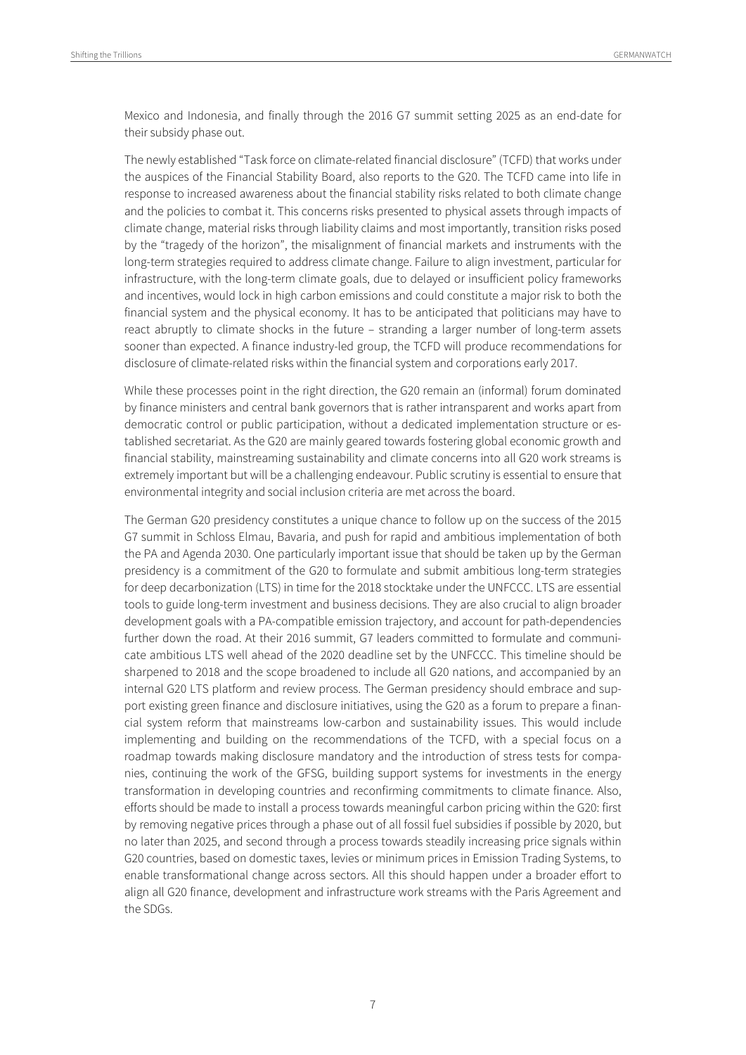Mexico and Indonesia, and finally through the 2016 G7 summit setting 2025 as an end-date for their subsidy phase out.

The newly established "Task force on climate-related financial disclosure" (TCFD) that works under the auspices of the Financial Stability Board, also reports to the G20. The TCFD came into life in response to increased awareness about the financial stability risks related to both climate change and the policies to combat it. This concerns risks presented to physical assets through impacts of climate change, material risks through liability claims and most importantly, transition risks posed by the "tragedy of the horizon", the misalignment of financial markets and instruments with the long-term strategies required to address climate change. Failure to align investment, particular for infrastructure, with the long-term climate goals, due to delayed or insufficient policy frameworks and incentives, would lock in high carbon emissions and could constitute a major risk to both the financial system and the physical economy. It has to be anticipated that politicians may have to react abruptly to climate shocks in the future – stranding a larger number of long-term assets sooner than expected. A finance industry-led group, the TCFD will produce recommendations for disclosure of climate-related risks within the financial system and corporations early 2017.

While these processes point in the right direction, the G20 remain an (informal) forum dominated by finance ministers and central bank governors that is rather intransparent and works apart from democratic control or public participation, without a dedicated implementation structure or established secretariat. As the G20 are mainly geared towards fostering global economic growth and financial stability, mainstreaming sustainability and climate concerns into all G20 work streams is extremely important but will be a challenging endeavour. Public scrutiny is essential to ensure that environmental integrity and social inclusion criteria are met across the board.

The German G20 presidency constitutes a unique chance to follow up on the success of the 2015 G7 summit in Schloss Elmau, Bavaria, and push for rapid and ambitious implementation of both the PA and Agenda 2030. One particularly important issue that should be taken up by the German presidency is a commitment of the G20 to formulate and submit ambitious long-term strategies for deep decarbonization (LTS) in time for the 2018 stocktake under the UNFCCC. LTS are essential tools to guide long-term investment and business decisions. They are also crucial to align broader development goals with a PA-compatible emission trajectory, and account for path-dependencies further down the road. At their 2016 summit, G7 leaders committed to formulate and communicate ambitious LTS well ahead of the 2020 deadline set by the UNFCCC. This timeline should be sharpened to 2018 and the scope broadened to include all G20 nations, and accompanied by an internal G20 LTS platform and review process. The German presidency should embrace and support existing green finance and disclosure initiatives, using the G20 as a forum to prepare a financial system reform that mainstreams low-carbon and sustainability issues. This would include implementing and building on the recommendations of the TCFD, with a special focus on a roadmap towards making disclosure mandatory and the introduction of stress tests for companies, continuing the work of the GFSG, building support systems for investments in the energy transformation in developing countries and reconfirming commitments to climate finance. Also, efforts should be made to install a process towards meaningful carbon pricing within the G20: first by removing negative prices through a phase out of all fossil fuel subsidies if possible by 2020, but no later than 2025, and second through a process towards steadily increasing price signals within G20 countries, based on domestic taxes, levies or minimum prices in Emission Trading Systems, to enable transformational change across sectors. All this should happen under a broader effort to align all G20 finance, development and infrastructure work streams with the Paris Agreement and the SDGs.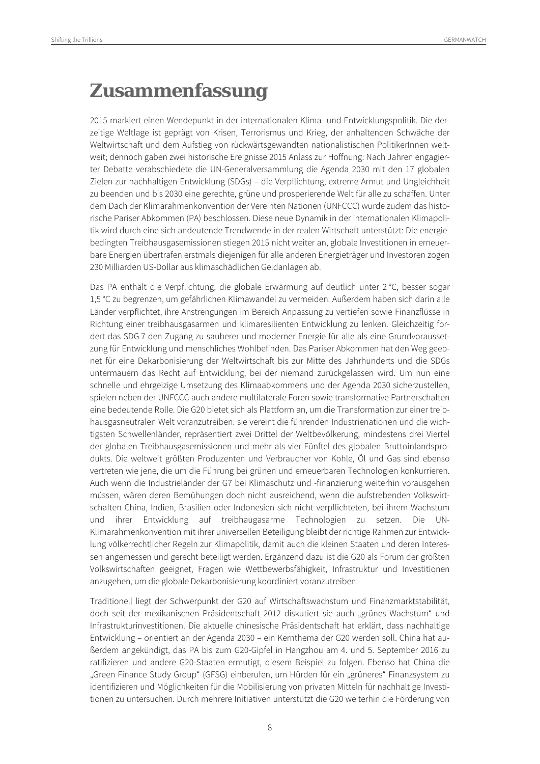# Zusammenfassung

2015 markiert einen Wendepunkt in der internationalen Klima- und Entwicklungspolitik. Die derzeitige Weltlage ist geprägt von Krisen, Terrorismus und Krieg, der anhaltenden Schwäche der Weltwirtschaft und dem Aufstieg von rückwärtsgewandten nationalistischen PolitikerInnen weltweit; dennoch gaben zwei historische Ereignisse 2015 Anlass zur Hoffnung: Nach Jahren engagierter Debatte verabschiedete die UN-Generalversammlung die Agenda 2030 mit den 17 globalen Zielen zur nachhaltigen Entwicklung (SDGs) – die Verpflichtung, extreme Armut und Ungleichheit zu beenden und bis 2030 eine gerechte, grüne und prosperierende Welt für alle zu schaffen. Unter dem Dach der Klimarahmenkonvention der Vereinten Nationen (UNFCCC) wurde zudem das historische Pariser Abkommen (PA) beschlossen. Diese neue Dynamik in der internationalen Klimapolitik wird durch eine sich andeutende Trendwende in der realen Wirtschaft unterstützt: Die energiebedingten Treibhausgasemissionen stiegen 2015 nicht weiter an, globale Investitionen in erneuerbare Energien übertrafen erstmals diejenigen für alle anderen Energieträger und Investoren zogen 230 Milliarden US-Dollar aus klimaschädlichen Geldanlagen ab.

Das PA enthält die Verpflichtung, die globale Erwärmung auf deutlich unter 2 °C, besser sogar 1,5 °C zu begrenzen, um gefährlichen Klimawandel zu vermeiden. Außerdem haben sich darin alle Länder verpflichtet, ihre Anstrengungen im Bereich Anpassung zu vertiefen sowie Finanzflüsse in Richtung einer treibhausgasarmen und klimaresilienten Entwicklung zu lenken. Gleichzeitig fordert das SDG 7 den Zugang zu sauberer und moderner Energie für alle als eine Grundvoraussetzung für Entwicklung und menschliches Wohlbefinden. Das Pariser Abkommen hat den Weg geebnet für eine Dekarbonisierung der Weltwirtschaft bis zur Mitte des Jahrhunderts und die SDGs untermauern das Recht auf Entwicklung, bei der niemand zurückgelassen wird. Um nun eine schnelle und ehrgeizige Umsetzung des Klimaabkommens und der Agenda 2030 sicherzustellen, spielen neben der UNFCCC auch andere multilaterale Foren sowie transformative Partnerschaften eine bedeutende Rolle. Die G20 bietet sich als Plattform an, um die Transformation zur einer treibhausgasneutralen Welt voranzutreiben: sie vereint die führenden Industrienationen und die wichtigsten Schwellenländer, repräsentiert zwei Drittel der Weltbevölkerung, mindestens drei Viertel der globalen Treibhausgasemissionen und mehr als vier Fünftel des globalen Bruttoinlandsprodukts. Die weltweit größten Produzenten und Verbraucher von Kohle, Öl und Gas sind ebenso vertreten wie jene, die um die Führung bei grünen und erneuerbaren Technologien konkurrieren. Auch wenn die Industrieländer der G7 bei Klimaschutz und -finanzierung weiterhin vorausgehen müssen, wären deren Bemühungen doch nicht ausreichend, wenn die aufstrebenden Volkswirtschaften China, Indien, Brasilien oder Indonesien sich nicht verpflichteten, bei ihrem Wachstum und ihrer Entwicklung auf treibhaugasarme Technologien zu setzen. Die UN-Klimarahmenkonvention mit ihrer universellen Beteiligung bleibt der richtige Rahmen zur Entwicklung völkerrechtlicher Regeln zur Klimapolitik, damit auch die kleinen Staaten und deren Interessen angemessen und gerecht beteiligt werden. Ergänzend dazu ist die G20 als Forum der größten Volkswirtschaften geeignet, Fragen wie Wettbewerbsfähigkeit, Infrastruktur und Investitionen anzugehen, um die globale Dekarbonisierung koordiniert voranzutreiben.

Traditionell liegt der Schwerpunkt der G20 auf Wirtschaftswachstum und Finanzmarktstabilität, doch seit der mexikanischen Präsidentschaft 2012 diskutiert sie auch „grünes Wachstum“ und Infrastrukturinvestitionen. Die aktuelle chinesische Präsidentschaft hat erklärt, dass nachhaltige Entwicklung – orientiert an der Agenda 2030 – ein Kernthema der G20 werden soll. China hat außerdem angekündigt, das PA bis zum G20-Gipfel in Hangzhou am 4. und 5. September 2016 zu ratifizieren und andere G20-Staaten ermutigt, diesem Beispiel zu folgen. Ebenso hat China die „Green Finance Study Group“ (GFSG) einberufen, um Hürden für ein „grüneres“ Finanzsystem zu identifizieren und Möglichkeiten für die Mobilisierung von privaten Mitteln für nachhaltige Investitionen zu untersuchen. Durch mehrere Initiativen unterstützt die G20 weiterhin die Förderung von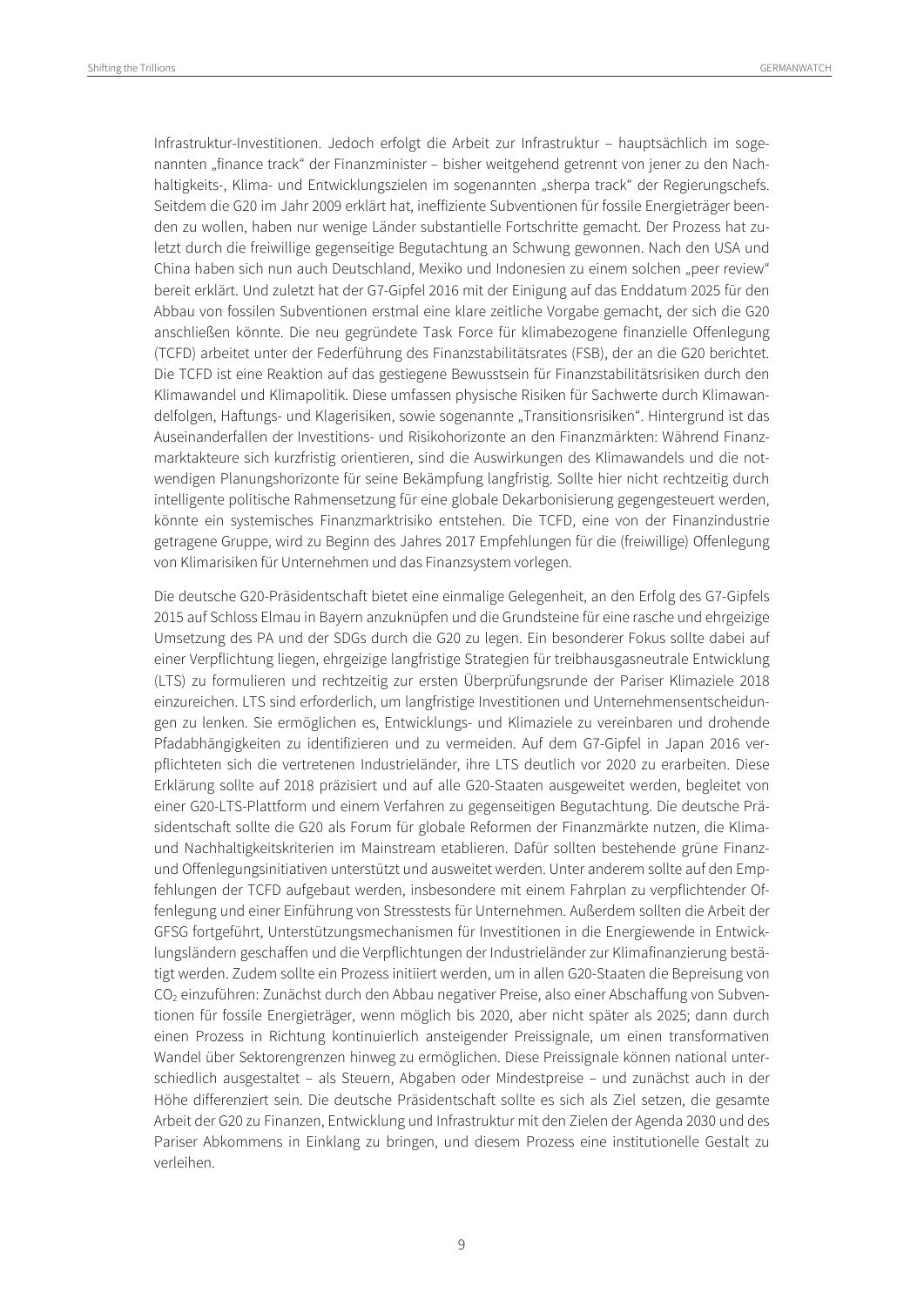Infrastruktur-Investitionen. Jedoch erfolgt die Arbeit zur Infrastruktur – hauptsächlich im sogenannten „finance track" der Finanzminister – bisher weitgehend getrennt von jener zu den Nachhaltigkeits-, Klima- und Entwicklungszielen im sogenannten „sherpa track" der Regierungschefs. Seitdem die G20 im Jahr 2009 erklärt hat, ineffiziente Subventionen für fossile Energieträger beenden zu wollen, haben nur wenige Länder substantielle Fortschritte gemacht. Der Prozess hat zuletzt durch die freiwillige gegenseitige Begutachtung an Schwung gewonnen. Nach den USA und China haben sich nun auch Deutschland, Mexiko und Indonesien zu einem solchen „peer review" bereit erklärt. Und zuletzt hat der G7-Gipfel 2016 mit der Einigung auf das Enddatum 2025 für den Abbau von fossilen Subventionen erstmal eine klare zeitliche Vorgabe gemacht, der sich die G20 anschließen könnte. Die neu gegründete Task Force für klimabezogene finanzielle Offenlegung (TCFD) arbeitet unter der Federführung des Finanzstabilitätsrates (FSB), der an die G20 berichtet. Die TCFD ist eine Reaktion auf das gestiegene Bewusstsein für Finanzstabilitätsrisiken durch den Klimawandel und Klimapolitik. Diese umfassen physische Risiken für Sachwerte durch Klimawandelfolgen, Haftungs- und Klagerisiken, sowie sogenannte „Transitionsrisiken". Hintergrund ist das Auseinanderfallen der Investitions- und Risikohorizonte an den Finanzmärkten: Während Finanzmarktakteure sich kurzfristig orientieren, sind die Auswirkungen des Klimawandels und die notwendigen Planungshorizonte für seine Bekämpfung langfristig. Sollte hier nicht rechtzeitig durch intelligente politische Rahmensetzung für eine globale Dekarbonisierung gegengesteuert werden, könnte ein systemisches Finanzmarktrisiko entstehen. Die TCFD, eine von der Finanzindustrie getragene Gruppe, wird zu Beginn des Jahres 2017 Empfehlungen für die (freiwillige) Offenlegung von Klimarisiken für Unternehmen und das Finanzsystem vorlegen.

Die deutsche G20-Präsidentschaft bietet eine einmalige Gelegenheit, an den Erfolg des G7-Gipfels 2015 auf Schloss Elmau in Bayern anzuknüpfen und die Grundsteine für eine rasche und ehrgeizige Umsetzung des PA und der SDGs durch die G20 zu legen. Ein besonderer Fokus sollte dabei auf einer Verpflichtung liegen, ehrgeizige langfristige Strategien für treibhausgasneutrale Entwicklung (LTS) zu formulieren und rechtzeitig zur ersten Überprüfungsrunde der Pariser Klimaziele 2018 einzureichen. LTS sind erforderlich, um langfristige Investitionen und Unternehmensentscheidungen zu lenken. Sie ermöglichen es, Entwicklungs- und Klimaziele zu vereinbaren und drohende Pfadabhängigkeiten zu identifizieren und zu vermeiden. Auf dem G7-Gipfel in Japan 2016 verpflichteten sich die vertretenen Industrieländer, ihre LTS deutlich vor 2020 zu erarbeiten. Diese Erklärung sollte auf 2018 präzisiert und auf alle G20-Staaten ausgeweitet werden, begleitet von einer G20-LTS-Plattform und einem Verfahren zu gegenseitigen Begutachtung. Die deutsche Präsidentschaft sollte die G20 als Forum für globale Reformen der Finanzmärkte nutzen, die Klima- und Nachhaltigkeitskriterien im Mainstream etablieren. Dafür sollten bestehende grüne Finanz- und Offenlegungsinitiativen unterstützt und ausweitet werden. Unter anderem sollte auf den Empfehlungen der TCFD aufgebaut werden, insbesondere mit einem Fahrplan zu verpflichtender Offenlegung und einer Einführung von Stresstests für Unternehmen. Außerdem sollten die Arbeit der GFSG fortgeführt, Unterstützungsmechanismen für Investitionen in die Energiewende in Entwicklungsländern geschaffen und die Verpflichtungen der Industrieländer zur Klimafinanzierung bestätigt werden. Zudem sollte ein Prozess initiiert werden, um in allen G20-Staaten die Bepreisung von $CO_2$ einzuführen: Zunächst durch den Abbau negativer Preise, also einer Abschaffung von Subventionen für fossile Energieträger, wenn möglich bis 2020, aber nicht später als 2025; dann durch einen Prozess in Richtung kontinuierlich ansteigender Preissignale, um einen transformativen Wandel über Sektorengrenzen hinweg zu ermöglichen. Diese Preissignale können national unterschiedlich ausgestaltet – als Steuern, Abgaben oder Mindestpreise – und zunächst auch in der Höhe differenziert sein. Die deutsche Präsidentschaft sollte es sich als Ziel setzen, die gesamte Arbeit der G20 zu Finanzen, Entwicklung und Infrastruktur mit den Zielen der Agenda 2030 und des Pariser Abkommens in Einklang zu bringen, und diesem Prozess eine institutionelle Gestalt zu verleihen.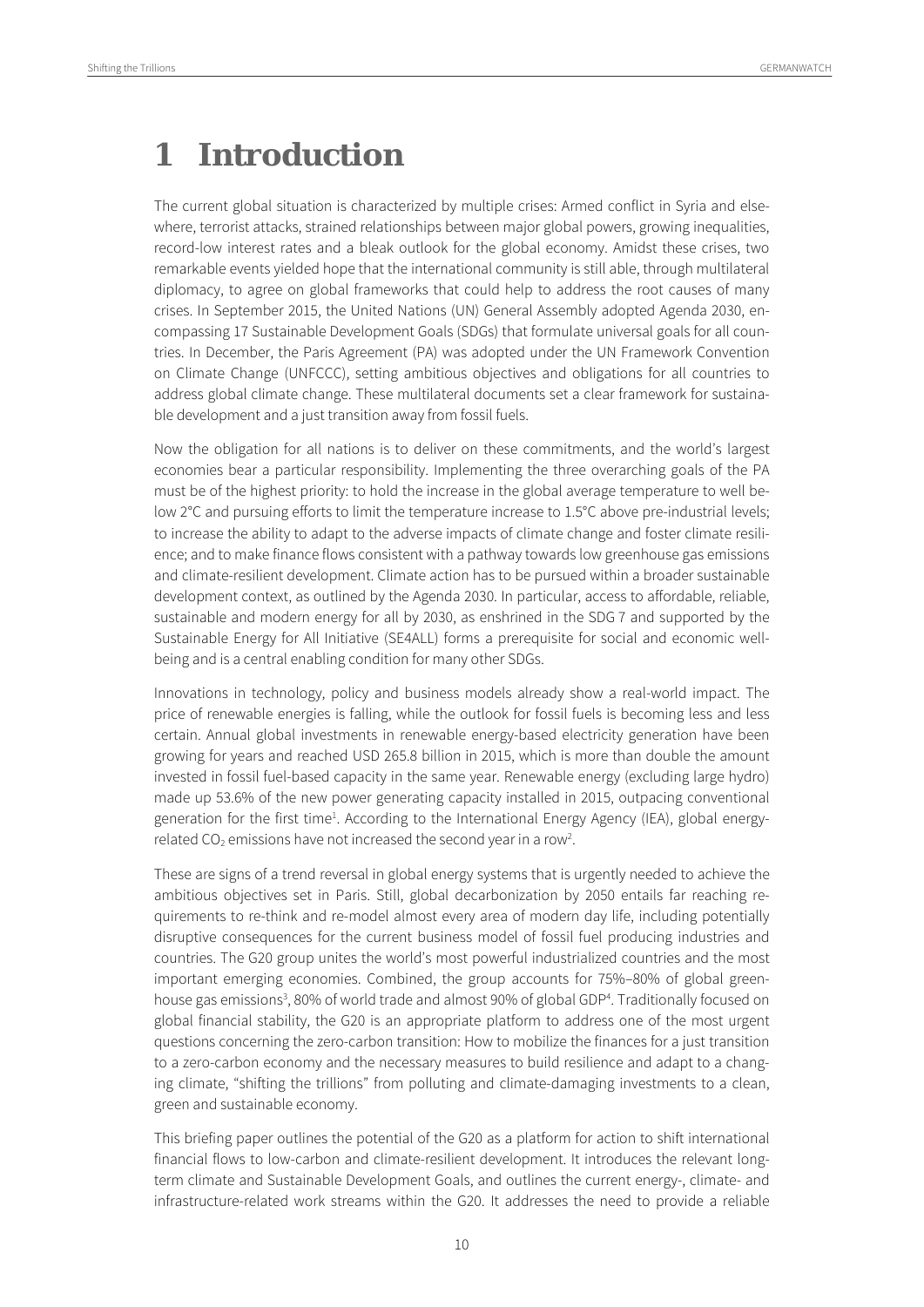# 1 Introduction

The current global situation is characterized by multiple crises: Armed conflict in Syria and elsewhere, terrorist attacks, strained relationships between major global powers, growing inequalities, record-low interest rates and a bleak outlook for the global economy. Amidst these crises, two remarkable events yielded hope that the international community is still able, through multilateral diplomacy, to agree on global frameworks that could help to address the root causes of many crises. In September 2015, the United Nations (UN) General Assembly adopted Agenda 2030, encompassing 17 Sustainable Development Goals (SDGs) that formulate universal goals for all countries. In December, the Paris Agreement (PA) was adopted under the UN Framework Convention on Climate Change (UNFCCC), setting ambitious objectives and obligations for all countries to address global climate change. These multilateral documents set a clear framework for sustainable development and a just transition away from fossil fuels.

Now the obligation for all nations is to deliver on these commitments, and the world's largest economies bear a particular responsibility. Implementing the three overarching goals of the PA must be of the highest priority: to hold the increase in the global average temperature to well below 2°C and pursuing efforts to limit the temperature increase to 1.5°C above pre-industrial levels; to increase the ability to adapt to the adverse impacts of climate change and foster climate resilience; and to make finance flows consistent with a pathway towards low greenhouse gas emissions and climate-resilient development. Climate action has to be pursued within a broader sustainable development context, as outlined by the Agenda 2030. In particular, access to affordable, reliable, sustainable and modern energy for all by 2030, as enshrined in the SDG 7 and supported by the Sustainable Energy for All Initiative (SE4ALL) forms a prerequisite for social and economic wellbeing and is a central enabling condition for many other SDGs.

Innovations in technology, policy and business models already show a real-world impact. The price of renewable energies is falling, while the outlook for fossil fuels is becoming less and less certain. Annual global investments in renewable energy-based electricity generation have been growing for years and reached USD 265.8 billion in 2015, which is more than double the amount invested in fossil fuel-based capacity in the same year. Renewable energy (excluding large hydro) made up 53.6% of the new power generating capacity installed in 2015, outpacing conventional generation for the first time[1]. According to the International Energy Agency (IEA), global energy-related $CO_2$ emissions have not increased the second year in a row[2].

These are signs of a trend reversal in global energy systems that is urgently needed to achieve the ambitious objectives set in Paris. Still, global decarbonization by 2050 entails far reaching requirements to re-think and re-model almost every area of modern day life, including potentially disruptive consequences for the current business model of fossil fuel producing industries and countries. The G20 group unites the world's most powerful industrialized countries and the most important emerging economies. Combined, the group accounts for 75%–80% of global greenhouse gas emissions[3], 80% of world trade and almost 90% of global GDP[4]. Traditionally focused on global financial stability, the G20 is an appropriate platform to address one of the most urgent questions concerning the zero-carbon transition: How to mobilize the finances for a just transition to a zero-carbon economy and the necessary measures to build resilience and adapt to a changing climate, "shifting the trillions" from polluting and climate-damaging investments to a clean, green and sustainable economy.

This briefing paper outlines the potential of the G20 as a platform for action to shift international financial flows to low-carbon and climate-resilient development. It introduces the relevant long-term climate and Sustainable Development Goals, and outlines the current energy-, climate- and infrastructure-related work streams within the G20. It addresses the need to provide a reliable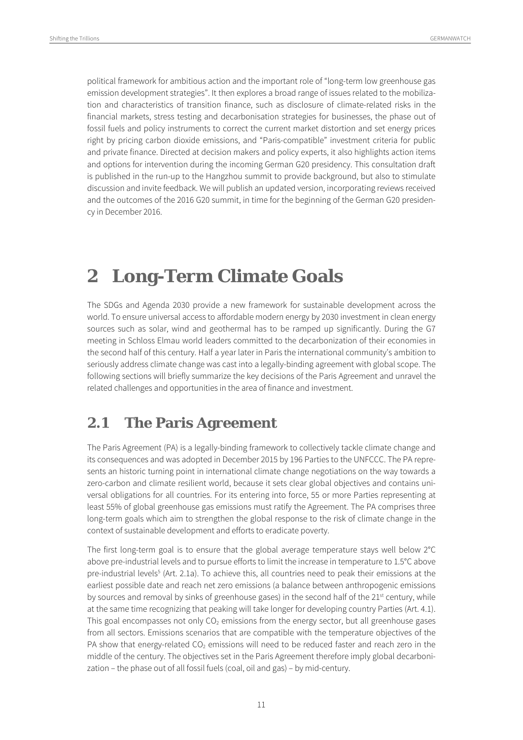political framework for ambitious action and the important role of "long-term low greenhouse gas emission development strategies". It then explores a broad range of issues related to the mobilization and characteristics of transition finance, such as disclosure of climate-related risks in the financial markets, stress testing and decarbonisation strategies for businesses, the phase out of fossil fuels and policy instruments to correct the current market distortion and set energy prices right by pricing carbon dioxide emissions, and "Paris-compatible" investment criteria for public and private finance. Directed at decision makers and policy experts, it also highlights action items and options for intervention during the incoming German G20 presidency. This consultation draft is published in the run-up to the Hangzhou summit to provide background, but also to stimulate discussion and invite feedback. We will publish an updated version, incorporating reviews received and the outcomes of the 2016 G20 summit, in time for the beginning of the German G20 presidency in December 2016.

# 2 Long-Term Climate Goals

The SDGs and Agenda 2030 provide a new framework for sustainable development across the world. To ensure universal access to affordable modern energy by 2030 investment in clean energy sources such as solar, wind and geothermal has to be ramped up significantly. During the G7 meeting in Schloss Elmau world leaders committed to the decarbonization of their economies in the second half of this century. Half a year later in Paris the international community's ambition to seriously address climate change was cast into a legally-binding agreement with global scope. The following sections will briefly summarize the key decisions of the Paris Agreement and unravel the related challenges and opportunities in the area of finance and investment.

## 2.1 The Paris Agreement

The Paris Agreement (PA) is a legally-binding framework to collectively tackle climate change and its consequences and was adopted in December 2015 by 196 Parties to the UNFCCC. The PA represents an historic turning point in international climate change negotiations on the way towards a zero-carbon and climate resilient world, because it sets clear global objectives and contains universal obligations for all countries. For its entering into force, 55 or more Parties representing at least 55% of global greenhouse gas emissions must ratify the Agreement. The PA comprises three long-term goals which aim to strengthen the global response to the risk of climate change in the context of sustainable development and efforts to eradicate poverty.

The first long-term goal is to ensure that the global average temperature stays well below 2°C above pre-industrial levels and to pursue efforts to limit the increase in temperature to 1.5°C above pre-industrial levels[5] (Art. 2.1a). To achieve this, all countries need to peak their emissions at the earliest possible date and reach net zero emissions (a balance between anthropogenic emissions by sources and removal by sinks of greenhouse gases) in the second half of the 21st century, while at the same time recognizing that peaking will take longer for developing country Parties (Art. 4.1). This goal encompasses not only $CO_2$ emissions from the energy sector, but all greenhouse gases from all sectors. Emissions scenarios that are compatible with the temperature objectives of the PA show that energy-related $CO_2$ emissions will need to be reduced faster and reach zero in the middle of the century. The objectives set in the Paris Agreement therefore imply global decarbonization – the phase out of all fossil fuels (coal, oil and gas) – by mid-century.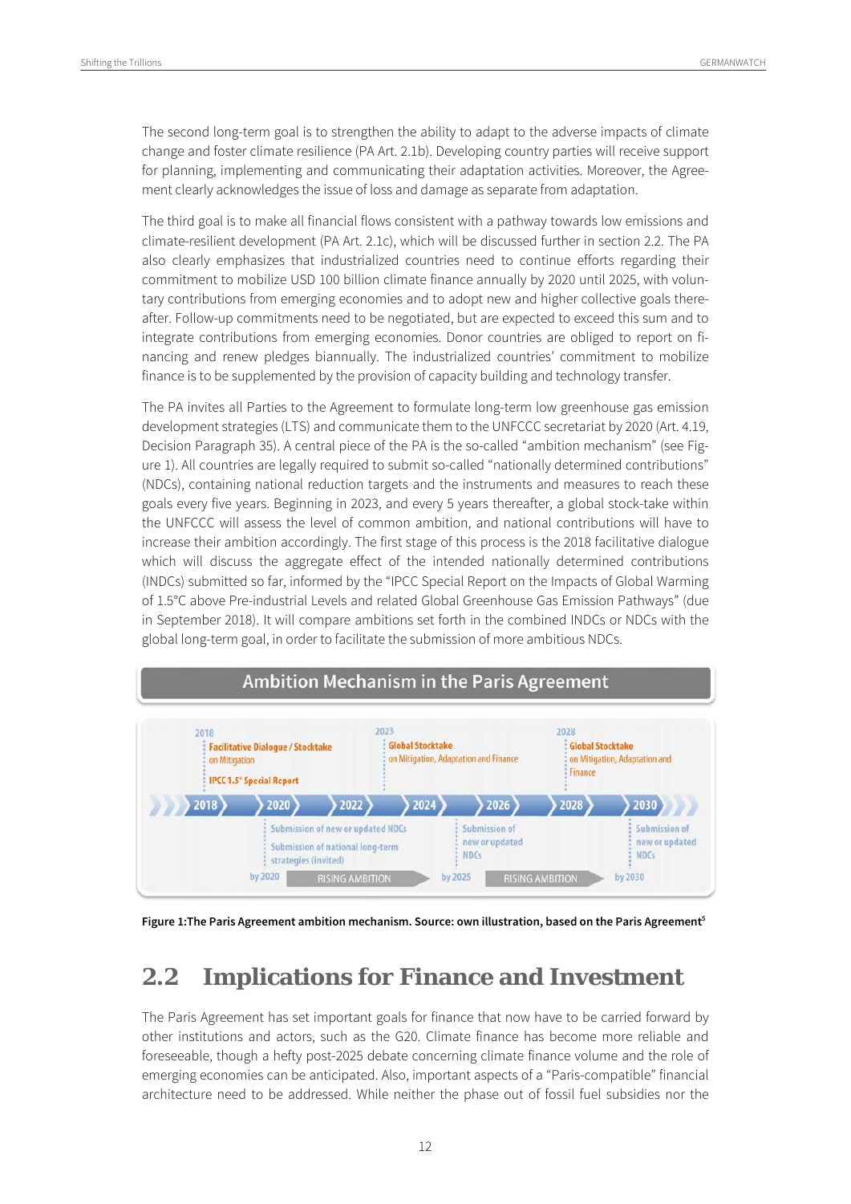The second long-term goal is to strengthen the ability to adapt to the adverse impacts of climate change and foster climate resilience (PA Art. 2.1b). Developing country parties will receive support for planning, implementing and communicating their adaptation activities. Moreover, the Agreement clearly acknowledges the issue of loss and damage as separate from adaptation.

The third goal is to make all financial flows consistent with a pathway towards low emissions and climate-resilient development (PA Art. 2.1c), which will be discussed further in section 2.2. The PA also clearly emphasizes that industrialized countries need to continue efforts regarding their commitment to mobilize USD 100 billion climate finance annually by 2020 until 2025, with voluntary contributions from emerging economies and to adopt new and higher collective goals thereafter. Follow-up commitments need to be negotiated, but are expected to exceed this sum and to integrate contributions from emerging economies. Donor countries are obliged to report on financing and renew pledges biannually. The industrialized countries' commitment to mobilize finance is to be supplemented by the provision of capacity building and technology transfer.

The PA invites all Parties to the Agreement to formulate long-term low greenhouse gas emission development strategies (LTS) and communicate them to the UNFCCC secretariat by 2020 (Art. 4.19, Decision Paragraph 35). A central piece of the PA is the so-called "ambition mechanism" (see Figure 1). All countries are legally required to submit so-called "nationally determined contributions" (NDCs), containing national reduction targets and the instruments and measures to reach these goals every five years. Beginning in 2023, and every 5 years thereafter, a global stock-take within the UNFCCC will assess the level of common ambition, and national contributions will have to increase their ambition accordingly. The first stage of this process is the 2018 facilitative dialogue which will discuss the aggregate effect of the intended nationally determined contributions (INDCs) submitted so far, informed by the "IPCC Special Report on the Impacts of Global Warming of 1.5°C above Pre-industrial Levels and related Global Greenhouse Gas Emission Pathways" (due in September 2018). It will compare ambitions set forth in the combined INDCs or NDCs with the global long-term goal, in order to facilitate the submission of more ambitious NDCs.

**Ambition Mechanism in the Paris Agreement**

| 2018 | 2023 | 2028 |
|---|---|---|
| Facilitative Dialogue / Stocktake on Mitigation; IPCC 1.5° Special Report | Global Stocktake on Mitigation, Adaptation and Finance | Global Stocktake on Mitigation, Adaptation and Finance |

Timeline: 2018 › 2020 › 2022 › 2024 › 2026 › 2028 › 2030

| by 2020 | by 2025 | by 2030 |
|---|---|---|
| Submission of new or updated NDCs; Submission of national long-term strategies (invited) | Submission of new or updated NDCs | Submission of new or updated NDCs |

RISING AMBITION → RISING AMBITION

**Figure 1:The Paris Agreement ambition mechanism. Source: own illustration, based on the Paris Agreement[5]**

## 2.2 Implications for Finance and Investment

The Paris Agreement has set important goals for finance that now have to be carried forward by other institutions and actors, such as the G20. Climate finance has become more reliable and foreseeable, though a hefty post-2025 debate concerning climate finance volume and the role of emerging economies can be anticipated. Also, important aspects of a "Paris-compatible" financial architecture need to be addressed. While neither the phase out of fossil fuel subsidies nor the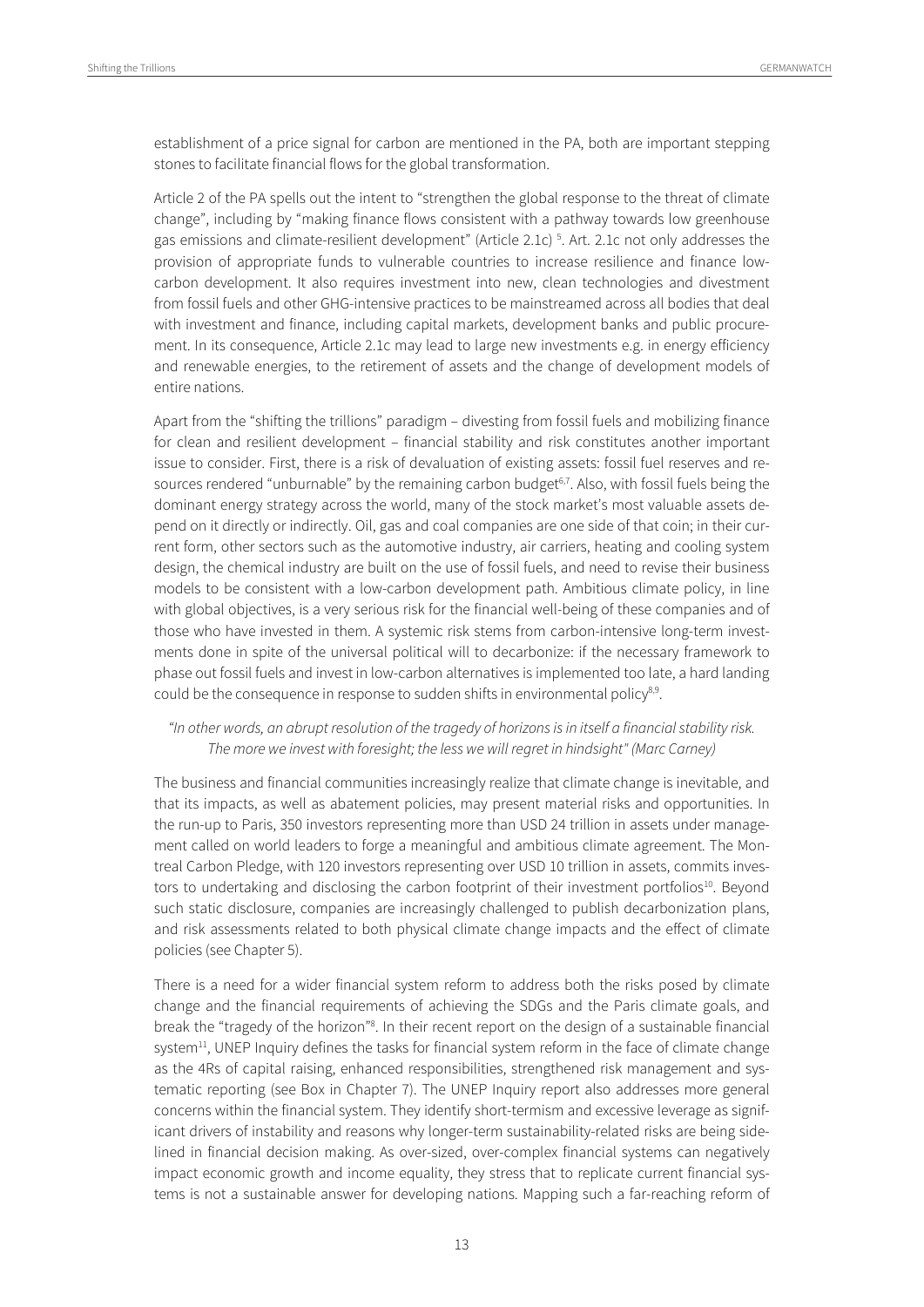establishment of a price signal for carbon are mentioned in the PA, both are important stepping stones to facilitate financial flows for the global transformation.

Article 2 of the PA spells out the intent to "strengthen the global response to the threat of climate change", including by "making finance flows consistent with a pathway towards low greenhouse gas emissions and climate-resilient development" (Article 2.1c) [5]. Art. 2.1c not only addresses the provision of appropriate funds to vulnerable countries to increase resilience and finance low-carbon development. It also requires investment into new, clean technologies and divestment from fossil fuels and other GHG-intensive practices to be mainstreamed across all bodies that deal with investment and finance, including capital markets, development banks and public procurement. In its consequence, Article 2.1c may lead to large new investments e.g. in energy efficiency and renewable energies, to the retirement of assets and the change of development models of entire nations.

Apart from the "shifting the trillions" paradigm – divesting from fossil fuels and mobilizing finance for clean and resilient development – financial stability and risk constitutes another important issue to consider. First, there is a risk of devaluation of existing assets: fossil fuel reserves and resources rendered "unburnable" by the remaining carbon budget[6,7]. Also, with fossil fuels being the dominant energy strategy across the world, many of the stock market's most valuable assets depend on it directly or indirectly. Oil, gas and coal companies are one side of that coin; in their current form, other sectors such as the automotive industry, air carriers, heating and cooling system design, the chemical industry are built on the use of fossil fuels, and need to revise their business models to be consistent with a low-carbon development path. Ambitious climate policy, in line with global objectives, is a very serious risk for the financial well-being of these companies and of those who have invested in them. A systemic risk stems from carbon-intensive long-term investments done in spite of the universal political will to decarbonize: if the necessary framework to phase out fossil fuels and invest in low-carbon alternatives is implemented too late, a hard landing could be the consequence in response to sudden shifts in environmental policy[8,9].

*"In other words, an abrupt resolution of the tragedy of horizons is in itself a financial stability risk. The more we invest with foresight; the less we will regret in hindsight" (Marc Carney)*

The business and financial communities increasingly realize that climate change is inevitable, and that its impacts, as well as abatement policies, may present material risks and opportunities. In the run-up to Paris, 350 investors representing more than USD 24 trillion in assets under management called on world leaders to forge a meaningful and ambitious climate agreement. The Montreal Carbon Pledge, with 120 investors representing over USD 10 trillion in assets, commits investors to undertaking and disclosing the carbon footprint of their investment portfolios[10]. Beyond such static disclosure, companies are increasingly challenged to publish decarbonization plans, and risk assessments related to both physical climate change impacts and the effect of climate policies (see Chapter 5).

There is a need for a wider financial system reform to address both the risks posed by climate change and the financial requirements of achieving the SDGs and the Paris climate goals, and break the "tragedy of the horizon"[8]. In their recent report on the design of a sustainable financial system[11], UNEP Inquiry defines the tasks for financial system reform in the face of climate change as the 4Rs of capital raising, enhanced responsibilities, strengthened risk management and systematic reporting (see Box in Chapter 7). The UNEP Inquiry report also addresses more general concerns within the financial system. They identify short-termism and excessive leverage as significant drivers of instability and reasons why longer-term sustainability-related risks are being sidelined in financial decision making. As over-sized, over-complex financial systems can negatively impact economic growth and income equality, they stress that to replicate current financial systems is not a sustainable answer for developing nations. Mapping such a far-reaching reform of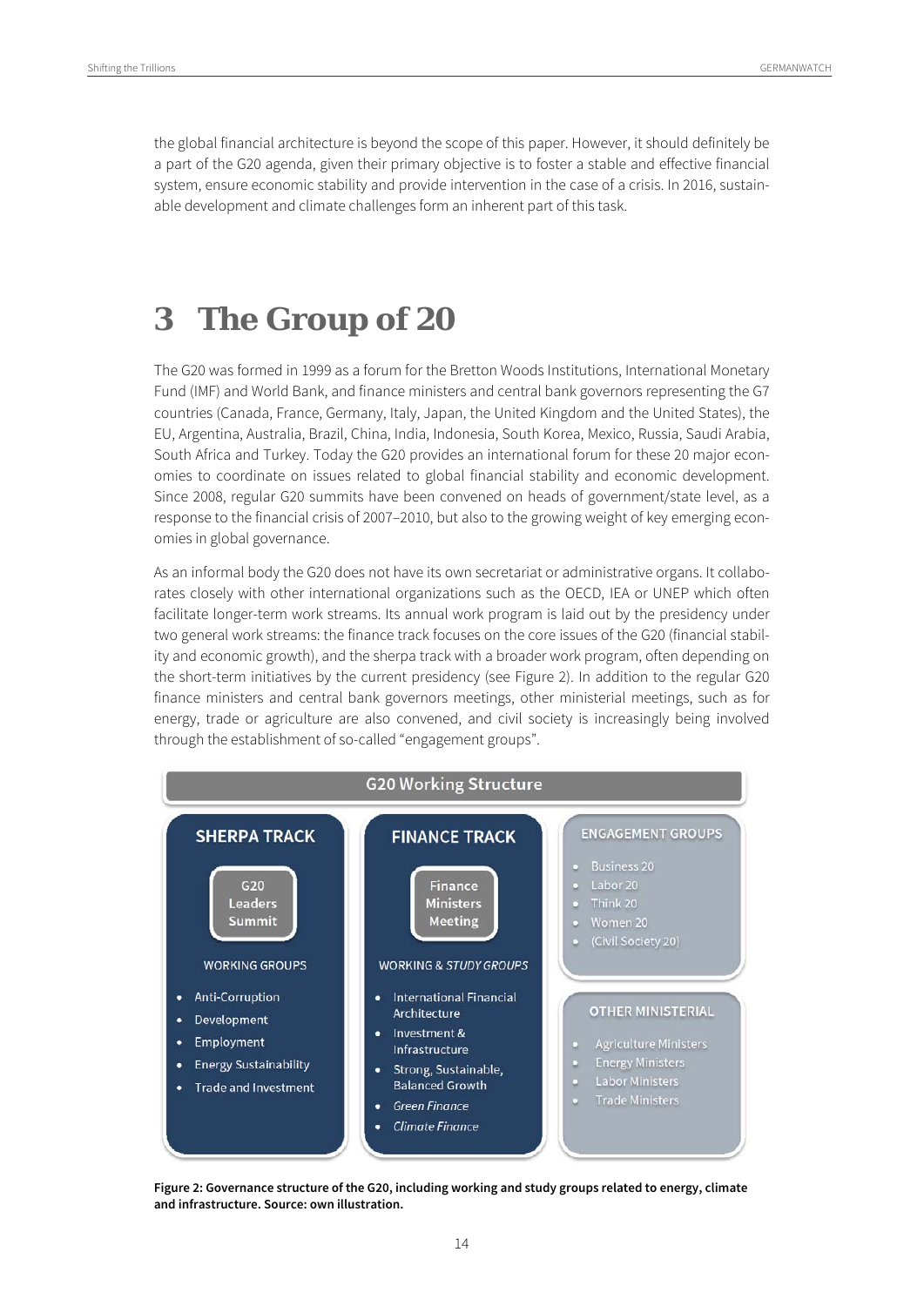the global financial architecture is beyond the scope of this paper. However, it should definitely be a part of the G20 agenda, given their primary objective is to foster a stable and effective financial system, ensure economic stability and provide intervention in the case of a crisis. In 2016, sustainable development and climate challenges form an inherent part of this task.

# 3 The Group of 20

The G20 was formed in 1999 as a forum for the Bretton Woods Institutions, International Monetary Fund (IMF) and World Bank, and finance ministers and central bank governors representing the G7 countries (Canada, France, Germany, Italy, Japan, the United Kingdom and the United States), the EU, Argentina, Australia, Brazil, China, India, Indonesia, South Korea, Mexico, Russia, Saudi Arabia, South Africa and Turkey. Today the G20 provides an international forum for these 20 major economies to coordinate on issues related to global financial stability and economic development. Since 2008, regular G20 summits have been convened on heads of government/state level, as a response to the financial crisis of 2007–2010, but also to the growing weight of key emerging economies in global governance.

As an informal body the G20 does not have its own secretariat or administrative organs. It collaborates closely with other international organizations such as the OECD, IEA or UNEP which often facilitate longer-term work streams. Its annual work program is laid out by the presidency under two general work streams: the finance track focuses on the core issues of the G20 (financial stability and economic growth), and the sherpa track with a broader work program, often depending on the short-term initiatives by the current presidency (see Figure 2). In addition to the regular G20 finance ministers and central bank governors meetings, other ministerial meetings, such as for energy, trade or agriculture are also convened, and civil society is increasingly being involved through the establishment of so-called "engagement groups".

**G20 Working Structure**

**SHERPA TRACK**

G20 Leaders Summit

WORKING GROUPS

- Anti-Corruption
- Development
- Employment
- Energy Sustainability
- Trade and Investment

**FINANCE TRACK**

Finance Ministers Meeting

WORKING & *STUDY GROUPS*

- International Financial Architecture
- Investment & Infrastructure
- Strong, Sustainable, Balanced Growth
- *Green Finance*
- *Climate Finance*

**ENGAGEMENT GROUPS**

- Business 20
- Labor 20
- Think 20
- Women 20
- (Civil Society 20)

**OTHER MINISTERIAL**

- Agriculture Ministers
- Energy Ministers
- Labor Ministers
- Trade Ministers

**Figure 2: Governance structure of the G20, including working and study groups related to energy, climate and infrastructure. Source: own illustration.**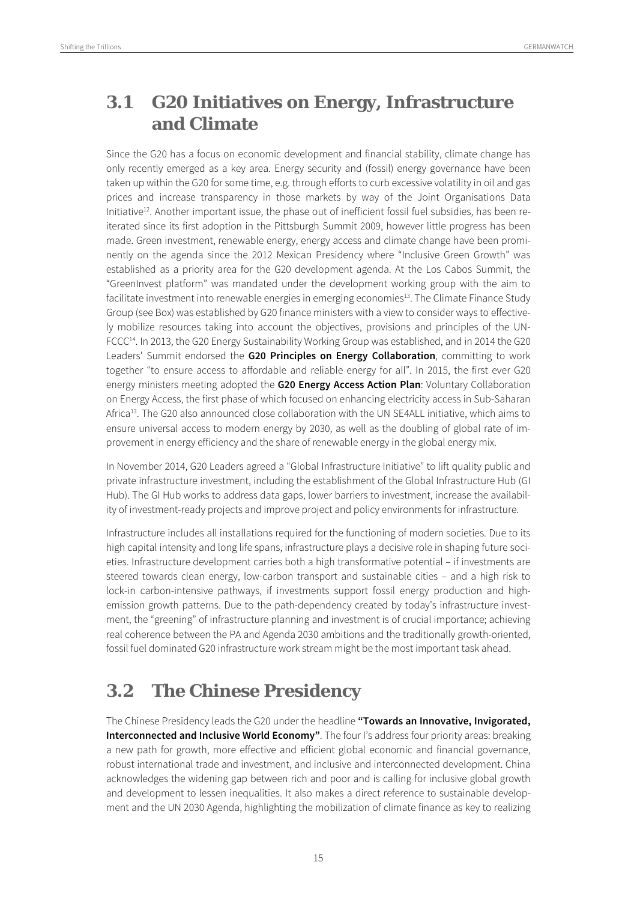## 3.1 G20 Initiatives on Energy, Infrastructure and Climate

Since the G20 has a focus on economic development and financial stability, climate change has only recently emerged as a key area. Energy security and (fossil) energy governance have been taken up within the G20 for some time, e.g. through efforts to curb excessive volatility in oil and gas prices and increase transparency in those markets by way of the Joint Organisations Data Initiative[12]. Another important issue, the phase out of inefficient fossil fuel subsidies, has been reiterated since its first adoption in the Pittsburgh Summit 2009, however little progress has been made. Green investment, renewable energy, energy access and climate change have been prominently on the agenda since the 2012 Mexican Presidency where "Inclusive Green Growth" was established as a priority area for the G20 development agenda. At the Los Cabos Summit, the "GreenInvest platform" was mandated under the development working group with the aim to facilitate investment into renewable energies in emerging economies[13]. The Climate Finance Study Group (see Box) was established by G20 finance ministers with a view to consider ways to effectively mobilize resources taking into account the objectives, provisions and principles of the UNFCCC[14]. In 2013, the G20 Energy Sustainability Working Group was established, and in 2014 the G20 Leaders' Summit endorsed the **G20 Principles on Energy Collaboration**, committing to work together "to ensure access to affordable and reliable energy for all". In 2015, the first ever G20 energy ministers meeting adopted the **G20 Energy Access Action Plan**: Voluntary Collaboration on Energy Access, the first phase of which focused on enhancing electricity access in Sub-Saharan Africa[13]. The G20 also announced close collaboration with the UN SE4ALL initiative, which aims to ensure universal access to modern energy by 2030, as well as the doubling of global rate of improvement in energy efficiency and the share of renewable energy in the global energy mix.

In November 2014, G20 Leaders agreed a "Global Infrastructure Initiative" to lift quality public and private infrastructure investment, including the establishment of the Global Infrastructure Hub (GI Hub). The GI Hub works to address data gaps, lower barriers to investment, increase the availability of investment-ready projects and improve project and policy environments for infrastructure.

Infrastructure includes all installations required for the functioning of modern societies. Due to its high capital intensity and long life spans, infrastructure plays a decisive role in shaping future societies. Infrastructure development carries both a high transformative potential – if investments are steered towards clean energy, low-carbon transport and sustainable cities – and a high risk to lock-in carbon-intensive pathways, if investments support fossil energy production and high-emission growth patterns. Due to the path-dependency created by today's infrastructure investment, the "greening" of infrastructure planning and investment is of crucial importance; achieving real coherence between the PA and Agenda 2030 ambitions and the traditionally growth-oriented, fossil fuel dominated G20 infrastructure work stream might be the most important task ahead.

## 3.2 The Chinese Presidency

The Chinese Presidency leads the G20 under the headline **"Towards an Innovative, Invigorated, Interconnected and Inclusive World Economy"**. The four I's address four priority areas: breaking a new path for growth, more effective and efficient global economic and financial governance, robust international trade and investment, and inclusive and interconnected development. China acknowledges the widening gap between rich and poor and is calling for inclusive global growth and development to lessen inequalities. It also makes a direct reference to sustainable development and the UN 2030 Agenda, highlighting the mobilization of climate finance as key to realizing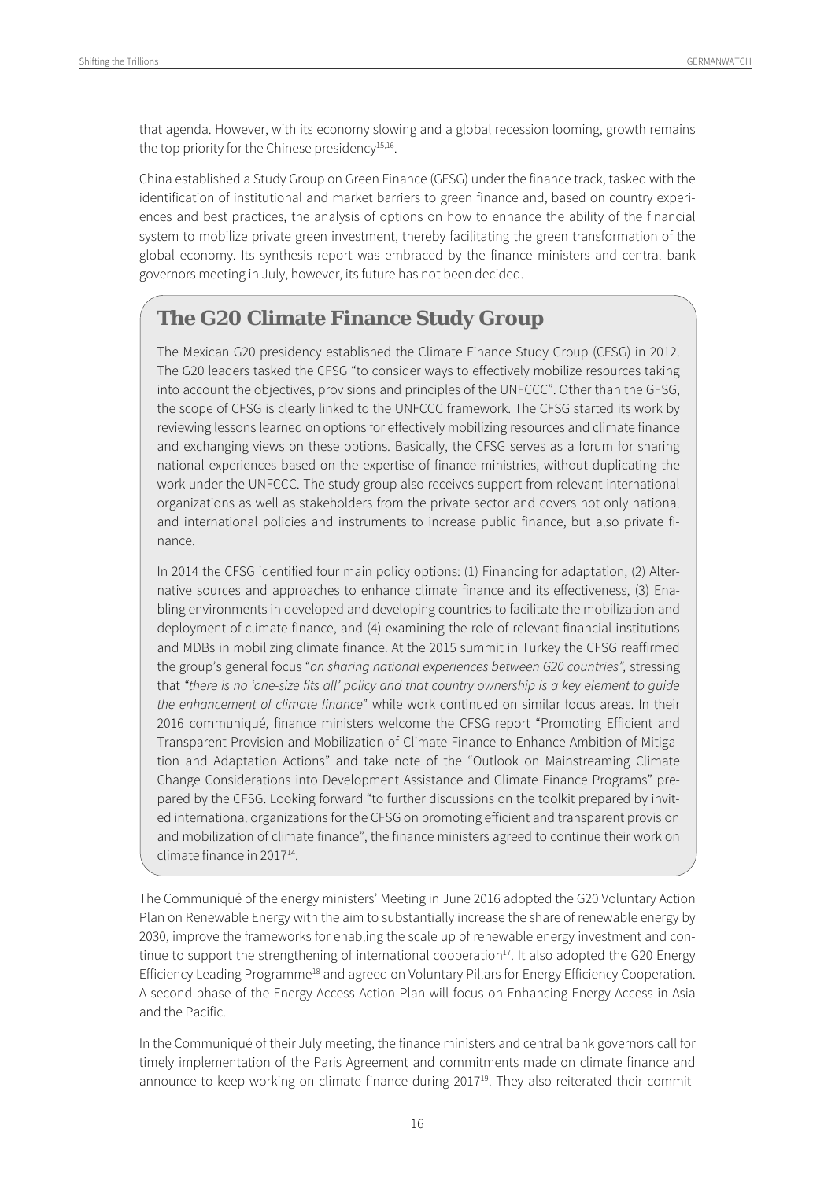that agenda. However, with its economy slowing and a global recession looming, growth remains the top priority for the Chinese presidency[15,16].

China established a Study Group on Green Finance (GFSG) under the finance track, tasked with the identification of institutional and market barriers to green finance and, based on country experiences and best practices, the analysis of options on how to enhance the ability of the financial system to mobilize private green investment, thereby facilitating the green transformation of the global economy. Its synthesis report was embraced by the finance ministers and central bank governors meeting in July, however, its future has not been decided.

## The G20 Climate Finance Study Group

The Mexican G20 presidency established the Climate Finance Study Group (CFSG) in 2012. The G20 leaders tasked the CFSG "to consider ways to effectively mobilize resources taking into account the objectives, provisions and principles of the UNFCCC". Other than the GFSG, the scope of CFSG is clearly linked to the UNFCCC framework. The CFSG started its work by reviewing lessons learned on options for effectively mobilizing resources and climate finance and exchanging views on these options. Basically, the CFSG serves as a forum for sharing national experiences based on the expertise of finance ministries, without duplicating the work under the UNFCCC. The study group also receives support from relevant international organizations as well as stakeholders from the private sector and covers not only national and international policies and instruments to increase public finance, but also private finance.

In 2014 the CFSG identified four main policy options: (1) Financing for adaptation, (2) Alternative sources and approaches to enhance climate finance and its effectiveness, (3) Enabling environments in developed and developing countries to facilitate the mobilization and deployment of climate finance, and (4) examining the role of relevant financial institutions and MDBs in mobilizing climate finance. At the 2015 summit in Turkey the CFSG reaffirmed the group's general focus "*on sharing national experiences between G20 countries",* stressing that *"there is no 'one-size fits all' policy and that country ownership is a key element to guide the enhancement of climate finance*" while work continued on similar focus areas. In their 2016 communiqué, finance ministers welcome the CFSG report "Promoting Efficient and Transparent Provision and Mobilization of Climate Finance to Enhance Ambition of Mitigation and Adaptation Actions" and take note of the "Outlook on Mainstreaming Climate Change Considerations into Development Assistance and Climate Finance Programs" prepared by the CFSG. Looking forward "to further discussions on the toolkit prepared by invited international organizations for the CFSG on promoting efficient and transparent provision and mobilization of climate finance", the finance ministers agreed to continue their work on climate finance in 2017[14].

The Communiqué of the energy ministers' Meeting in June 2016 adopted the G20 Voluntary Action Plan on Renewable Energy with the aim to substantially increase the share of renewable energy by 2030, improve the frameworks for enabling the scale up of renewable energy investment and continue to support the strengthening of international cooperation[17]. It also adopted the G20 Energy Efficiency Leading Programme[18] and agreed on Voluntary Pillars for Energy Efficiency Cooperation. A second phase of the Energy Access Action Plan will focus on Enhancing Energy Access in Asia and the Pacific.

In the Communiqué of their July meeting, the finance ministers and central bank governors call for timely implementation of the Paris Agreement and commitments made on climate finance and announce to keep working on climate finance during 2017[19]. They also reiterated their commit-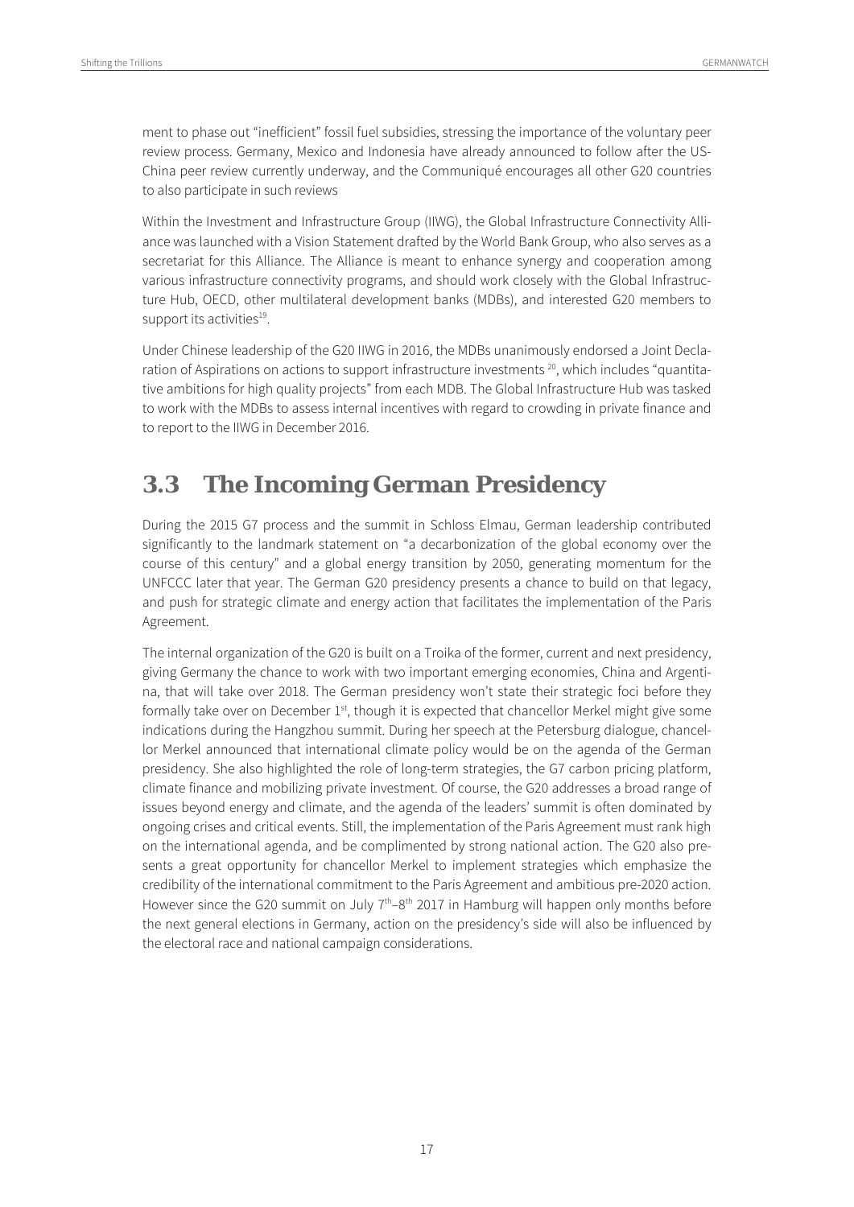ment to phase out "inefficient" fossil fuel subsidies, stressing the importance of the voluntary peer review process. Germany, Mexico and Indonesia have already announced to follow after the US-China peer review currently underway, and the Communiqué encourages all other G20 countries to also participate in such reviews

Within the Investment and Infrastructure Group (IIWG), the Global Infrastructure Connectivity Alliance was launched with a Vision Statement drafted by the World Bank Group, who also serves as a secretariat for this Alliance. The Alliance is meant to enhance synergy and cooperation among various infrastructure connectivity programs, and should work closely with the Global Infrastructure Hub, OECD, other multilateral development banks (MDBs), and interested G20 members to support its activities[19].

Under Chinese leadership of the G20 IIWG in 2016, the MDBs unanimously endorsed a Joint Declaration of Aspirations on actions to support infrastructure investments [20], which includes "quantitative ambitions for high quality projects" from each MDB. The Global Infrastructure Hub was tasked to work with the MDBs to assess internal incentives with regard to crowding in private finance and to report to the IIWG in December 2016.

## 3.3 The Incoming German Presidency

During the 2015 G7 process and the summit in Schloss Elmau, German leadership contributed significantly to the landmark statement on "a decarbonization of the global economy over the course of this century" and a global energy transition by 2050, generating momentum for the UNFCCC later that year. The German G20 presidency presents a chance to build on that legacy, and push for strategic climate and energy action that facilitates the implementation of the Paris Agreement.

The internal organization of the G20 is built on a Troika of the former, current and next presidency, giving Germany the chance to work with two important emerging economies, China and Argentina, that will take over 2018. The German presidency won't state their strategic foci before they formally take over on December 1st, though it is expected that chancellor Merkel might give some indications during the Hangzhou summit. During her speech at the Petersburg dialogue, chancellor Merkel announced that international climate policy would be on the agenda of the German presidency. She also highlighted the role of long-term strategies, the G7 carbon pricing platform, climate finance and mobilizing private investment. Of course, the G20 addresses a broad range of issues beyond energy and climate, and the agenda of the leaders' summit is often dominated by ongoing crises and critical events. Still, the implementation of the Paris Agreement must rank high on the international agenda, and be complimented by strong national action. The G20 also presents a great opportunity for chancellor Merkel to implement strategies which emphasize the credibility of the international commitment to the Paris Agreement and ambitious pre-2020 action. However since the G20 summit on July 7th–8th 2017 in Hamburg will happen only months before the next general elections in Germany, action on the presidency's side will also be influenced by the electoral race and national campaign considerations.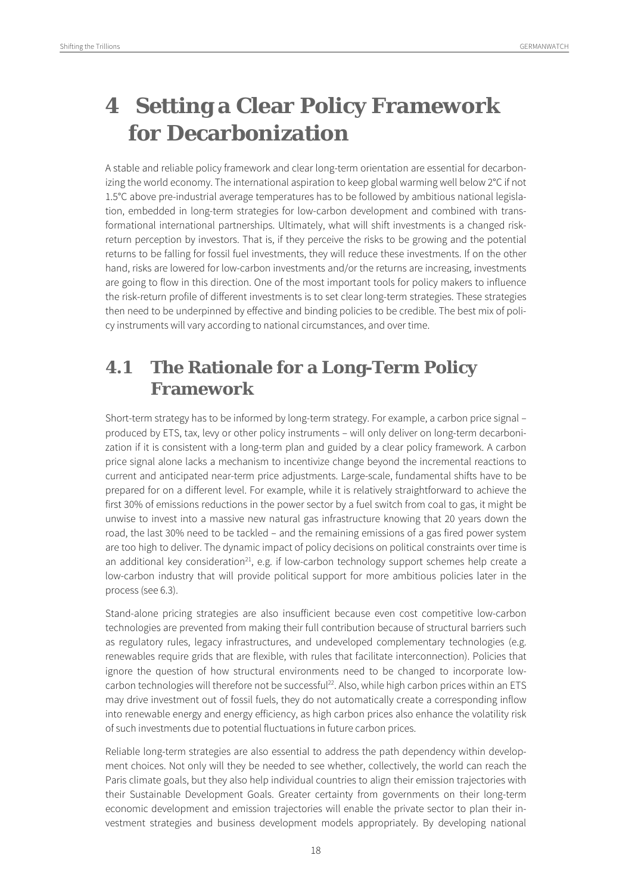# 4 Setting a Clear Policy Framework for Decarbonization

A stable and reliable policy framework and clear long-term orientation are essential for decarbonizing the world economy. The international aspiration to keep global warming well below 2°C if not 1.5°C above pre-industrial average temperatures has to be followed by ambitious national legislation, embedded in long-term strategies for low-carbon development and combined with transformational international partnerships. Ultimately, what will shift investments is a changed risk-return perception by investors. That is, if they perceive the risks to be growing and the potential returns to be falling for fossil fuel investments, they will reduce these investments. If on the other hand, risks are lowered for low-carbon investments and/or the returns are increasing, investments are going to flow in this direction. One of the most important tools for policy makers to influence the risk-return profile of different investments is to set clear long-term strategies. These strategies then need to be underpinned by effective and binding policies to be credible. The best mix of policy instruments will vary according to national circumstances, and over time.

## 4.1 The Rationale for a Long-Term Policy Framework

Short-term strategy has to be informed by long-term strategy. For example, a carbon price signal – produced by ETS, tax, levy or other policy instruments – will only deliver on long-term decarbonization if it is consistent with a long-term plan and guided by a clear policy framework. A carbon price signal alone lacks a mechanism to incentivize change beyond the incremental reactions to current and anticipated near-term price adjustments. Large-scale, fundamental shifts have to be prepared for on a different level. For example, while it is relatively straightforward to achieve the first 30% of emissions reductions in the power sector by a fuel switch from coal to gas, it might be unwise to invest into a massive new natural gas infrastructure knowing that 20 years down the road, the last 30% need to be tackled – and the remaining emissions of a gas fired power system are too high to deliver. The dynamic impact of policy decisions on political constraints over time is an additional key consideration[21], e.g. if low-carbon technology support schemes help create a low-carbon industry that will provide political support for more ambitious policies later in the process (see 6.3).

Stand-alone pricing strategies are also insufficient because even cost competitive low-carbon technologies are prevented from making their full contribution because of structural barriers such as regulatory rules, legacy infrastructures, and undeveloped complementary technologies (e.g. renewables require grids that are flexible, with rules that facilitate interconnection). Policies that ignore the question of how structural environments need to be changed to incorporate low-carbon technologies will therefore not be successful[22]. Also, while high carbon prices within an ETS may drive investment out of fossil fuels, they do not automatically create a corresponding inflow into renewable energy and energy efficiency, as high carbon prices also enhance the volatility risk of such investments due to potential fluctuations in future carbon prices.

Reliable long-term strategies are also essential to address the path dependency within development choices. Not only will they be needed to see whether, collectively, the world can reach the Paris climate goals, but they also help individual countries to align their emission trajectories with their Sustainable Development Goals. Greater certainty from governments on their long-term economic development and emission trajectories will enable the private sector to plan their investment strategies and business development models appropriately. By developing national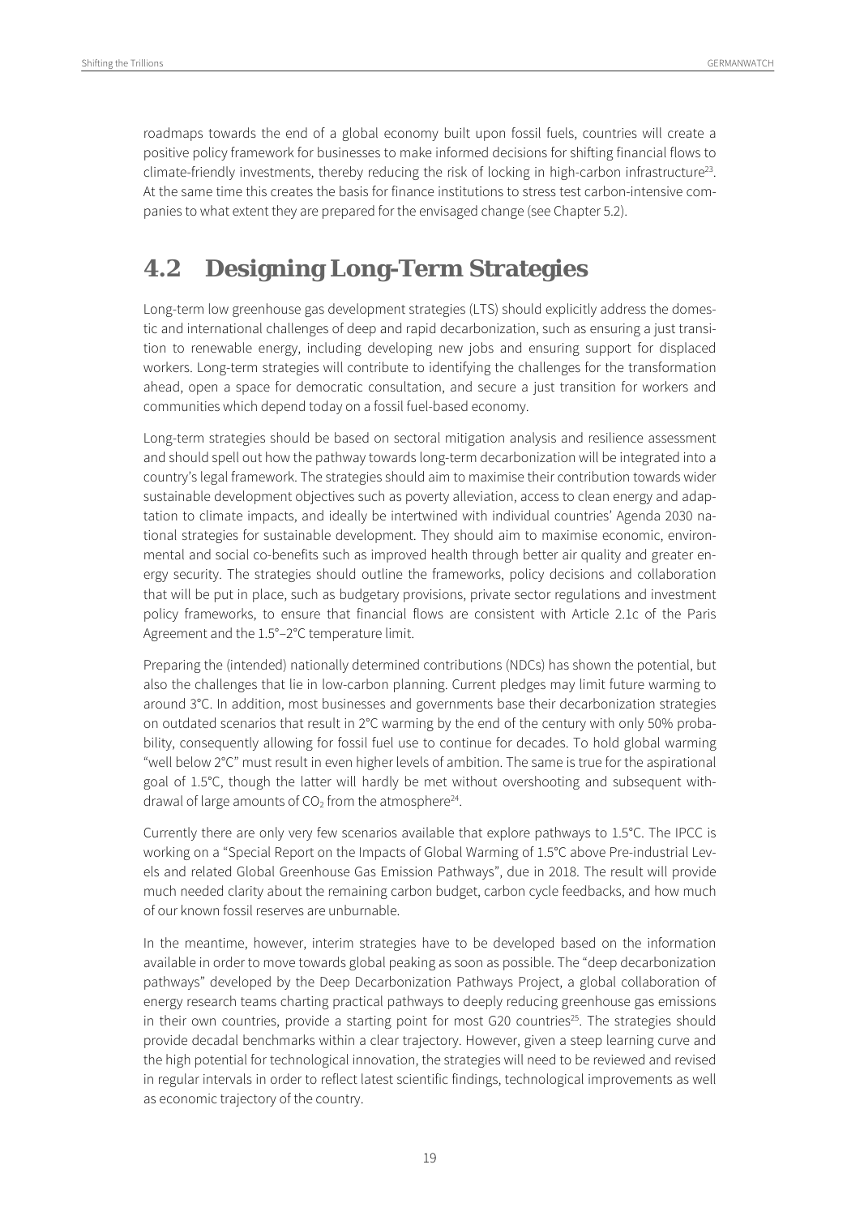roadmaps towards the end of a global economy built upon fossil fuels, countries will create a positive policy framework for businesses to make informed decisions for shifting financial flows to climate-friendly investments, thereby reducing the risk of locking in high-carbon infrastructure[23]. At the same time this creates the basis for finance institutions to stress test carbon-intensive companies to what extent they are prepared for the envisaged change (see Chapter 5.2).

## 4.2 Designing Long-Term Strategies

Long-term low greenhouse gas development strategies (LTS) should explicitly address the domestic and international challenges of deep and rapid decarbonization, such as ensuring a just transition to renewable energy, including developing new jobs and ensuring support for displaced workers. Long-term strategies will contribute to identifying the challenges for the transformation ahead, open a space for democratic consultation, and secure a just transition for workers and communities which depend today on a fossil fuel-based economy.

Long-term strategies should be based on sectoral mitigation analysis and resilience assessment and should spell out how the pathway towards long-term decarbonization will be integrated into a country's legal framework. The strategies should aim to maximise their contribution towards wider sustainable development objectives such as poverty alleviation, access to clean energy and adaptation to climate impacts, and ideally be intertwined with individual countries' Agenda 2030 national strategies for sustainable development. They should aim to maximise economic, environmental and social co-benefits such as improved health through better air quality and greater energy security. The strategies should outline the frameworks, policy decisions and collaboration that will be put in place, such as budgetary provisions, private sector regulations and investment policy frameworks, to ensure that financial flows are consistent with Article 2.1c of the Paris Agreement and the 1.5°–2°C temperature limit.

Preparing the (intended) nationally determined contributions (NDCs) has shown the potential, but also the challenges that lie in low-carbon planning. Current pledges may limit future warming to around 3°C. In addition, most businesses and governments base their decarbonization strategies on outdated scenarios that result in 2°C warming by the end of the century with only 50% probability, consequently allowing for fossil fuel use to continue for decades. To hold global warming "well below 2°C" must result in even higher levels of ambition. The same is true for the aspirational goal of 1.5°C, though the latter will hardly be met without overshooting and subsequent withdrawal of large amounts of $CO_2$ from the atmosphere[24].

Currently there are only very few scenarios available that explore pathways to 1.5°C. The IPCC is working on a "Special Report on the Impacts of Global Warming of 1.5°C above Pre-industrial Levels and related Global Greenhouse Gas Emission Pathways", due in 2018. The result will provide much needed clarity about the remaining carbon budget, carbon cycle feedbacks, and how much of our known fossil reserves are unburnable.

In the meantime, however, interim strategies have to be developed based on the information available in order to move towards global peaking as soon as possible. The "deep decarbonization pathways" developed by the Deep Decarbonization Pathways Project, a global collaboration of energy research teams charting practical pathways to deeply reducing greenhouse gas emissions in their own countries, provide a starting point for most G20 countries[25]. The strategies should provide decadal benchmarks within a clear trajectory. However, given a steep learning curve and the high potential for technological innovation, the strategies will need to be reviewed and revised in regular intervals in order to reflect latest scientific findings, technological improvements as well as economic trajectory of the country.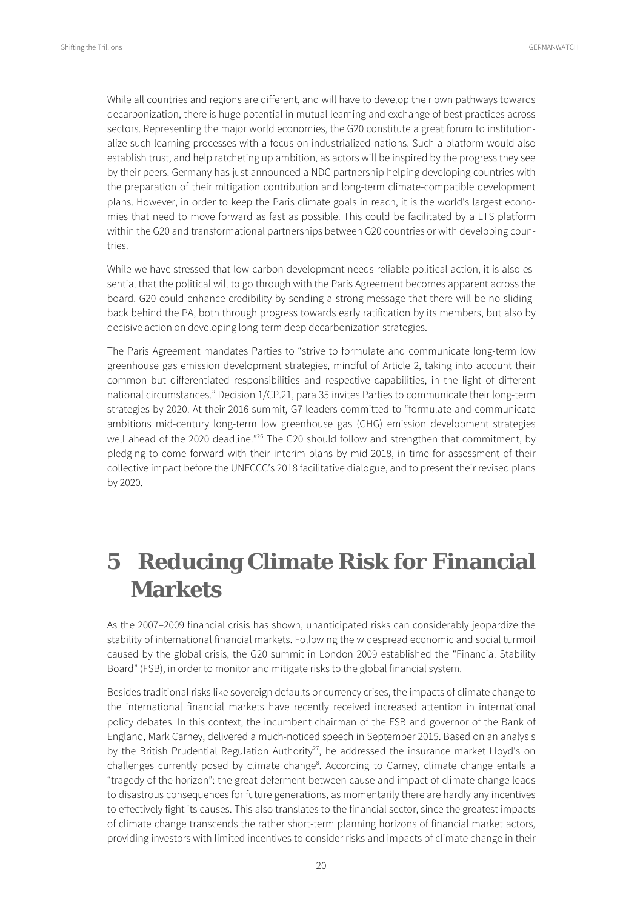While all countries and regions are different, and will have to develop their own pathways towards decarbonization, there is huge potential in mutual learning and exchange of best practices across sectors. Representing the major world economies, the G20 constitute a great forum to institutionalize such learning processes with a focus on industrialized nations. Such a platform would also establish trust, and help ratcheting up ambition, as actors will be inspired by the progress they see by their peers. Germany has just announced a NDC partnership helping developing countries with the preparation of their mitigation contribution and long-term climate-compatible development plans. However, in order to keep the Paris climate goals in reach, it is the world's largest economies that need to move forward as fast as possible. This could be facilitated by a LTS platform within the G20 and transformational partnerships between G20 countries or with developing countries.

While we have stressed that low-carbon development needs reliable political action, it is also essential that the political will to go through with the Paris Agreement becomes apparent across the board. G20 could enhance credibility by sending a strong message that there will be no sliding-back behind the PA, both through progress towards early ratification by its members, but also by decisive action on developing long-term deep decarbonization strategies.

The Paris Agreement mandates Parties to "strive to formulate and communicate long-term low greenhouse gas emission development strategies, mindful of Article 2, taking into account their common but differentiated responsibilities and respective capabilities, in the light of different national circumstances." Decision 1/CP.21, para 35 invites Parties to communicate their long-term strategies by 2020. At their 2016 summit, G7 leaders committed to "formulate and communicate ambitions mid-century long-term low greenhouse gas (GHG) emission development strategies well ahead of the 2020 deadline."[26] The G20 should follow and strengthen that commitment, by pledging to come forward with their interim plans by mid-2018, in time for assessment of their collective impact before the UNFCCC's 2018 facilitative dialogue, and to present their revised plans by 2020.

# 5 Reducing Climate Risk for Financial Markets

As the 2007–2009 financial crisis has shown, unanticipated risks can considerably jeopardize the stability of international financial markets. Following the widespread economic and social turmoil caused by the global crisis, the G20 summit in London 2009 established the "Financial Stability Board" (FSB), in order to monitor and mitigate risks to the global financial system.

Besides traditional risks like sovereign defaults or currency crises, the impacts of climate change to the international financial markets have recently received increased attention in international policy debates. In this context, the incumbent chairman of the FSB and governor of the Bank of England, Mark Carney, delivered a much-noticed speech in September 2015. Based on an analysis by the British Prudential Regulation Authority[27], he addressed the insurance market Lloyd's on challenges currently posed by climate change[8]. According to Carney, climate change entails a "tragedy of the horizon": the great deferment between cause and impact of climate change leads to disastrous consequences for future generations, as momentarily there are hardly any incentives to effectively fight its causes. This also translates to the financial sector, since the greatest impacts of climate change transcends the rather short-term planning horizons of financial market actors, providing investors with limited incentives to consider risks and impacts of climate change in their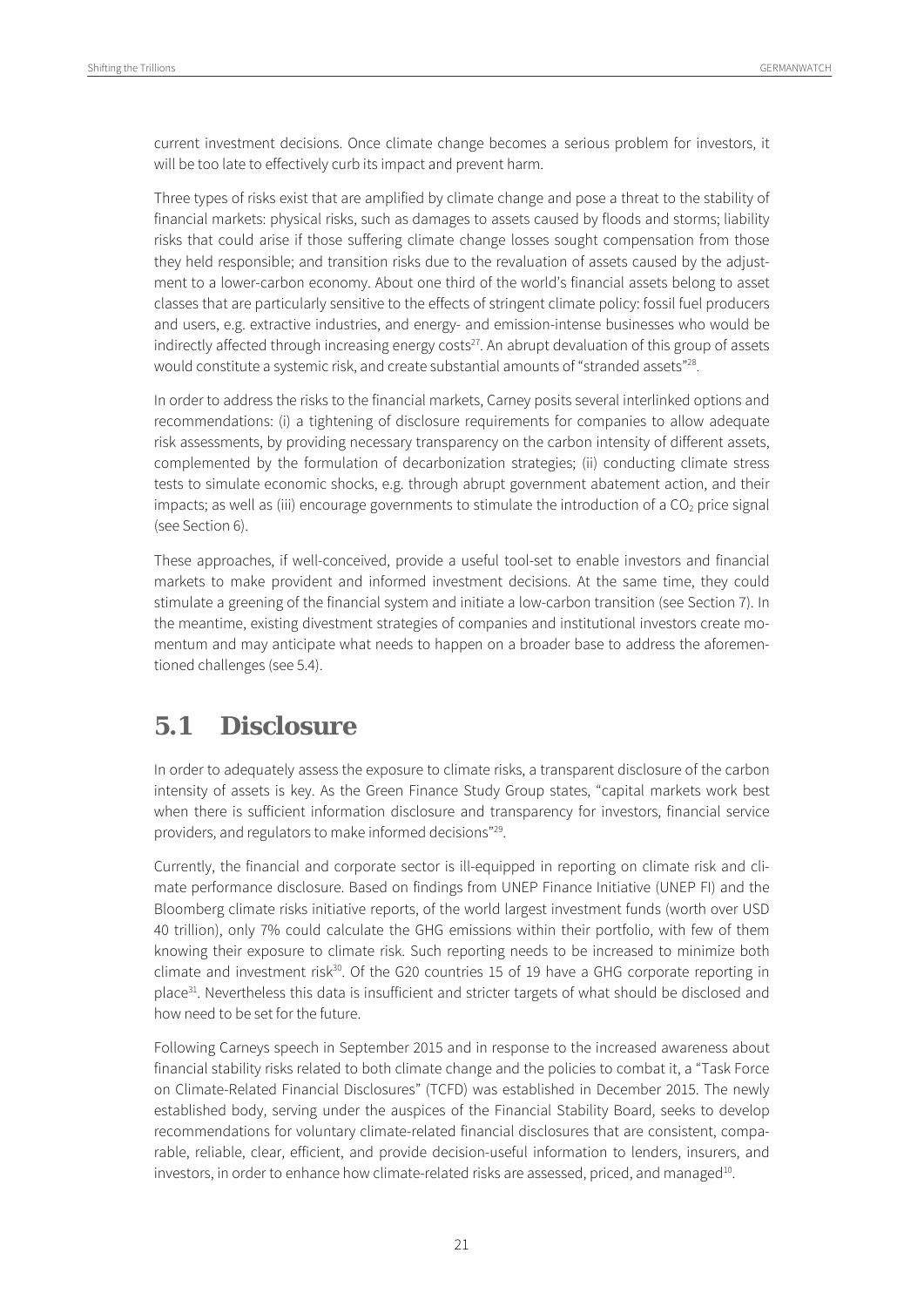current investment decisions. Once climate change becomes a serious problem for investors, it will be too late to effectively curb its impact and prevent harm.

Three types of risks exist that are amplified by climate change and pose a threat to the stability of financial markets: physical risks, such as damages to assets caused by floods and storms; liability risks that could arise if those suffering climate change losses sought compensation from those they held responsible; and transition risks due to the revaluation of assets caused by the adjustment to a lower-carbon economy. About one third of the world's financial assets belong to asset classes that are particularly sensitive to the effects of stringent climate policy: fossil fuel producers and users, e.g. extractive industries, and energy- and emission-intense businesses who would be indirectly affected through increasing energy costs[27]. An abrupt devaluation of this group of assets would constitute a systemic risk, and create substantial amounts of "stranded assets"[28].

In order to address the risks to the financial markets, Carney posits several interlinked options and recommendations: (i) a tightening of disclosure requirements for companies to allow adequate risk assessments, by providing necessary transparency on the carbon intensity of different assets, complemented by the formulation of decarbonization strategies; (ii) conducting climate stress tests to simulate economic shocks, e.g. through abrupt government abatement action, and their impacts; as well as (iii) encourage governments to stimulate the introduction of a $CO_2$ price signal (see Section 6).

These approaches, if well-conceived, provide a useful tool-set to enable investors and financial markets to make provident and informed investment decisions. At the same time, they could stimulate a greening of the financial system and initiate a low-carbon transition (see Section 7). In the meantime, existing divestment strategies of companies and institutional investors create momentum and may anticipate what needs to happen on a broader base to address the aforementioned challenges (see 5.4).

## 5.1 Disclosure

In order to adequately assess the exposure to climate risks, a transparent disclosure of the carbon intensity of assets is key. As the Green Finance Study Group states, "capital markets work best when there is sufficient information disclosure and transparency for investors, financial service providers, and regulators to make informed decisions"[29].

Currently, the financial and corporate sector is ill-equipped in reporting on climate risk and climate performance disclosure. Based on findings from UNEP Finance Initiative (UNEP FI) and the Bloomberg climate risks initiative reports, of the world largest investment funds (worth over USD 40 trillion), only 7% could calculate the GHG emissions within their portfolio, with few of them knowing their exposure to climate risk. Such reporting needs to be increased to minimize both climate and investment risk[30]. Of the G20 countries 15 of 19 have a GHG corporate reporting in place[31]. Nevertheless this data is insufficient and stricter targets of what should be disclosed and how need to be set for the future.

Following Carneys speech in September 2015 and in response to the increased awareness about financial stability risks related to both climate change and the policies to combat it, a "Task Force on Climate-Related Financial Disclosures" (TCFD) was established in December 2015. The newly established body, serving under the auspices of the Financial Stability Board, seeks to develop recommendations for voluntary climate-related financial disclosures that are consistent, comparable, reliable, clear, efficient, and provide decision-useful information to lenders, insurers, and investors, in order to enhance how climate-related risks are assessed, priced, and managed[10].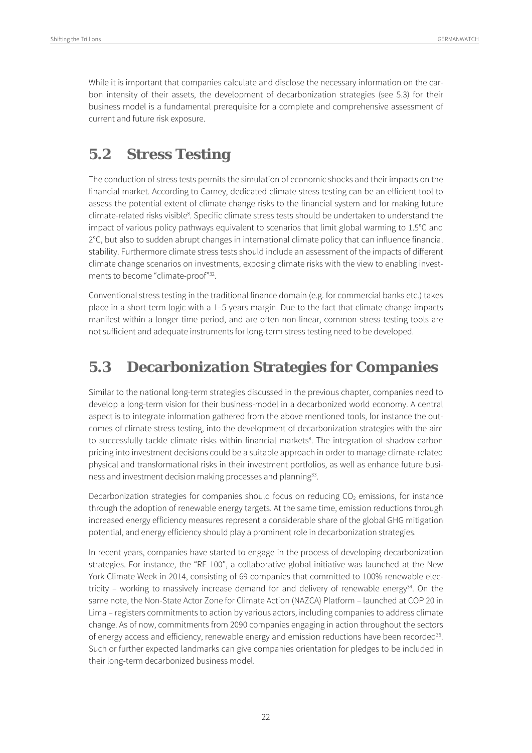While it is important that companies calculate and disclose the necessary information on the carbon intensity of their assets, the development of decarbonization strategies (see 5.3) for their business model is a fundamental prerequisite for a complete and comprehensive assessment of current and future risk exposure.

## 5.2 Stress Testing

The conduction of stress tests permits the simulation of economic shocks and their impacts on the financial market. According to Carney, dedicated climate stress testing can be an efficient tool to assess the potential extent of climate change risks to the financial system and for making future climate-related risks visible[8]. Specific climate stress tests should be undertaken to understand the impact of various policy pathways equivalent to scenarios that limit global warming to 1.5°C and 2°C, but also to sudden abrupt changes in international climate policy that can influence financial stability. Furthermore climate stress tests should include an assessment of the impacts of different climate change scenarios on investments, exposing climate risks with the view to enabling investments to become "climate-proof"[32].

Conventional stress testing in the traditional finance domain (e.g. for commercial banks etc.) takes place in a short-term logic with a 1–5 years margin. Due to the fact that climate change impacts manifest within a longer time period, and are often non-linear, common stress testing tools are not sufficient and adequate instruments for long-term stress testing need to be developed.

## 5.3 Decarbonization Strategies for Companies

Similar to the national long-term strategies discussed in the previous chapter, companies need to develop a long-term vision for their business-model in a decarbonized world economy. A central aspect is to integrate information gathered from the above mentioned tools, for instance the outcomes of climate stress testing, into the development of decarbonization strategies with the aim to successfully tackle climate risks within financial markets[8]. The integration of shadow-carbon pricing into investment decisions could be a suitable approach in order to manage climate-related physical and transformational risks in their investment portfolios, as well as enhance future business and investment decision making processes and planning[33].

Decarbonization strategies for companies should focus on reducing $CO_2$ emissions, for instance through the adoption of renewable energy targets. At the same time, emission reductions through increased energy efficiency measures represent a considerable share of the global GHG mitigation potential, and energy efficiency should play a prominent role in decarbonization strategies.

In recent years, companies have started to engage in the process of developing decarbonization strategies. For instance, the "RE 100", a collaborative global initiative was launched at the New York Climate Week in 2014, consisting of 69 companies that committed to 100% renewable electricity – working to massively increase demand for and delivery of renewable energy[34]. On the same note, the Non-State Actor Zone for Climate Action (NAZCA) Platform – launched at COP 20 in Lima – registers commitments to action by various actors, including companies to address climate change. As of now, commitments from 2090 companies engaging in action throughout the sectors of energy access and efficiency, renewable energy and emission reductions have been recorded[35]. Such or further expected landmarks can give companies orientation for pledges to be included in their long-term decarbonized business model.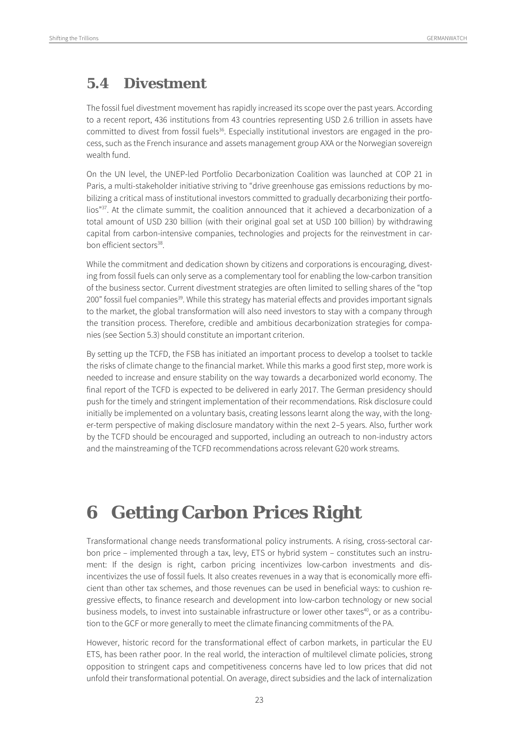## 5.4 Divestment

The fossil fuel divestment movement has rapidly increased its scope over the past years. According to a recent report, 436 institutions from 43 countries representing USD 2.6 trillion in assets have committed to divest from fossil fuels[36]. Especially institutional investors are engaged in the process, such as the French insurance and assets management group AXA or the Norwegian sovereign wealth fund.

On the UN level, the UNEP-led Portfolio Decarbonization Coalition was launched at COP 21 in Paris, a multi-stakeholder initiative striving to "drive greenhouse gas emissions reductions by mobilizing a critical mass of institutional investors committed to gradually decarbonizing their portfolios"[37]. At the climate summit, the coalition announced that it achieved a decarbonization of a total amount of USD 230 billion (with their original goal set at USD 100 billion) by withdrawing capital from carbon-intensive companies, technologies and projects for the reinvestment in carbon efficient sectors[38].

While the commitment and dedication shown by citizens and corporations is encouraging, divesting from fossil fuels can only serve as a complementary tool for enabling the low-carbon transition of the business sector. Current divestment strategies are often limited to selling shares of the "top 200" fossil fuel companies[39]. While this strategy has material effects and provides important signals to the market, the global transformation will also need investors to stay with a company through the transition process. Therefore, credible and ambitious decarbonization strategies for companies (see Section 5.3) should constitute an important criterion.

By setting up the TCFD, the FSB has initiated an important process to develop a toolset to tackle the risks of climate change to the financial market. While this marks a good first step, more work is needed to increase and ensure stability on the way towards a decarbonized world economy. The final report of the TCFD is expected to be delivered in early 2017. The German presidency should push for the timely and stringent implementation of their recommendations. Risk disclosure could initially be implemented on a voluntary basis, creating lessons learnt along the way, with the longer-term perspective of making disclosure mandatory within the next 2–5 years. Also, further work by the TCFD should be encouraged and supported, including an outreach to non-industry actors and the mainstreaming of the TCFD recommendations across relevant G20 work streams.

# 6 Getting Carbon Prices Right

Transformational change needs transformational policy instruments. A rising, cross-sectoral carbon price – implemented through a tax, levy, ETS or hybrid system – constitutes such an instrument: If the design is right, carbon pricing incentivizes low-carbon investments and disincentivizes the use of fossil fuels. It also creates revenues in a way that is economically more efficient than other tax schemes, and those revenues can be used in beneficial ways: to cushion regressive effects, to finance research and development into low-carbon technology or new social business models, to invest into sustainable infrastructure or lower other taxes[40], or as a contribution to the GCF or more generally to meet the climate financing commitments of the PA.

However, historic record for the transformational effect of carbon markets, in particular the EU ETS, has been rather poor. In the real world, the interaction of multilevel climate policies, strong opposition to stringent caps and competitiveness concerns have led to low prices that did not unfold their transformational potential. On average, direct subsidies and the lack of internalization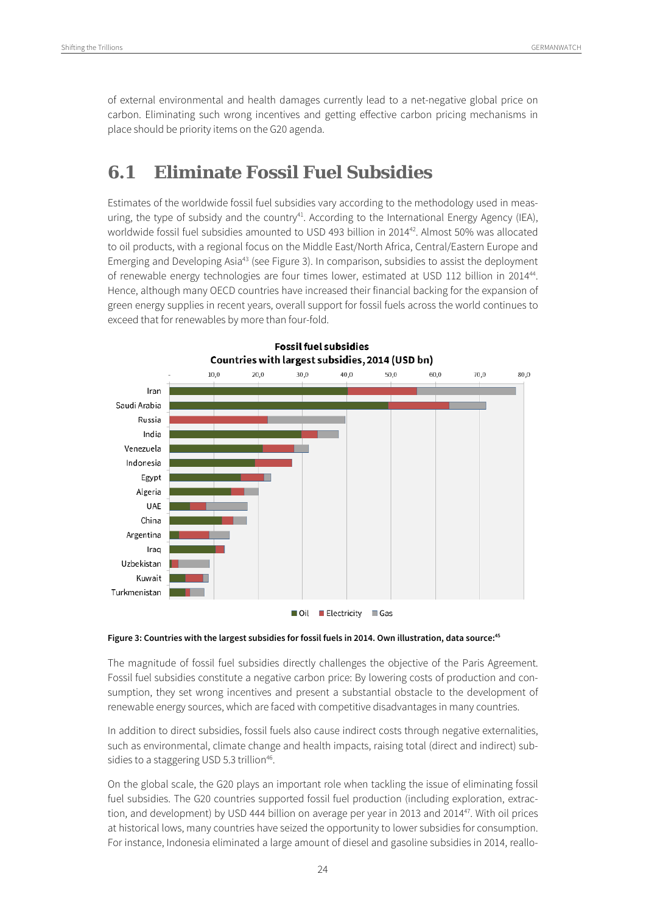of external environmental and health damages currently lead to a net-negative global price on carbon. Eliminating such wrong incentives and getting effective carbon pricing mechanisms in place should be priority items on the G20 agenda.

## 6.1 Eliminate Fossil Fuel Subsidies

Estimates of the worldwide fossil fuel subsidies vary according to the methodology used in measuring, the type of subsidy and the country[41]. According to the International Energy Agency (IEA), worldwide fossil fuel subsidies amounted to USD 493 billion in 2014[42]. Almost 50% was allocated to oil products, with a regional focus on the Middle East/North Africa, Central/Eastern Europe and Emerging and Developing Asia[43] (see Figure 3). In comparison, subsidies to assist the deployment of renewable energy technologies are four times lower, estimated at USD 112 billion in 2014[44]. Hence, although many OECD countries have increased their financial backing for the expansion of green energy supplies in recent years, overall support for fossil fuels across the world continues to exceed that for renewables by more than four-fold.

**Fossil fuel subsidies**
**Countries with largest subsidies, 2014 (USD bn)**

Iran, Saudi Arabia, Russia, India, Venezuela, Indonesia, Egypt, Algeria, UAE, China, Argentina, Iraq, Uzbekistan, Kuwait, Turkmenistan

Oil, Electricity, Gas

**Figure 3: Countries with the largest subsidies for fossil fuels in 2014. Own illustration, data source:[45]**

The magnitude of fossil fuel subsidies directly challenges the objective of the Paris Agreement. Fossil fuel subsidies constitute a negative carbon price: By lowering costs of production and consumption, they set wrong incentives and present a substantial obstacle to the development of renewable energy sources, which are faced with competitive disadvantages in many countries.

In addition to direct subsidies, fossil fuels also cause indirect costs through negative externalities, such as environmental, climate change and health impacts, raising total (direct and indirect) subsidies to a staggering USD 5.3 trillion[46].

On the global scale, the G20 plays an important role when tackling the issue of eliminating fossil fuel subsidies. The G20 countries supported fossil fuel production (including exploration, extraction, and development) by USD 444 billion on average per year in 2013 and 2014[47]. With oil prices at historical lows, many countries have seized the opportunity to lower subsidies for consumption. For instance, Indonesia eliminated a large amount of diesel and gasoline subsidies in 2014, reallo-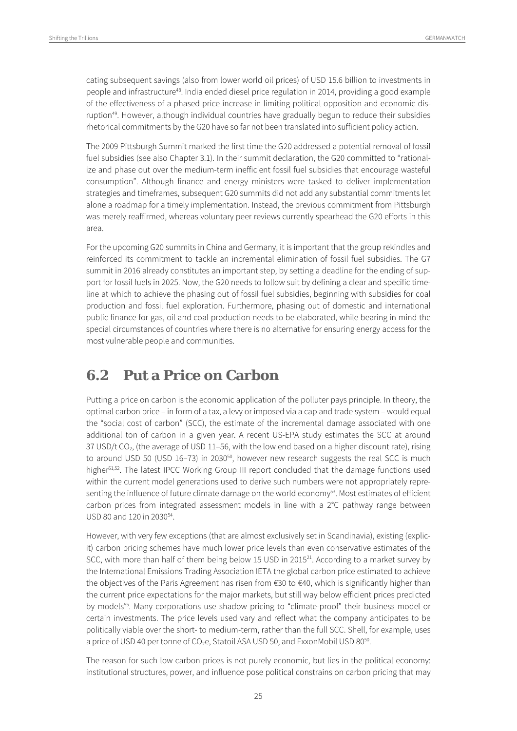cating subsequent savings (also from lower world oil prices) of USD 15.6 billion to investments in people and infrastructure[48]. India ended diesel price regulation in 2014, providing a good example of the effectiveness of a phased price increase in limiting political opposition and economic disruption[49]. However, although individual countries have gradually begun to reduce their subsidies rhetorical commitments by the G20 have so far not been translated into sufficient policy action.

The 2009 Pittsburgh Summit marked the first time the G20 addressed a potential removal of fossil fuel subsidies (see also Chapter 3.1). In their summit declaration, the G20 committed to "rationalize and phase out over the medium-term inefficient fossil fuel subsidies that encourage wasteful consumption". Although finance and energy ministers were tasked to deliver implementation strategies and timeframes, subsequent G20 summits did not add any substantial commitments let alone a roadmap for a timely implementation. Instead, the previous commitment from Pittsburgh was merely reaffirmed, whereas voluntary peer reviews currently spearhead the G20 efforts in this area.

For the upcoming G20 summits in China and Germany, it is important that the group rekindles and reinforced its commitment to tackle an incremental elimination of fossil fuel subsidies. The G7 summit in 2016 already constitutes an important step, by setting a deadline for the ending of support for fossil fuels in 2025. Now, the G20 needs to follow suit by defining a clear and specific timeline at which to achieve the phasing out of fossil fuel subsidies, beginning with subsidies for coal production and fossil fuel exploration. Furthermore, phasing out of domestic and international public finance for gas, oil and coal production needs to be elaborated, while bearing in mind the special circumstances of countries where there is no alternative for ensuring energy access for the most vulnerable people and communities.

## 6.2 Put a Price on Carbon

Putting a price on carbon is the economic application of the polluter pays principle. In theory, the optimal carbon price – in form of a tax, a levy or imposed via a cap and trade system – would equal the "social cost of carbon" (SCC), the estimate of the incremental damage associated with one additional ton of carbon in a given year. A recent US-EPA study estimates the SCC at around 37 USD/t $CO_2$, (the average of USD 11–56, with the low end based on a higher discount rate), rising to around USD 50 (USD 16–73) in 2030[50], however new research suggests the real SCC is much higher[51,52]. The latest IPCC Working Group III report concluded that the damage functions used within the current model generations used to derive such numbers were not appropriately representing the influence of future climate damage on the world economy[53]. Most estimates of efficient carbon prices from integrated assessment models in line with a 2°C pathway range between USD 80 and 120 in 2030[54].

However, with very few exceptions (that are almost exclusively set in Scandinavia), existing (explicit) carbon pricing schemes have much lower price levels than even conservative estimates of the SCC, with more than half of them being below 15 USD in 2015[21]. According to a market survey by the International Emissions Trading Association IETA the global carbon price estimated to achieve the objectives of the Paris Agreement has risen from €30 to €40, which is significantly higher than the current price expectations for the major markets, but still way below efficient prices predicted by models[55]. Many corporations use shadow pricing to "climate-proof" their business model or certain investments. The price levels used vary and reflect what the company anticipates to be politically viable over the short- to medium-term, rather than the full SCC. Shell, for example, uses a price of USD 40 per tonne of $CO_2e$, Statoil ASA USD 50, and ExxonMobil USD 80[50].

The reason for such low carbon prices is not purely economic, but lies in the political economy: institutional structures, power, and influence pose political constrains on carbon pricing that may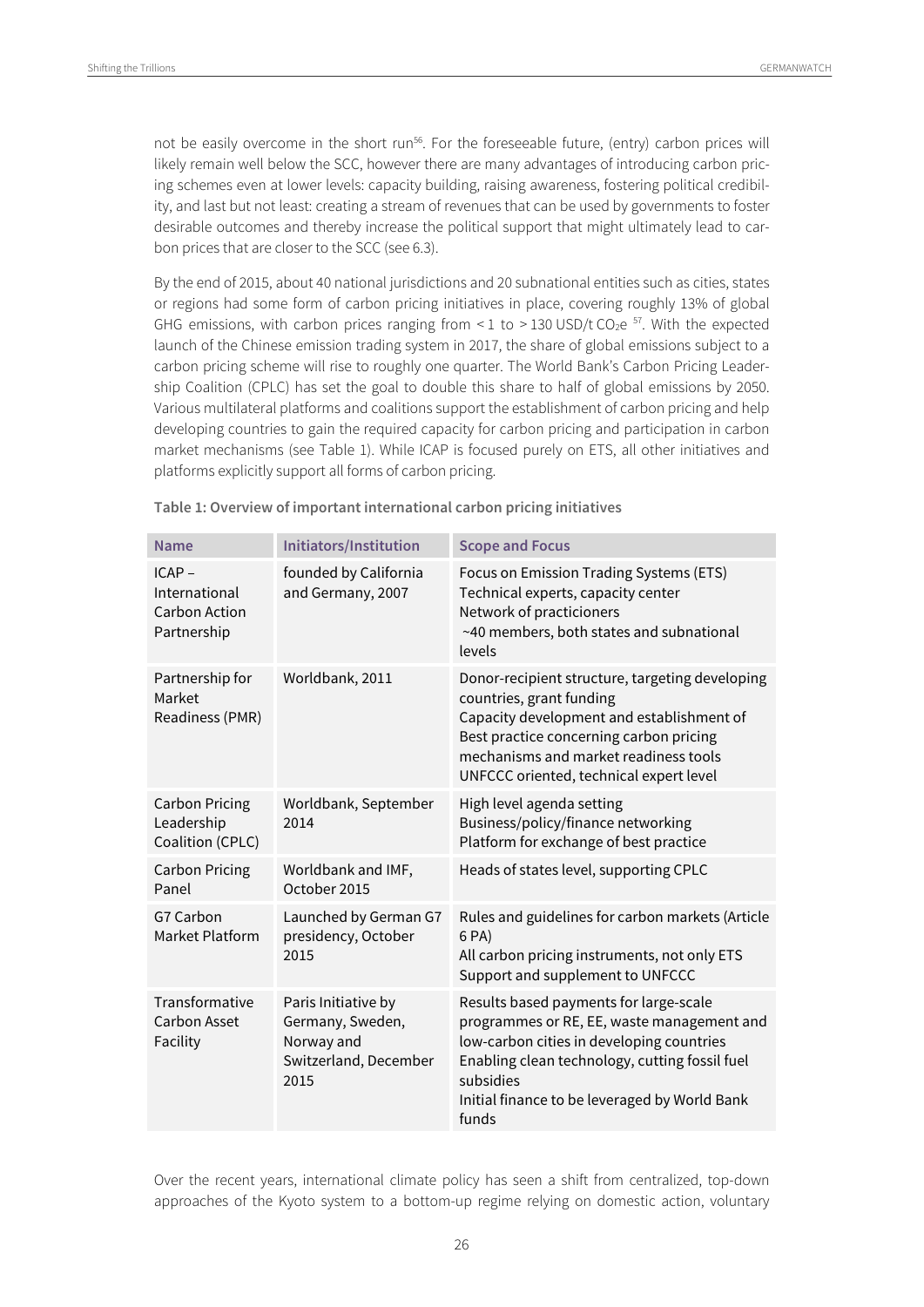not be easily overcome in the short run[56]. For the foreseeable future, (entry) carbon prices will likely remain well below the SCC, however there are many advantages of introducing carbon pricing schemes even at lower levels: capacity building, raising awareness, fostering political credibility, and last but not least: creating a stream of revenues that can be used by governments to foster desirable outcomes and thereby increase the political support that might ultimately lead to carbon prices that are closer to the SCC (see 6.3).

By the end of 2015, about 40 national jurisdictions and 20 subnational entities such as cities, states or regions had some form of carbon pricing initiatives in place, covering roughly 13% of global GHG emissions, with carbon prices ranging from < 1 to > 130 USD/t $CO_2e$ [57]. With the expected launch of the Chinese emission trading system in 2017, the share of global emissions subject to a carbon pricing scheme will rise to roughly one quarter. The World Bank's Carbon Pricing Leadership Coalition (CPLC) has set the goal to double this share to half of global emissions by 2050. Various multilateral platforms and coalitions support the establishment of carbon pricing and help developing countries to gain the required capacity for carbon pricing and participation in carbon market mechanisms (see Table 1). While ICAP is focused purely on ETS, all other initiatives and platforms explicitly support all forms of carbon pricing.

**Table 1: Overview of important international carbon pricing initiatives**

| Name | Initiators/Institution | Scope and Focus |
|---|---|---|
| ICAP – International Carbon Action Partnership | founded by California and Germany, 2007 | Focus on Emission Trading Systems (ETS)<br>Technical experts, capacity center<br>Network of practicioners<br>~40 members, both states and subnational levels |
| Partnership for Market Readiness (PMR) | Worldbank, 2011 | Donor-recipient structure, targeting developing countries, grant funding<br>Capacity development and establishment of Best practice concerning carbon pricing mechanisms and market readiness tools<br>UNFCCC oriented, technical expert level |
| Carbon Pricing Leadership Coalition (CPLC) | Worldbank, September 2014 | High level agenda setting<br>Business/policy/finance networking<br>Platform for exchange of best practice |
| Carbon Pricing Panel | Worldbank and IMF, October 2015 | Heads of states level, supporting CPLC |
| G7 Carbon Market Platform | Launched by German G7 presidency, October 2015 | Rules and guidelines for carbon markets (Article 6 PA)<br>All carbon pricing instruments, not only ETS<br>Support and supplement to UNFCCC |
| Transformative Carbon Asset Facility | Paris Initiative by Germany, Sweden, Norway and Switzerland, December 2015 | Results based payments for large-scale programmes or RE, EE, waste management and low-carbon cities in developing countries<br>Enabling clean technology, cutting fossil fuel subsidies<br>Initial finance to be leveraged by World Bank funds |

Over the recent years, international climate policy has seen a shift from centralized, top-down approaches of the Kyoto system to a bottom-up regime relying on domestic action, voluntary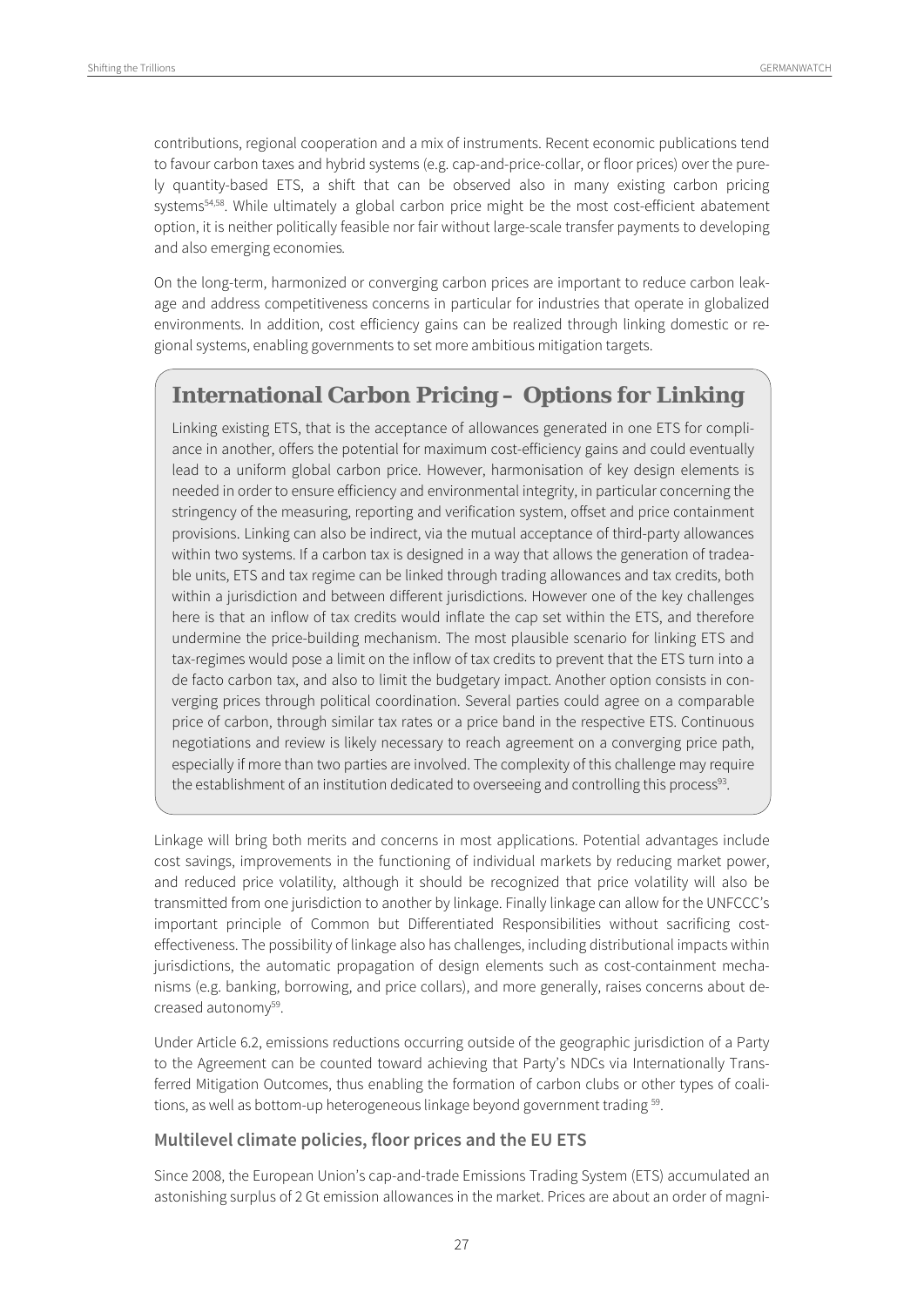contributions, regional cooperation and a mix of instruments. Recent economic publications tend to favour carbon taxes and hybrid systems (e.g. cap-and-price-collar, or floor prices) over the purely quantity-based ETS, a shift that can be observed also in many existing carbon pricing systems[54,58]. While ultimately a global carbon price might be the most cost-efficient abatement option, it is neither politically feasible nor fair without large-scale transfer payments to developing and also emerging economies.

On the long-term, harmonized or converging carbon prices are important to reduce carbon leakage and address competitiveness concerns in particular for industries that operate in globalized environments. In addition, cost efficiency gains can be realized through linking domestic or regional systems, enabling governments to set more ambitious mitigation targets.

## International Carbon Pricing – Options for Linking

Linking existing ETS, that is the acceptance of allowances generated in one ETS for compliance in another, offers the potential for maximum cost-efficiency gains and could eventually lead to a uniform global carbon price. However, harmonisation of key design elements is needed in order to ensure efficiency and environmental integrity, in particular concerning the stringency of the measuring, reporting and verification system, offset and price containment provisions. Linking can also be indirect, via the mutual acceptance of third-party allowances within two systems. If a carbon tax is designed in a way that allows the generation of tradeable units, ETS and tax regime can be linked through trading allowances and tax credits, both within a jurisdiction and between different jurisdictions. However one of the key challenges here is that an inflow of tax credits would inflate the cap set within the ETS, and therefore undermine the price-building mechanism. The most plausible scenario for linking ETS and tax-regimes would pose a limit on the inflow of tax credits to prevent that the ETS turn into a de facto carbon tax, and also to limit the budgetary impact. Another option consists in converging prices through political coordination. Several parties could agree on a comparable price of carbon, through similar tax rates or a price band in the respective ETS. Continuous negotiations and review is likely necessary to reach agreement on a converging price path, especially if more than two parties are involved. The complexity of this challenge may require the establishment of an institution dedicated to overseeing and controlling this process[93].

Linkage will bring both merits and concerns in most applications. Potential advantages include cost savings, improvements in the functioning of individual markets by reducing market power, and reduced price volatility, although it should be recognized that price volatility will also be transmitted from one jurisdiction to another by linkage. Finally linkage can allow for the UNFCCC's important principle of Common but Differentiated Responsibilities without sacrificing cost-effectiveness. The possibility of linkage also has challenges, including distributional impacts within jurisdictions, the automatic propagation of design elements such as cost-containment mechanisms (e.g. banking, borrowing, and price collars), and more generally, raises concerns about decreased autonomy[59].

Under Article 6.2, emissions reductions occurring outside of the geographic jurisdiction of a Party to the Agreement can be counted toward achieving that Party's NDCs via Internationally Transferred Mitigation Outcomes, thus enabling the formation of carbon clubs or other types of coalitions, as well as bottom-up heterogeneous linkage beyond government trading [59].

### Multilevel climate policies, floor prices and the EU ETS

Since 2008, the European Union's cap-and-trade Emissions Trading System (ETS) accumulated an astonishing surplus of 2 Gt emission allowances in the market. Prices are about an order of magni-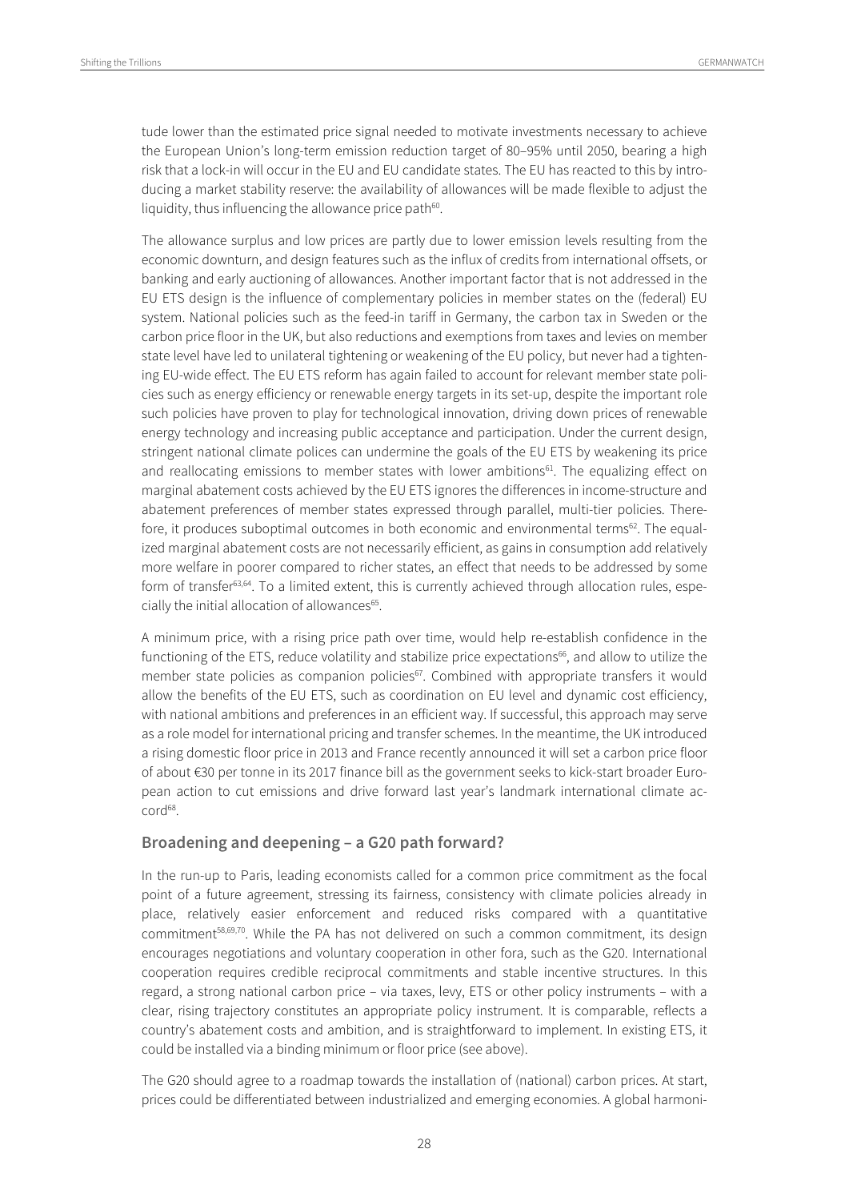tude lower than the estimated price signal needed to motivate investments necessary to achieve the European Union's long-term emission reduction target of 80–95% until 2050, bearing a high risk that a lock-in will occur in the EU and EU candidate states. The EU has reacted to this by introducing a market stability reserve: the availability of allowances will be made flexible to adjust the liquidity, thus influencing the allowance price path[60].

The allowance surplus and low prices are partly due to lower emission levels resulting from the economic downturn, and design features such as the influx of credits from international offsets, or banking and early auctioning of allowances. Another important factor that is not addressed in the EU ETS design is the influence of complementary policies in member states on the (federal) EU system. National policies such as the feed-in tariff in Germany, the carbon tax in Sweden or the carbon price floor in the UK, but also reductions and exemptions from taxes and levies on member state level have led to unilateral tightening or weakening of the EU policy, but never had a tightening EU-wide effect. The EU ETS reform has again failed to account for relevant member state policies such as energy efficiency or renewable energy targets in its set-up, despite the important role such policies have proven to play for technological innovation, driving down prices of renewable energy technology and increasing public acceptance and participation. Under the current design, stringent national climate polices can undermine the goals of the EU ETS by weakening its price and reallocating emissions to member states with lower ambitions[61]. The equalizing effect on marginal abatement costs achieved by the EU ETS ignores the differences in income-structure and abatement preferences of member states expressed through parallel, multi-tier policies. Therefore, it produces suboptimal outcomes in both economic and environmental terms[62]. The equalized marginal abatement costs are not necessarily efficient, as gains in consumption add relatively more welfare in poorer compared to richer states, an effect that needs to be addressed by some form of transfer[63,64]. To a limited extent, this is currently achieved through allocation rules, especially the initial allocation of allowances[65].

A minimum price, with a rising price path over time, would help re-establish confidence in the functioning of the ETS, reduce volatility and stabilize price expectations[66], and allow to utilize the member state policies as companion policies[67]. Combined with appropriate transfers it would allow the benefits of the EU ETS, such as coordination on EU level and dynamic cost efficiency, with national ambitions and preferences in an efficient way. If successful, this approach may serve as a role model for international pricing and transfer schemes. In the meantime, the UK introduced a rising domestic floor price in 2013 and France recently announced it will set a carbon price floor of about €30 per tonne in its 2017 finance bill as the government seeks to kick-start broader European action to cut emissions and drive forward last year's landmark international climate accord[68].

## Broadening and deepening – a G20 path forward?

In the run-up to Paris, leading economists called for a common price commitment as the focal point of a future agreement, stressing its fairness, consistency with climate policies already in place, relatively easier enforcement and reduced risks compared with a quantitative commitment[58,69,70]. While the PA has not delivered on such a common commitment, its design encourages negotiations and voluntary cooperation in other fora, such as the G20. International cooperation requires credible reciprocal commitments and stable incentive structures. In this regard, a strong national carbon price – via taxes, levy, ETS or other policy instruments – with a clear, rising trajectory constitutes an appropriate policy instrument. It is comparable, reflects a country's abatement costs and ambition, and is straightforward to implement. In existing ETS, it could be installed via a binding minimum or floor price (see above).

The G20 should agree to a roadmap towards the installation of (national) carbon prices. At start, prices could be differentiated between industrialized and emerging economies. A global harmoni-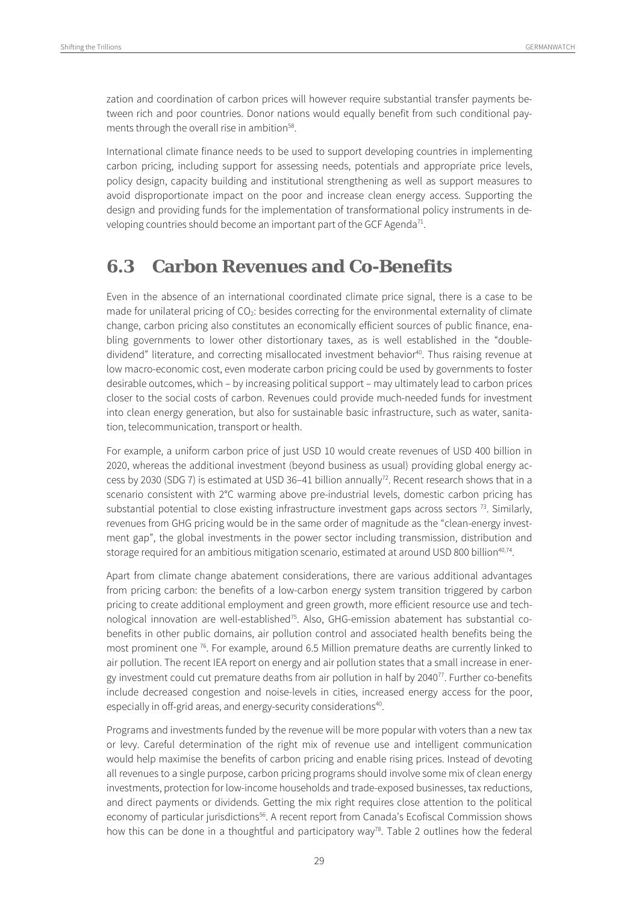zation and coordination of carbon prices will however require substantial transfer payments between rich and poor countries. Donor nations would equally benefit from such conditional payments through the overall rise in ambition[58].

International climate finance needs to be used to support developing countries in implementing carbon pricing, including support for assessing needs, potentials and appropriate price levels, policy design, capacity building and institutional strengthening as well as support measures to avoid disproportionate impact on the poor and increase clean energy access. Supporting the design and providing funds for the implementation of transformational policy instruments in developing countries should become an important part of the GCF Agenda[71].

## 6.3 Carbon Revenues and Co-Benefits

Even in the absence of an international coordinated climate price signal, there is a case to be made for unilateral pricing of $CO_2$: besides correcting for the environmental externality of climate change, carbon pricing also constitutes an economically efficient sources of public finance, enabling governments to lower other distortionary taxes, as is well established in the "double-dividend" literature, and correcting misallocated investment behavior[40]. Thus raising revenue at low macro-economic cost, even moderate carbon pricing could be used by governments to foster desirable outcomes, which – by increasing political support – may ultimately lead to carbon prices closer to the social costs of carbon. Revenues could provide much-needed funds for investment into clean energy generation, but also for sustainable basic infrastructure, such as water, sanitation, telecommunication, transport or health.

For example, a uniform carbon price of just USD 10 would create revenues of USD 400 billion in 2020, whereas the additional investment (beyond business as usual) providing global energy access by 2030 (SDG 7) is estimated at USD 36–41 billion annually[72]. Recent research shows that in a scenario consistent with 2°C warming above pre-industrial levels, domestic carbon pricing has substantial potential to close existing infrastructure investment gaps across sectors [73]. Similarly, revenues from GHG pricing would be in the same order of magnitude as the "clean-energy investment gap", the global investments in the power sector including transmission, distribution and storage required for an ambitious mitigation scenario, estimated at around USD 800 billion[40,74].

Apart from climate change abatement considerations, there are various additional advantages from pricing carbon: the benefits of a low-carbon energy system transition triggered by carbon pricing to create additional employment and green growth, more efficient resource use and technological innovation are well-established[75]. Also, GHG-emission abatement has substantial co-benefits in other public domains, air pollution control and associated health benefits being the most prominent one [76]. For example, around 6.5 Million premature deaths are currently linked to air pollution. The recent IEA report on energy and air pollution states that a small increase in energy investment could cut premature deaths from air pollution in half by 2040[77]. Further co-benefits include decreased congestion and noise-levels in cities, increased energy access for the poor, especially in off-grid areas, and energy-security considerations[40].

Programs and investments funded by the revenue will be more popular with voters than a new tax or levy. Careful determination of the right mix of revenue use and intelligent communication would help maximise the benefits of carbon pricing and enable rising prices. Instead of devoting all revenues to a single purpose, carbon pricing programs should involve some mix of clean energy investments, protection for low-income households and trade-exposed businesses, tax reductions, and direct payments or dividends. Getting the mix right requires close attention to the political economy of particular jurisdictions[56]. A recent report from Canada's Ecofiscal Commission shows how this can be done in a thoughtful and participatory way[78]. Table 2 outlines how the federal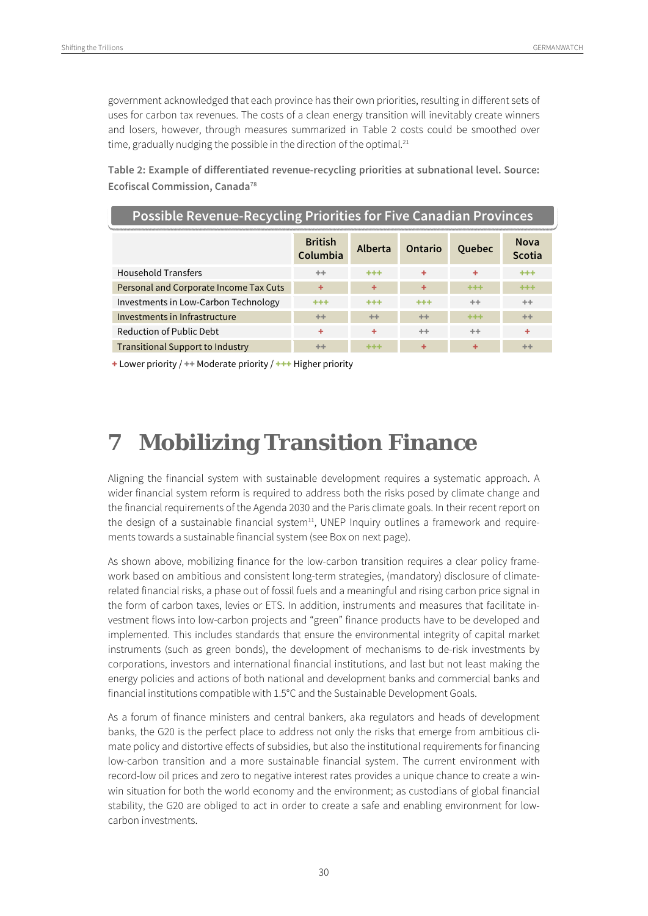government acknowledged that each province has their own priorities, resulting in different sets of uses for carbon tax revenues. The costs of a clean energy transition will inevitably create winners and losers, however, through measures summarized in Table 2 costs could be smoothed over time, gradually nudging the possible in the direction of the optimal.[21]

**Table 2: Example of differentiated revenue-recycling priorities at subnational level. Source: Ecofiscal Commission, Canada[78]**

**Possible Revenue-Recycling Priorities for Five Canadian Provinces**

| | British Columbia | Alberta | Ontario | Quebec | Nova Scotia |
|---|---|---|---|---|---|
| Household Transfers | ++ | +++ | + | + | +++ |
| Personal and Corporate Income Tax Cuts | + | + | + | +++ | +++ |
| Investments in Low-Carbon Technology | +++ | +++ | +++ | ++ | ++ |
| Investments in Infrastructure | ++ | ++ | ++ | +++ | ++ |
| Reduction of Public Debt | + | + | ++ | ++ | + |
| Transitional Support to Industry | ++ | +++ | + | + | ++ |

+ Lower priority / ++ Moderate priority / +++ Higher priority

# 7 Mobilizing Transition Finance

Aligning the financial system with sustainable development requires a systematic approach. A wider financial system reform is required to address both the risks posed by climate change and the financial requirements of the Agenda 2030 and the Paris climate goals. In their recent report on the design of a sustainable financial system[11], UNEP Inquiry outlines a framework and requirements towards a sustainable financial system (see Box on next page).

As shown above, mobilizing finance for the low-carbon transition requires a clear policy framework based on ambitious and consistent long-term strategies, (mandatory) disclosure of climate-related financial risks, a phase out of fossil fuels and a meaningful and rising carbon price signal in the form of carbon taxes, levies or ETS. In addition, instruments and measures that facilitate investment flows into low-carbon projects and "green" finance products have to be developed and implemented. This includes standards that ensure the environmental integrity of capital market instruments (such as green bonds), the development of mechanisms to de-risk investments by corporations, investors and international financial institutions, and last but not least making the energy policies and actions of both national and development banks and commercial banks and financial institutions compatible with 1.5°C and the Sustainable Development Goals.

As a forum of finance ministers and central bankers, aka regulators and heads of development banks, the G20 is the perfect place to address not only the risks that emerge from ambitious climate policy and distortive effects of subsidies, but also the institutional requirements for financing low-carbon transition and a more sustainable financial system. The current environment with record-low oil prices and zero to negative interest rates provides a unique chance to create a win-win situation for both the world economy and the environment; as custodians of global financial stability, the G20 are obliged to act in order to create a safe and enabling environment for low-carbon investments.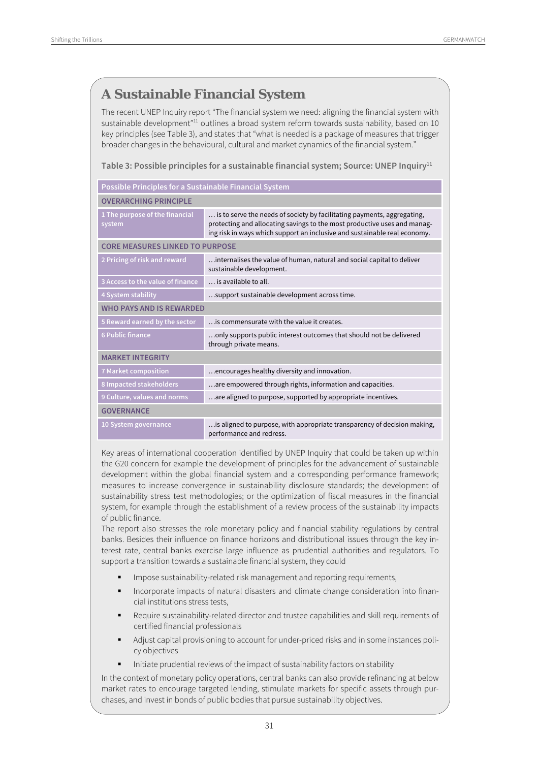## A Sustainable Financial System

The recent UNEP Inquiry report "The financial system we need: aligning the financial system with sustainable development"[11] outlines a broad system reform towards sustainability, based on 10 key principles (see Table 3), and states that "what is needed is a package of measures that trigger broader changes in the behavioural, cultural and market dynamics of the financial system."

**Table 3: Possible principles for a sustainable financial system; Source: UNEP Inquiry[11]**

| Possible Principles for a Sustainable Financial System | |
|---|---|
| **OVERARCHING PRINCIPLE** | |
| 1 The purpose of the financial system | … is to serve the needs of society by facilitating payments, aggregating, protecting and allocating savings to the most productive uses and managing risk in ways which support an inclusive and sustainable real economy. |
| **CORE MEASURES LINKED TO PURPOSE** | |
| 2 Pricing of risk and reward | …internalises the value of human, natural and social capital to deliver sustainable development. |
| 3 Access to the value of finance | … is available to all. |
| 4 System stability | …support sustainable development across time. |
| **WHO PAYS AND IS REWARDED** | |
| 5 Reward earned by the sector | …is commensurate with the value it creates. |
| 6 Public finance | …only supports public interest outcomes that should not be delivered through private means. |
| **MARKET INTEGRITY** | |
| 7 Market composition | …encourages healthy diversity and innovation. |
| 8 Impacted stakeholders | …are empowered through rights, information and capacities. |
| 9 Culture, values and norms | …are aligned to purpose, supported by appropriate incentives. |
| **GOVERNANCE** | |
| 10 System governance | …is aligned to purpose, with appropriate transparency of decision making, performance and redress. |

Key areas of international cooperation identified by UNEP Inquiry that could be taken up within the G20 concern for example the development of principles for the advancement of sustainable development within the global financial system and a corresponding performance framework; measures to increase convergence in sustainability disclosure standards; the development of sustainability stress test methodologies; or the optimization of fiscal measures in the financial system, for example through the establishment of a review process of the sustainability impacts of public finance.

The report also stresses the role monetary policy and financial stability regulations by central banks. Besides their influence on finance horizons and distributional issues through the key interest rate, central banks exercise large influence as prudential authorities and regulators. To support a transition towards a sustainable financial system, they could

- Impose sustainability-related risk management and reporting requirements,
- Incorporate impacts of natural disasters and climate change consideration into financial institutions stress tests,
- Require sustainability-related director and trustee capabilities and skill requirements of certified financial professionals
- Adjust capital provisioning to account for under-priced risks and in some instances policy objectives
- Initiate prudential reviews of the impact of sustainability factors on stability

In the context of monetary policy operations, central banks can also provide refinancing at below market rates to encourage targeted lending, stimulate markets for specific assets through purchases, and invest in bonds of public bodies that pursue sustainability objectives.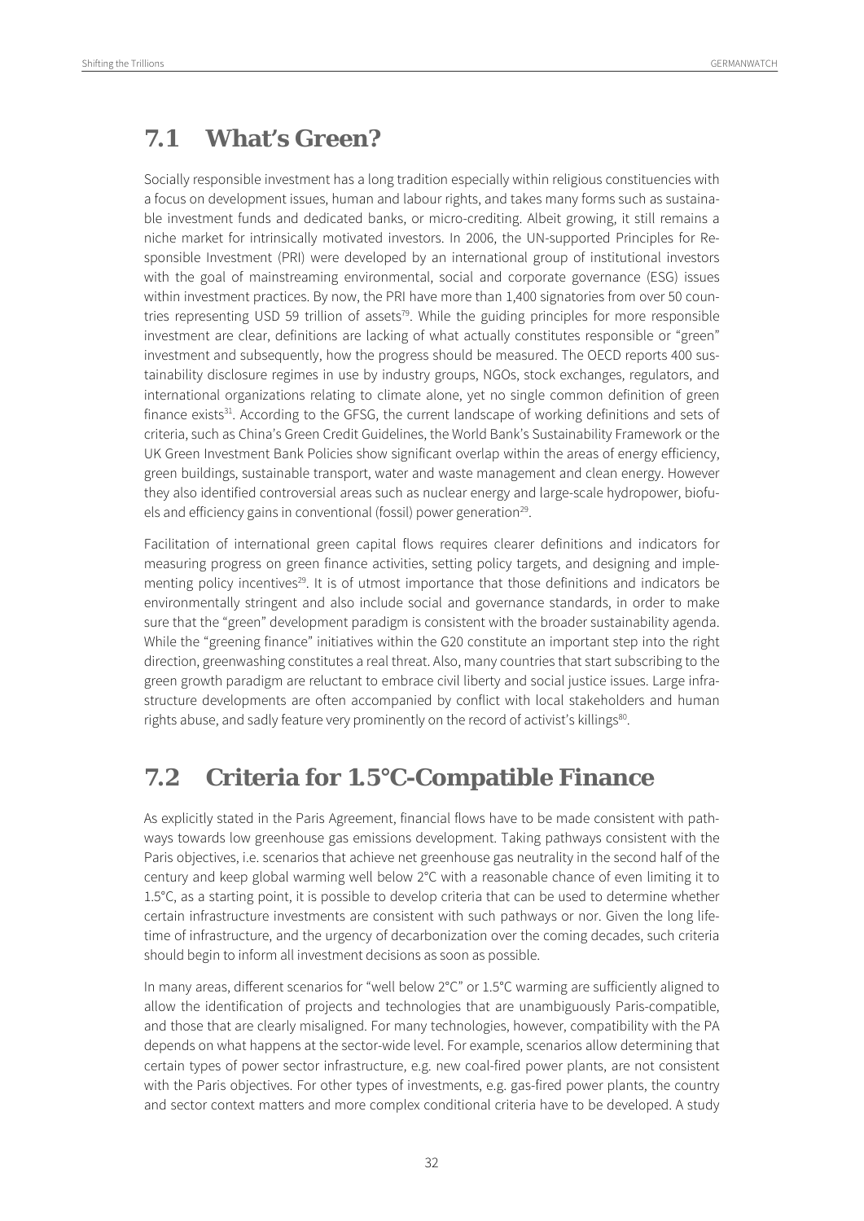## 7.1 What's Green?

Socially responsible investment has a long tradition especially within religious constituencies with a focus on development issues, human and labour rights, and takes many forms such as sustainable investment funds and dedicated banks, or micro-crediting. Albeit growing, it still remains a niche market for intrinsically motivated investors. In 2006, the UN-supported Principles for Responsible Investment (PRI) were developed by an international group of institutional investors with the goal of mainstreaming environmental, social and corporate governance (ESG) issues within investment practices. By now, the PRI have more than 1,400 signatories from over 50 countries representing USD 59 trillion of assets[79]. While the guiding principles for more responsible investment are clear, definitions are lacking of what actually constitutes responsible or "green" investment and subsequently, how the progress should be measured. The OECD reports 400 sustainability disclosure regimes in use by industry groups, NGOs, stock exchanges, regulators, and international organizations relating to climate alone, yet no single common definition of green finance exists[31]. According to the GFSG, the current landscape of working definitions and sets of criteria, such as China's Green Credit Guidelines, the World Bank's Sustainability Framework or the UK Green Investment Bank Policies show significant overlap within the areas of energy efficiency, green buildings, sustainable transport, water and waste management and clean energy. However they also identified controversial areas such as nuclear energy and large-scale hydropower, biofuels and efficiency gains in conventional (fossil) power generation[29].

Facilitation of international green capital flows requires clearer definitions and indicators for measuring progress on green finance activities, setting policy targets, and designing and implementing policy incentives[29]. It is of utmost importance that those definitions and indicators be environmentally stringent and also include social and governance standards, in order to make sure that the "green" development paradigm is consistent with the broader sustainability agenda. While the "greening finance" initiatives within the G20 constitute an important step into the right direction, greenwashing constitutes a real threat. Also, many countries that start subscribing to the green growth paradigm are reluctant to embrace civil liberty and social justice issues. Large infrastructure developments are often accompanied by conflict with local stakeholders and human rights abuse, and sadly feature very prominently on the record of activist's killings[80].

## 7.2 Criteria for 1.5°C-Compatible Finance

As explicitly stated in the Paris Agreement, financial flows have to be made consistent with pathways towards low greenhouse gas emissions development. Taking pathways consistent with the Paris objectives, i.e. scenarios that achieve net greenhouse gas neutrality in the second half of the century and keep global warming well below 2°C with a reasonable chance of even limiting it to 1.5°C, as a starting point, it is possible to develop criteria that can be used to determine whether certain infrastructure investments are consistent with such pathways or nor. Given the long lifetime of infrastructure, and the urgency of decarbonization over the coming decades, such criteria should begin to inform all investment decisions as soon as possible.

In many areas, different scenarios for "well below 2°C" or 1.5°C warming are sufficiently aligned to allow the identification of projects and technologies that are unambiguously Paris-compatible, and those that are clearly misaligned. For many technologies, however, compatibility with the PA depends on what happens at the sector-wide level. For example, scenarios allow determining that certain types of power sector infrastructure, e.g. new coal-fired power plants, are not consistent with the Paris objectives. For other types of investments, e.g. gas-fired power plants, the country and sector context matters and more complex conditional criteria have to be developed. A study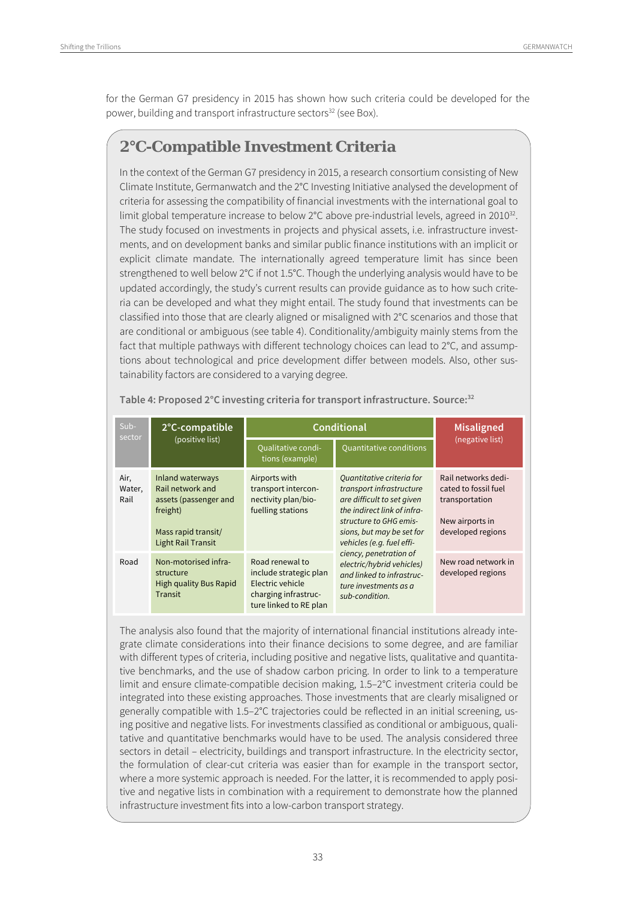for the German G7 presidency in 2015 has shown how such criteria could be developed for the power, building and transport infrastructure sectors[32] (see Box).

## 2°C-Compatible Investment Criteria

In the context of the German G7 presidency in 2015, a research consortium consisting of New Climate Institute, Germanwatch and the 2°C Investing Initiative analysed the development of criteria for assessing the compatibility of financial investments with the international goal to limit global temperature increase to below 2°C above pre-industrial levels, agreed in 2010[32]. The study focused on investments in projects and physical assets, i.e. infrastructure investments, and on development banks and similar public finance institutions with an implicit or explicit climate mandate. The internationally agreed temperature limit has since been strengthened to well below 2°C if not 1.5°C. Though the underlying analysis would have to be updated accordingly, the study's current results can provide guidance as to how such criteria can be developed and what they might entail. The study found that investments can be classified into those that are clearly aligned or misaligned with 2°C scenarios and those that are conditional or ambiguous (see table 4). Conditionality/ambiguity mainly stems from the fact that multiple pathways with different technology choices can lead to 2°C, and assumptions about technological and price development differ between models. Also, other sustainability factors are considered to a varying degree.

**Table 4: Proposed 2°C investing criteria for transport infrastructure. Source:[32]**

| Sub-sector | 2°C-compatible (positive list) | Conditional | | Misaligned (negative list) |
|---|---|---|---|---|
| | | Qualitative conditions (example) | Quantitative conditions | |
| Air, Water, Rail | Inland waterways<br>Rail network and assets (passenger and freight)<br><br>Mass rapid transit/ Light Rail Transit | Airports with transport interconnectivity plan/biofuelling stations | *Quantitative criteria for transport infrastructure are difficult to set given the indirect link of infrastructure to GHG emissions, but may be set for vehicles (e.g. fuel efficiency, penetration of electric/hybrid vehicles) and linked to infrastructure investments as a sub-condition.* | Rail networks dedicated to fossil fuel transportation<br><br>New airports in developed regions |
| Road | Non-motorised infrastructure<br>High quality Bus Rapid Transit | Road renewal to include strategic plan<br>Electric vehicle charging infrastructure linked to RE plan | | New road network in developed regions |

The analysis also found that the majority of international financial institutions already integrate climate considerations into their finance decisions to some degree, and are familiar with different types of criteria, including positive and negative lists, qualitative and quantitative benchmarks, and the use of shadow carbon pricing. In order to link to a temperature limit and ensure climate-compatible decision making, 1.5–2°C investment criteria could be integrated into these existing approaches. Those investments that are clearly misaligned or generally compatible with 1.5–2°C trajectories could be reflected in an initial screening, using positive and negative lists. For investments classified as conditional or ambiguous, qualitative and quantitative benchmarks would have to be used. The analysis considered three sectors in detail – electricity, buildings and transport infrastructure. In the electricity sector, the formulation of clear-cut criteria was easier than for example in the transport sector, where a more systemic approach is needed. For the latter, it is recommended to apply positive and negative lists in combination with a requirement to demonstrate how the planned infrastructure investment fits into a low-carbon transport strategy.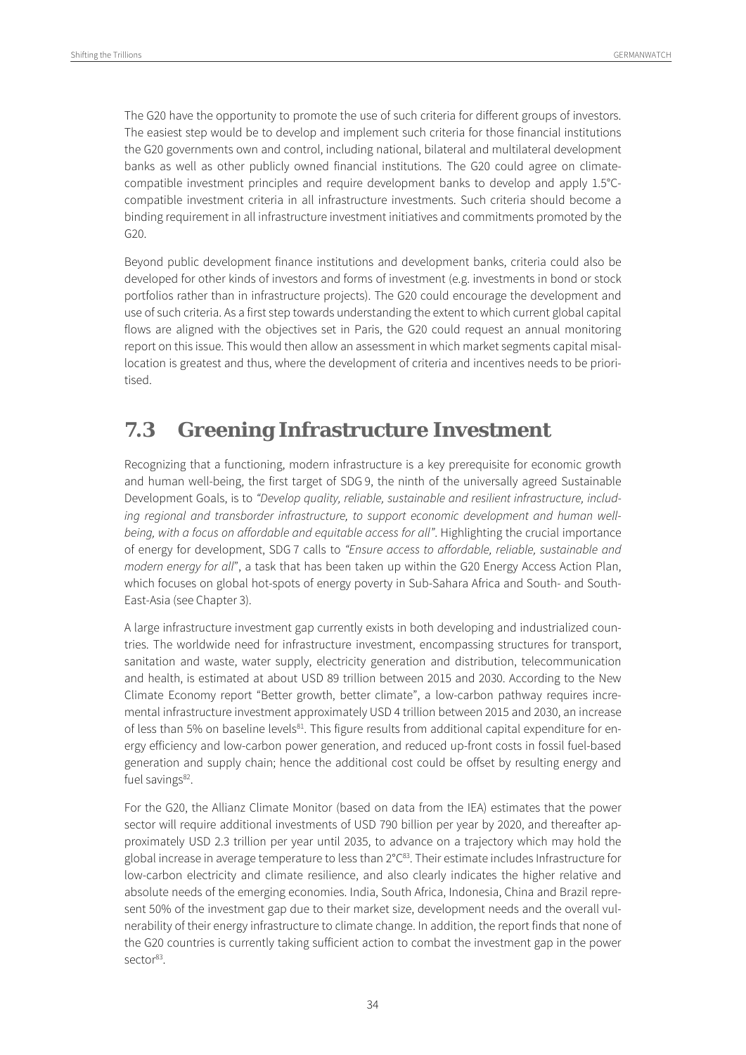The G20 have the opportunity to promote the use of such criteria for different groups of investors. The easiest step would be to develop and implement such criteria for those financial institutions the G20 governments own and control, including national, bilateral and multilateral development banks as well as other publicly owned financial institutions. The G20 could agree on climate-compatible investment principles and require development banks to develop and apply 1.5°C-compatible investment criteria in all infrastructure investments. Such criteria should become a binding requirement in all infrastructure investment initiatives and commitments promoted by the G20.

Beyond public development finance institutions and development banks, criteria could also be developed for other kinds of investors and forms of investment (e.g. investments in bond or stock portfolios rather than in infrastructure projects). The G20 could encourage the development and use of such criteria. As a first step towards understanding the extent to which current global capital flows are aligned with the objectives set in Paris, the G20 could request an annual monitoring report on this issue. This would then allow an assessment in which market segments capital misallocation is greatest and thus, where the development of criteria and incentives needs to be prioritised.

## 7.3 Greening Infrastructure Investment

Recognizing that a functioning, modern infrastructure is a key prerequisite for economic growth and human well-being, the first target of SDG 9, the ninth of the universally agreed Sustainable Development Goals, is to *"Develop quality, reliable, sustainable and resilient infrastructure, including regional and transborder infrastructure, to support economic development and human well-being, with a focus on affordable and equitable access for all"*. Highlighting the crucial importance of energy for development, SDG 7 calls to *"Ensure access to affordable, reliable, sustainable and modern energy for all"*, a task that has been taken up within the G20 Energy Access Action Plan, which focuses on global hot-spots of energy poverty in Sub-Sahara Africa and South- and South-East-Asia (see Chapter 3).

A large infrastructure investment gap currently exists in both developing and industrialized countries. The worldwide need for infrastructure investment, encompassing structures for transport, sanitation and waste, water supply, electricity generation and distribution, telecommunication and health, is estimated at about USD 89 trillion between 2015 and 2030. According to the New Climate Economy report "Better growth, better climate", a low-carbon pathway requires incremental infrastructure investment approximately USD 4 trillion between 2015 and 2030, an increase of less than 5% on baseline levels[81]. This figure results from additional capital expenditure for energy efficiency and low-carbon power generation, and reduced up-front costs in fossil fuel-based generation and supply chain; hence the additional cost could be offset by resulting energy and fuel savings[82].

For the G20, the Allianz Climate Monitor (based on data from the IEA) estimates that the power sector will require additional investments of USD 790 billion per year by 2020, and thereafter approximately USD 2.3 trillion per year until 2035, to advance on a trajectory which may hold the global increase in average temperature to less than 2°C[83]. Their estimate includes Infrastructure for low-carbon electricity and climate resilience, and also clearly indicates the higher relative and absolute needs of the emerging economies. India, South Africa, Indonesia, China and Brazil represent 50% of the investment gap due to their market size, development needs and the overall vulnerability of their energy infrastructure to climate change. In addition, the report finds that none of the G20 countries is currently taking sufficient action to combat the investment gap in the power sector[83].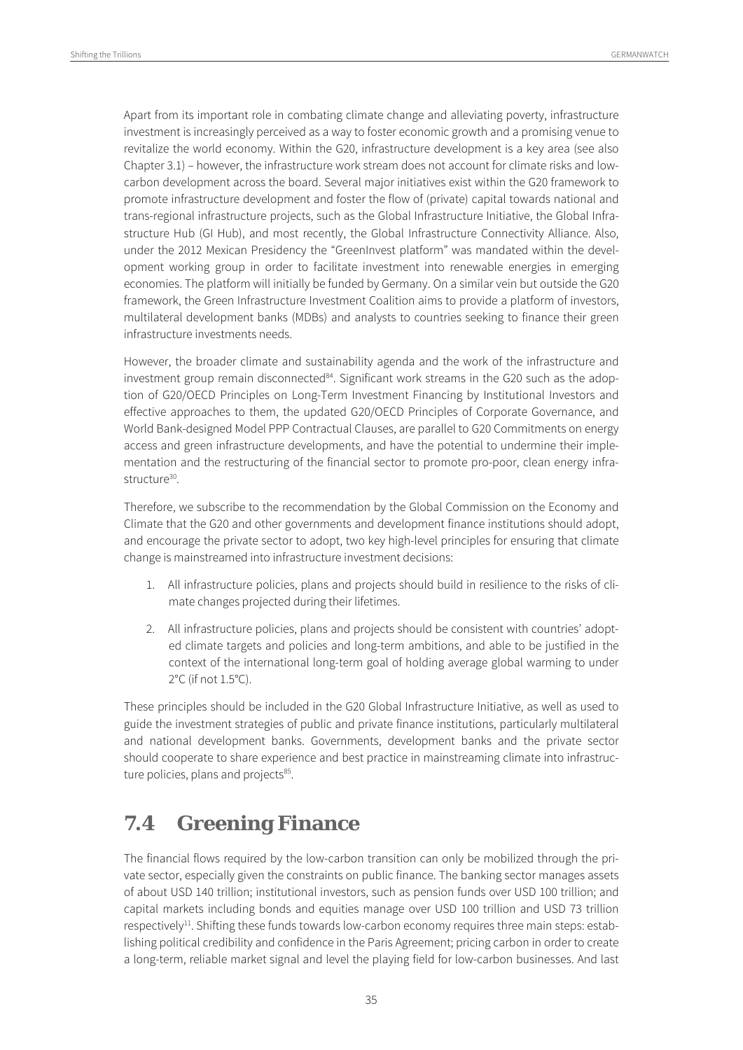Apart from its important role in combating climate change and alleviating poverty, infrastructure investment is increasingly perceived as a way to foster economic growth and a promising venue to revitalize the world economy. Within the G20, infrastructure development is a key area (see also Chapter 3.1) – however, the infrastructure work stream does not account for climate risks and low-carbon development across the board. Several major initiatives exist within the G20 framework to promote infrastructure development and foster the flow of (private) capital towards national and trans-regional infrastructure projects, such as the Global Infrastructure Initiative, the Global Infrastructure Hub (GI Hub), and most recently, the Global Infrastructure Connectivity Alliance. Also, under the 2012 Mexican Presidency the "GreenInvest platform" was mandated within the development working group in order to facilitate investment into renewable energies in emerging economies. The platform will initially be funded by Germany. On a similar vein but outside the G20 framework, the Green Infrastructure Investment Coalition aims to provide a platform of investors, multilateral development banks (MDBs) and analysts to countries seeking to finance their green infrastructure investments needs.

However, the broader climate and sustainability agenda and the work of the infrastructure and investment group remain disconnected[84]. Significant work streams in the G20 such as the adoption of G20/OECD Principles on Long-Term Investment Financing by Institutional Investors and effective approaches to them, the updated G20/OECD Principles of Corporate Governance, and World Bank-designed Model PPP Contractual Clauses, are parallel to G20 Commitments on energy access and green infrastructure developments, and have the potential to undermine their implementation and the restructuring of the financial sector to promote pro-poor, clean energy infrastructure[30].

Therefore, we subscribe to the recommendation by the Global Commission on the Economy and Climate that the G20 and other governments and development finance institutions should adopt, and encourage the private sector to adopt, two key high-level principles for ensuring that climate change is mainstreamed into infrastructure investment decisions:

1. All infrastructure policies, plans and projects should build in resilience to the risks of climate changes projected during their lifetimes.
2. All infrastructure policies, plans and projects should be consistent with countries' adopted climate targets and policies and long-term ambitions, and able to be justified in the context of the international long-term goal of holding average global warming to under 2°C (if not 1.5°C).

These principles should be included in the G20 Global Infrastructure Initiative, as well as used to guide the investment strategies of public and private finance institutions, particularly multilateral and national development banks. Governments, development banks and the private sector should cooperate to share experience and best practice in mainstreaming climate into infrastructure policies, plans and projects[85].

## 7.4 Greening Finance

The financial flows required by the low-carbon transition can only be mobilized through the private sector, especially given the constraints on public finance. The banking sector manages assets of about USD 140 trillion; institutional investors, such as pension funds over USD 100 trillion; and capital markets including bonds and equities manage over USD 100 trillion and USD 73 trillion respectively[11]. Shifting these funds towards low-carbon economy requires three main steps: establishing political credibility and confidence in the Paris Agreement; pricing carbon in order to create a long-term, reliable market signal and level the playing field for low-carbon businesses. And last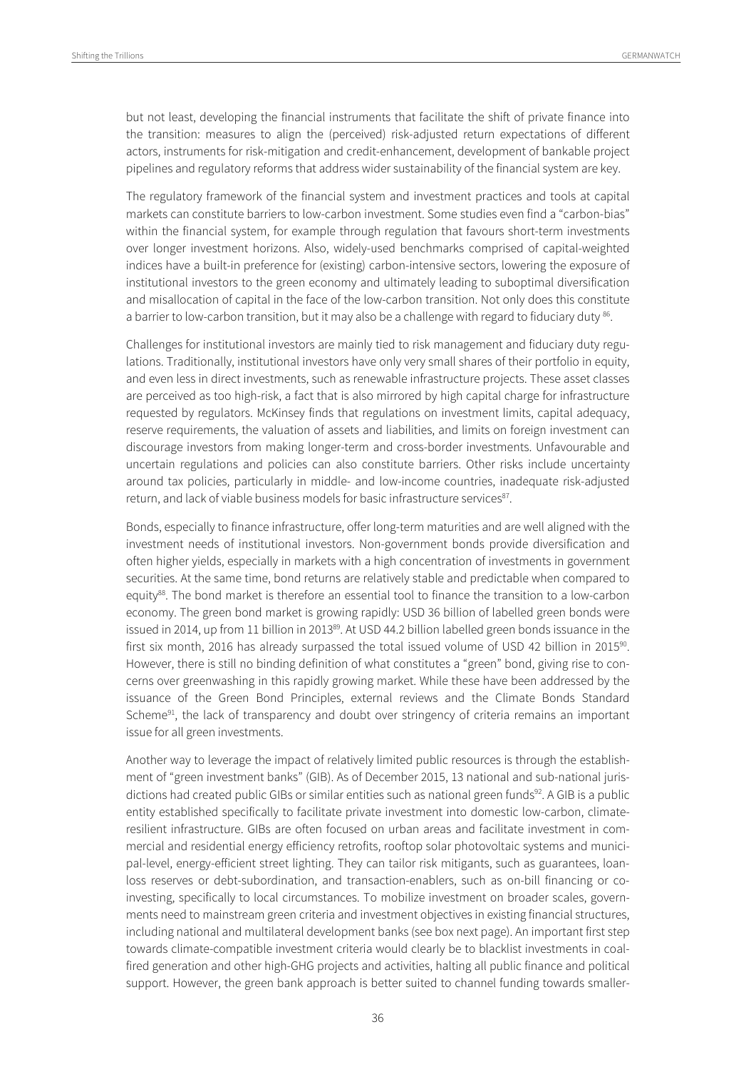but not least, developing the financial instruments that facilitate the shift of private finance into the transition: measures to align the (perceived) risk-adjusted return expectations of different actors, instruments for risk-mitigation and credit-enhancement, development of bankable project pipelines and regulatory reforms that address wider sustainability of the financial system are key.

The regulatory framework of the financial system and investment practices and tools at capital markets can constitute barriers to low-carbon investment. Some studies even find a "carbon-bias" within the financial system, for example through regulation that favours short-term investments over longer investment horizons. Also, widely-used benchmarks comprised of capital-weighted indices have a built-in preference for (existing) carbon-intensive sectors, lowering the exposure of institutional investors to the green economy and ultimately leading to suboptimal diversification and misallocation of capital in the face of the low-carbon transition. Not only does this constitute a barrier to low-carbon transition, but it may also be a challenge with regard to fiduciary duty [86].

Challenges for institutional investors are mainly tied to risk management and fiduciary duty regulations. Traditionally, institutional investors have only very small shares of their portfolio in equity, and even less in direct investments, such as renewable infrastructure projects. These asset classes are perceived as too high-risk, a fact that is also mirrored by high capital charge for infrastructure requested by regulators. McKinsey finds that regulations on investment limits, capital adequacy, reserve requirements, the valuation of assets and liabilities, and limits on foreign investment can discourage investors from making longer-term and cross-border investments. Unfavourable and uncertain regulations and policies can also constitute barriers. Other risks include uncertainty around tax policies, particularly in middle- and low-income countries, inadequate risk-adjusted return, and lack of viable business models for basic infrastructure services[87].

Bonds, especially to finance infrastructure, offer long-term maturities and are well aligned with the investment needs of institutional investors. Non-government bonds provide diversification and often higher yields, especially in markets with a high concentration of investments in government securities. At the same time, bond returns are relatively stable and predictable when compared to equity[88]. The bond market is therefore an essential tool to finance the transition to a low-carbon economy. The green bond market is growing rapidly: USD 36 billion of labelled green bonds were issued in 2014, up from 11 billion in 2013[89]. At USD 44.2 billion labelled green bonds issuance in the first six month, 2016 has already surpassed the total issued volume of USD 42 billion in 2015[90]. However, there is still no binding definition of what constitutes a "green" bond, giving rise to concerns over greenwashing in this rapidly growing market. While these have been addressed by the issuance of the Green Bond Principles, external reviews and the Climate Bonds Standard Scheme[91], the lack of transparency and doubt over stringency of criteria remains an important issue for all green investments.

Another way to leverage the impact of relatively limited public resources is through the establishment of "green investment banks" (GIB). As of December 2015, 13 national and sub-national jurisdictions had created public GIBs or similar entities such as national green funds[92]. A GIB is a public entity established specifically to facilitate private investment into domestic low-carbon, climate-resilient infrastructure. GIBs are often focused on urban areas and facilitate investment in commercial and residential energy efficiency retrofits, rooftop solar photovoltaic systems and municipal-level, energy-efficient street lighting. They can tailor risk mitigants, such as guarantees, loan-loss reserves or debt-subordination, and transaction-enablers, such as on-bill financing or co-investing, specifically to local circumstances. To mobilize investment on broader scales, governments need to mainstream green criteria and investment objectives in existing financial structures, including national and multilateral development banks (see box next page). An important first step towards climate-compatible investment criteria would clearly be to blacklist investments in coal-fired generation and other high-GHG projects and activities, halting all public finance and political support. However, the green bank approach is better suited to channel funding towards smaller-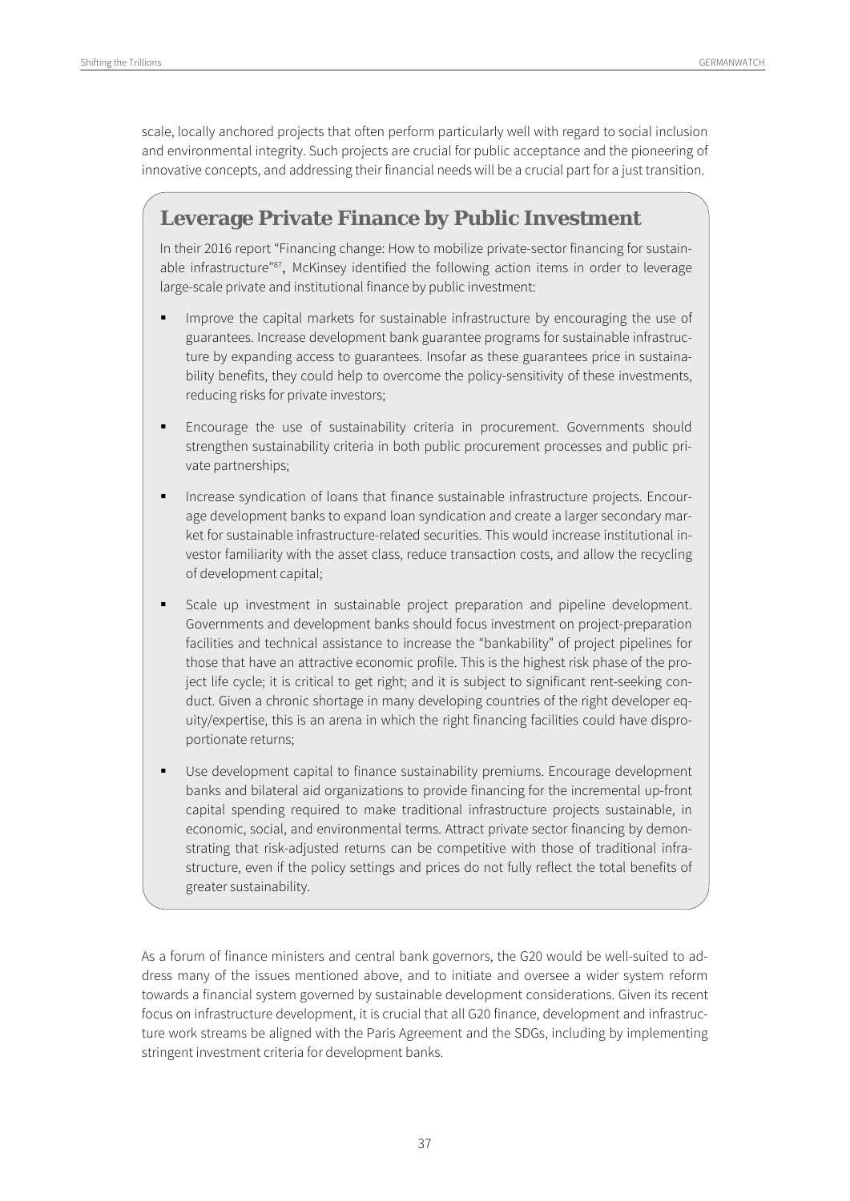scale, locally anchored projects that often perform particularly well with regard to social inclusion and environmental integrity. Such projects are crucial for public acceptance and the pioneering of innovative concepts, and addressing their financial needs will be a crucial part for a just transition.

## Leverage Private Finance by Public Investment

In their 2016 report "Financing change: How to mobilize private-sector financing for sustainable infrastructure"[87], McKinsey identified the following action items in order to leverage large-scale private and institutional finance by public investment:

- Improve the capital markets for sustainable infrastructure by encouraging the use of guarantees. Increase development bank guarantee programs for sustainable infrastructure by expanding access to guarantees. Insofar as these guarantees price in sustainability benefits, they could help to overcome the policy-sensitivity of these investments, reducing risks for private investors;
- Encourage the use of sustainability criteria in procurement. Governments should strengthen sustainability criteria in both public procurement processes and public private partnerships;
- Increase syndication of loans that finance sustainable infrastructure projects. Encourage development banks to expand loan syndication and create a larger secondary market for sustainable infrastructure-related securities. This would increase institutional investor familiarity with the asset class, reduce transaction costs, and allow the recycling of development capital;
- Scale up investment in sustainable project preparation and pipeline development. Governments and development banks should focus investment on project-preparation facilities and technical assistance to increase the "bankability" of project pipelines for those that have an attractive economic profile. This is the highest risk phase of the project life cycle; it is critical to get right; and it is subject to significant rent-seeking conduct. Given a chronic shortage in many developing countries of the right developer equity/expertise, this is an arena in which the right financing facilities could have disproportionate returns;
- Use development capital to finance sustainability premiums. Encourage development banks and bilateral aid organizations to provide financing for the incremental up-front capital spending required to make traditional infrastructure projects sustainable, in economic, social, and environmental terms. Attract private sector financing by demonstrating that risk-adjusted returns can be competitive with those of traditional infrastructure, even if the policy settings and prices do not fully reflect the total benefits of greater sustainability.

As a forum of finance ministers and central bank governors, the G20 would be well-suited to address many of the issues mentioned above, and to initiate and oversee a wider system reform towards a financial system governed by sustainable development considerations. Given its recent focus on infrastructure development, it is crucial that all G20 finance, development and infrastructure work streams be aligned with the Paris Agreement and the SDGs, including by implementing stringent investment criteria for development banks.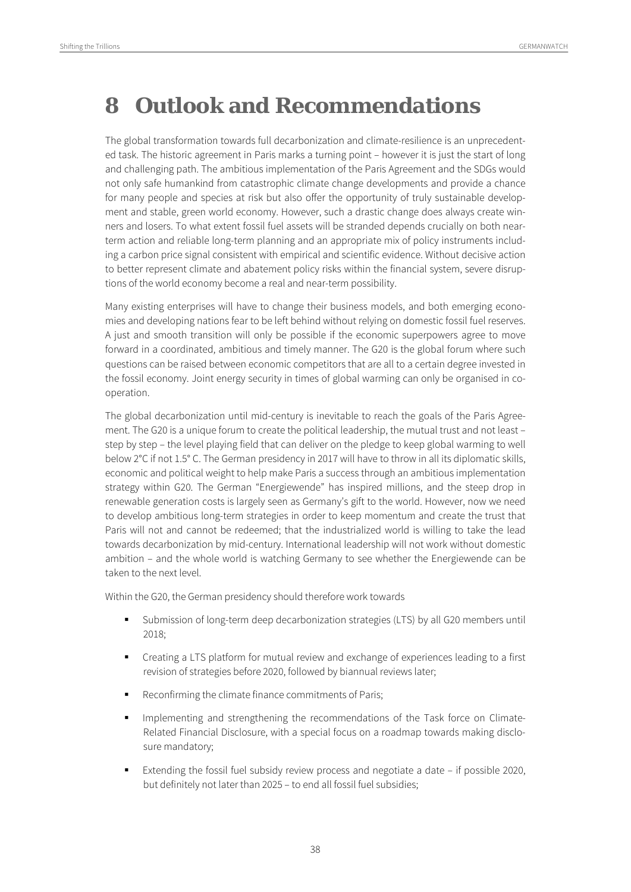# 8 Outlook and Recommendations

The global transformation towards full decarbonization and climate-resilience is an unprecedented task. The historic agreement in Paris marks a turning point – however it is just the start of long and challenging path. The ambitious implementation of the Paris Agreement and the SDGs would not only safe humankind from catastrophic climate change developments and provide a chance for many people and species at risk but also offer the opportunity of truly sustainable development and stable, green world economy. However, such a drastic change does always create winners and losers. To what extent fossil fuel assets will be stranded depends crucially on both near-term action and reliable long-term planning and an appropriate mix of policy instruments including a carbon price signal consistent with empirical and scientific evidence. Without decisive action to better represent climate and abatement policy risks within the financial system, severe disruptions of the world economy become a real and near-term possibility.

Many existing enterprises will have to change their business models, and both emerging economies and developing nations fear to be left behind without relying on domestic fossil fuel reserves. A just and smooth transition will only be possible if the economic superpowers agree to move forward in a coordinated, ambitious and timely manner. The G20 is the global forum where such questions can be raised between economic competitors that are all to a certain degree invested in the fossil economy. Joint energy security in times of global warming can only be organised in co-operation.

The global decarbonization until mid-century is inevitable to reach the goals of the Paris Agreement. The G20 is a unique forum to create the political leadership, the mutual trust and not least – step by step – the level playing field that can deliver on the pledge to keep global warming to well below 2°C if not 1.5° C. The German presidency in 2017 will have to throw in all its diplomatic skills, economic and political weight to help make Paris a success through an ambitious implementation strategy within G20. The German "Energiewende" has inspired millions, and the steep drop in renewable generation costs is largely seen as Germany's gift to the world. However, now we need to develop ambitious long-term strategies in order to keep momentum and create the trust that Paris will not and cannot be redeemed; that the industrialized world is willing to take the lead towards decarbonization by mid-century. International leadership will not work without domestic ambition – and the whole world is watching Germany to see whether the Energiewende can be taken to the next level.

Within the G20, the German presidency should therefore work towards

- Submission of long-term deep decarbonization strategies (LTS) by all G20 members until 2018;
- Creating a LTS platform for mutual review and exchange of experiences leading to a first revision of strategies before 2020, followed by biannual reviews later;
- Reconfirming the climate finance commitments of Paris;
- Implementing and strengthening the recommendations of the Task force on Climate-Related Financial Disclosure, with a special focus on a roadmap towards making disclosure mandatory;
- Extending the fossil fuel subsidy review process and negotiate a date – if possible 2020, but definitely not later than 2025 – to end all fossil fuel subsidies;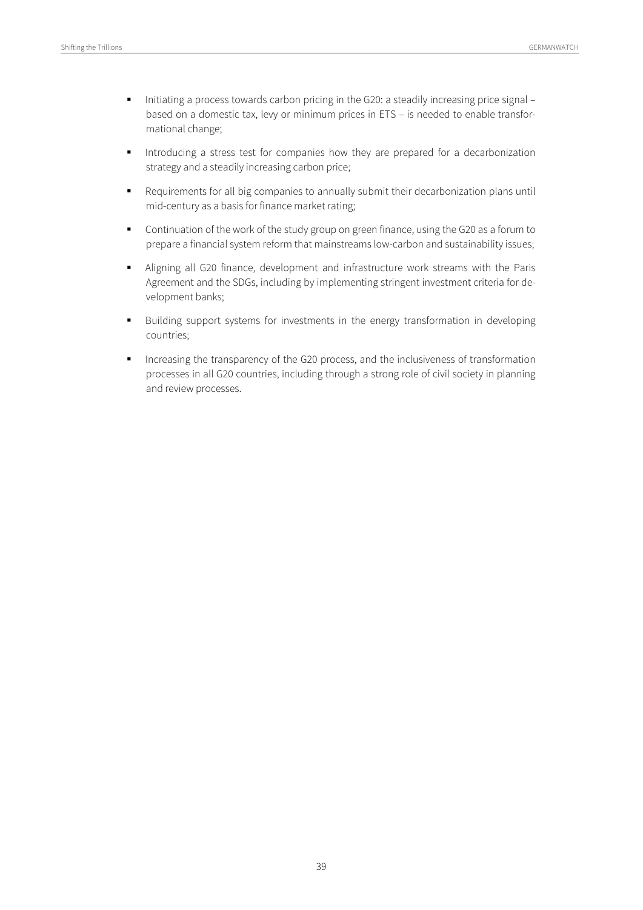- Initiating a process towards carbon pricing in the G20: a steadily increasing price signal – based on a domestic tax, levy or minimum prices in ETS – is needed to enable transformational change;
- Introducing a stress test for companies how they are prepared for a decarbonization strategy and a steadily increasing carbon price;
- Requirements for all big companies to annually submit their decarbonization plans until mid-century as a basis for finance market rating;
- Continuation of the work of the study group on green finance, using the G20 as a forum to prepare a financial system reform that mainstreams low-carbon and sustainability issues;
- Aligning all G20 finance, development and infrastructure work streams with the Paris Agreement and the SDGs, including by implementing stringent investment criteria for development banks;
- Building support systems for investments in the energy transformation in developing countries;
- Increasing the transparency of the G20 process, and the inclusiveness of transformation processes in all G20 countries, including through a strong role of civil society in planning and review processes.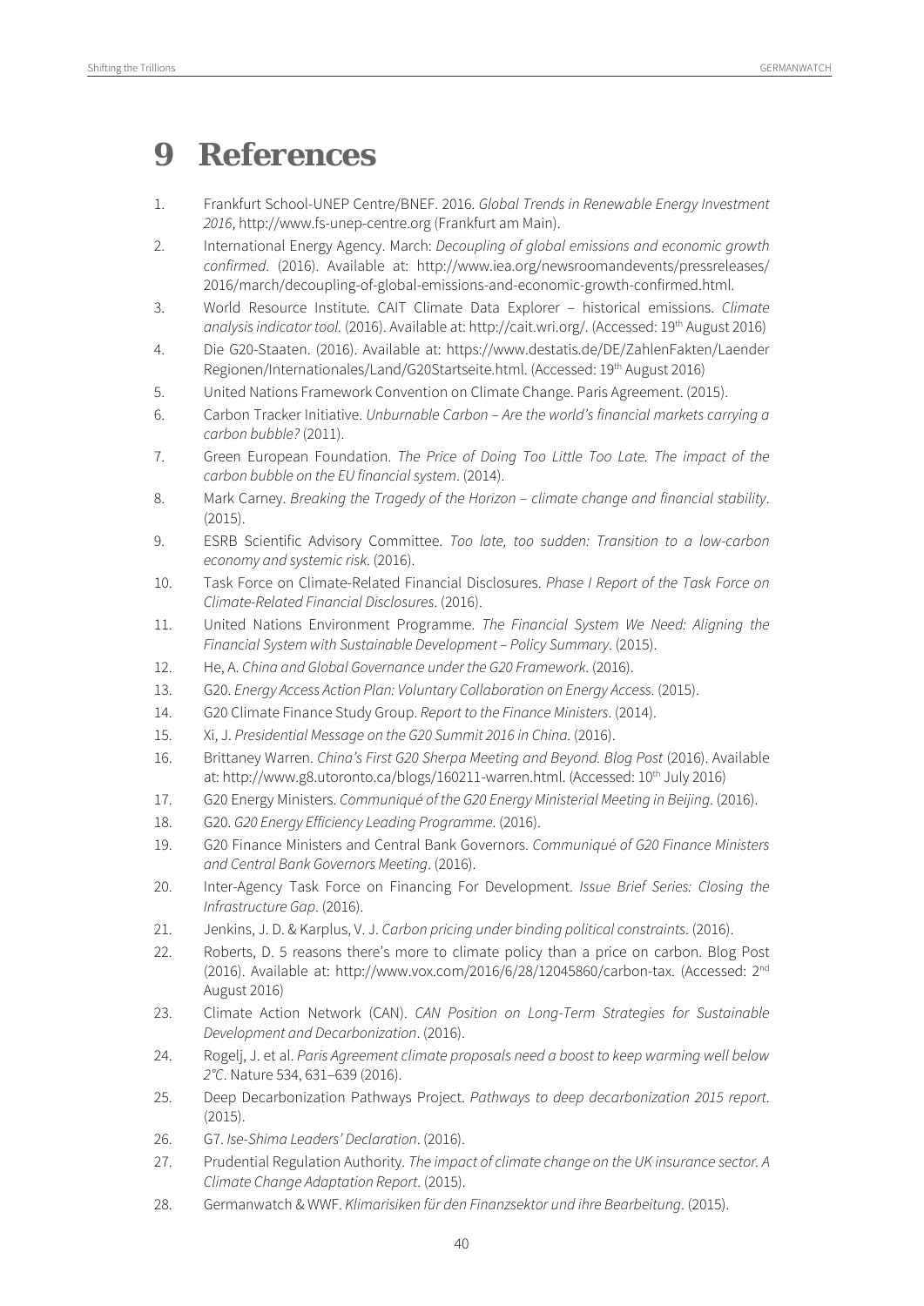# 9 References

1. Frankfurt School-UNEP Centre/BNEF. 2016. *Global Trends in Renewable Energy Investment 2016*, http://www.fs-unep-centre.org (Frankfurt am Main).
2. International Energy Agency. March: *Decoupling of global emissions and economic growth confirmed*. (2016). Available at: http://www.iea.org/newsroomandevents/pressreleases/2016/march/decoupling-of-global-emissions-and-economic-growth-confirmed.html.
3. World Resource Institute. CAIT Climate Data Explorer – historical emissions. *Climate analysis indicator tool.* (2016). Available at: http://cait.wri.org/. (Accessed: 19th August 2016)
4. Die G20-Staaten. (2016). Available at: https://www.destatis.de/DE/ZahlenFakten/Laender Regionen/Internationales/Land/G20Startseite.html. (Accessed: 19th August 2016)
5. United Nations Framework Convention on Climate Change. Paris Agreement. (2015).
6. Carbon Tracker Initiative. *Unburnable Carbon – Are the world's financial markets carrying a carbon bubble?* (2011).
7. Green European Foundation. *The Price of Doing Too Little Too Late. The impact of the carbon bubble on the EU financial system*. (2014).
8. Mark Carney. *Breaking the Tragedy of the Horizon – climate change and financial stability*. (2015).
9. ESRB Scientific Advisory Committee. *Too late, too sudden: Transition to a low-carbon economy and systemic risk*. (2016).
10. Task Force on Climate-Related Financial Disclosures. *Phase I Report of the Task Force on Climate-Related Financial Disclosures*. (2016).
11. United Nations Environment Programme. *The Financial System We Need: Aligning the Financial System with Sustainable Development – Policy Summary*. (2015).
12. He, A. *China and Global Governance under the G20 Framework*. (2016).
13. G20. *Energy Access Action Plan: Voluntary Collaboration on Energy Access*. (2015).
14. G20 Climate Finance Study Group. *Report to the Finance Ministers*. (2014).
15. Xi, J. *Presidential Message on the G20 Summit 2016 in China*. (2016).
16. Brittaney Warren. *China's First G20 Sherpa Meeting and Beyond. Blog Post* (2016). Available at: http://www.g8.utoronto.ca/blogs/160211-warren.html. (Accessed: 10th July 2016)
17. G20 Energy Ministers. *Communiqué of the G20 Energy Ministerial Meeting in Beijing*. (2016).
18. G20. *G20 Energy Efficiency Leading Programme*. (2016).
19. G20 Finance Ministers and Central Bank Governors. *Communiqué of G20 Finance Ministers and Central Bank Governors Meeting*. (2016).
20. Inter-Agency Task Force on Financing For Development. *Issue Brief Series: Closing the Infrastructure Gap*. (2016).
21. Jenkins, J. D. & Karplus, V. J. *Carbon pricing under binding political constraints*. (2016).
22. Roberts, D. 5 reasons there's more to climate policy than a price on carbon. Blog Post (2016). Available at: http://www.vox.com/2016/6/28/12045860/carbon-tax. (Accessed: 2nd August 2016)
23. Climate Action Network (CAN). *CAN Position on Long-Term Strategies for Sustainable Development and Decarbonization*. (2016).
24. Rogelj, J. et al. *Paris Agreement climate proposals need a boost to keep warming well below 2°C*. Nature 534, 631–639 (2016).
25. Deep Decarbonization Pathways Project. *Pathways to deep decarbonization 2015 report*. (2015).
26. G7. *Ise-Shima Leaders' Declaration*. (2016).
27. Prudential Regulation Authority. *The impact of climate change on the UK insurance sector. A Climate Change Adaptation Report*. (2015).
28. Germanwatch & WWF. *Klimarisiken für den Finanzsektor und ihre Bearbeitung*. (2015).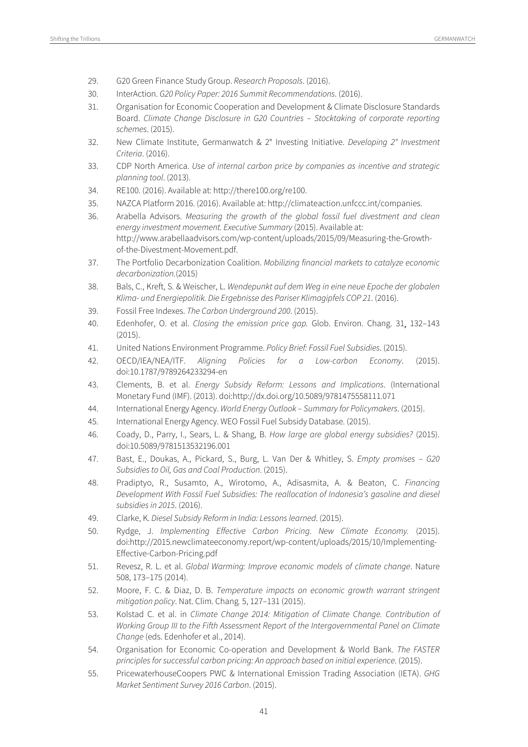29. G20 Green Finance Study Group. *Research Proposals*. (2016).
30. InterAction. *G20 Policy Paper: 2016 Summit Recommendations*. (2016).
31. Organisation for Economic Cooperation and Development & Climate Disclosure Standards Board. *Climate Change Disclosure in G20 Countries – Stocktaking of corporate reporting schemes*. (2015).
32. New Climate Institute, Germanwatch & 2° Investing Initiative. *Developing 2° Investment Criteria*. (2016).
33. CDP North America. *Use of internal carbon price by companies as incentive and strategic planning tool*. (2013).
34. RE100. (2016). Available at: http://there100.org/re100.
35. NAZCA Platform 2016. (2016). Available at: http://climateaction.unfccc.int/companies.
36. Arabella Advisors. *Measuring the growth of the global fossil fuel divestment and clean energy investment movement. Executive Summary* (2015). Available at: http://www.arabellaadvisors.com/wp-content/uploads/2015/09/Measuring-the-Growth-of-the-Divestment-Movement.pdf.
37. The Portfolio Decarbonization Coalition. *Mobilizing financial markets to catalyze economic decarbonization.* (2015)
38. Bals, C., Kreft, S. & Weischer, L. *Wendepunkt auf dem Weg in eine neue Epoche der globalen Klima- und Energiepolitik. Die Ergebnisse des Pariser Klimagipfels COP 21*. (2016).
39. Fossil Free Indexes. *The Carbon Underground 200*. (2015).
40. Edenhofer, O. et al. *Closing the emission price gap.* Glob. Environ. Chang. 31, 132–143 (2015).
41. United Nations Environment Programme. *Policy Brief: Fossil Fuel Subsidies*. (2015).
42. OECD/IEA/NEA/ITF. *Aligning Policies for a Low-carbon Economy*. (2015). doi:10.1787/9789264233294-en
43. Clements, B. et al. *Energy Subsidy Reform: Lessons and Implications*. (International Monetary Fund (IMF). (2013). doi:http://dx.doi.org/10.5089/9781475558111.071
44. International Energy Agency. *World Energy Outlook – Summary for Policymakers*. (2015).
45. International Energy Agency. WEO Fossil Fuel Subsidy Database. (2015).
46. Coady, D., Parry, I., Sears, L. & Shang, B. *How large are global energy subsidies?* (2015). doi:10.5089/9781513532196.001
47. Bast, E., Doukas, A., Pickard, S., Burg, L. Van Der & Whitley, S. *Empty promises – G20 Subsidies to Oil, Gas and Coal Production*. (2015).
48. Pradiptyo, R., Susamto, A., Wirotomo, A., Adisasmita, A. & Beaton, C. *Financing Development With Fossil Fuel Subsidies: The reallocation of Indonesia's gasoline and diesel subsidies in 2015*. (2016).
49. Clarke, K. *Diesel Subsidy Reform in India: Lessons learned*. (2015).
50. Rydge, J. *Implementing Effective Carbon Pricing. New Climate Economy.* (2015). doi:http://2015.newclimateeconomy.report/wp-content/uploads/2015/10/Implementing-Effective-Carbon-Pricing.pdf
51. Revesz, R. L. et al. *Global Warming: Improve economic models of climate change*. Nature 508, 173–175 (2014).
52. Moore, F. C. & Diaz, D. B. *Temperature impacts on economic growth warrant stringent mitigation policy*. Nat. Clim. Chang. 5, 127–131 (2015).
53. Kolstad C. et al. in *Climate Change 2014: Mitigation of Climate Change. Contribution of Working Group III to the Fifth Assessment Report of the Intergovernmental Panel on Climate Change* (eds. Edenhofer et al., 2014).
54. Organisation for Economic Co-operation and Development & World Bank. *The FASTER principles for successful carbon pricing: An approach based on initial experience*. (2015).
55. PricewaterhouseCoopers PWC & International Emission Trading Association (IETA). *GHG Market Sentiment Survey 2016 Carbon*. (2015).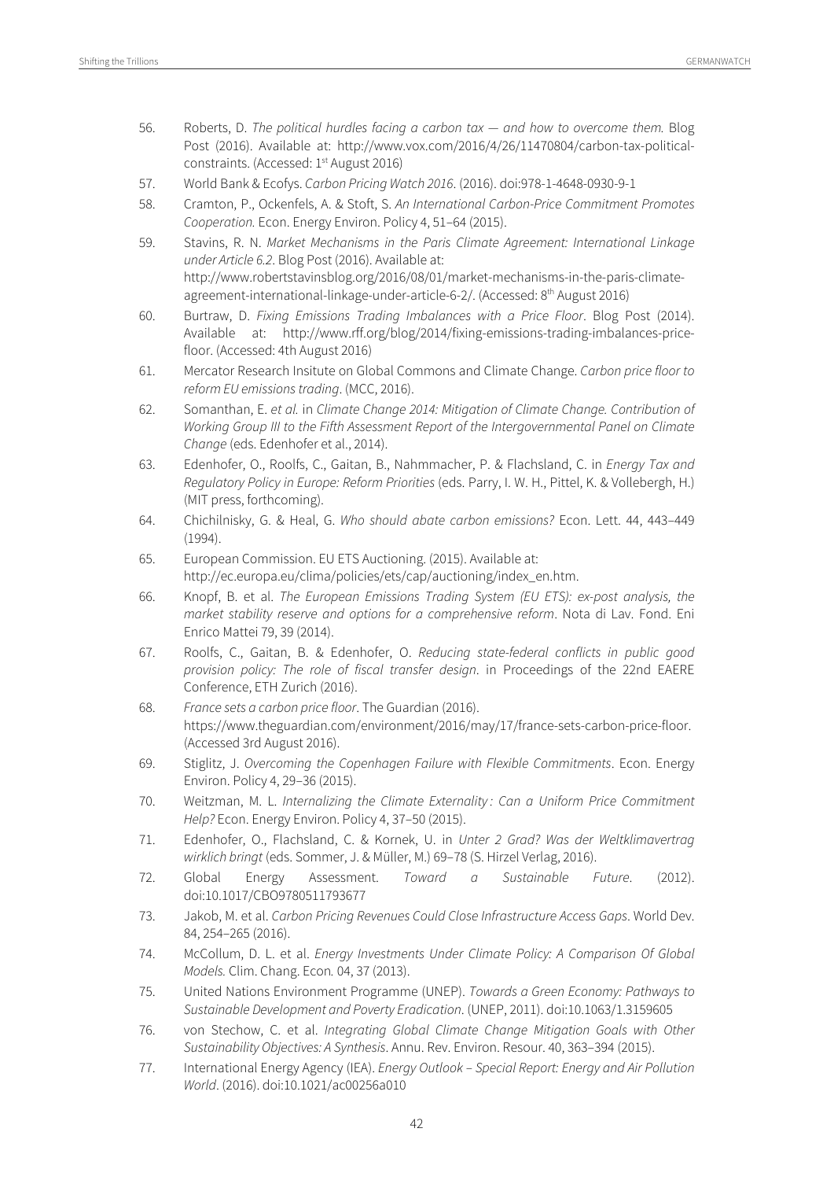56. Roberts, D. *The political hurdles facing a carbon tax — and how to overcome them.* Blog Post (2016). Available at: http://www.vox.com/2016/4/26/11470804/carbon-tax-political-constraints. (Accessed: 1st August 2016)
57. World Bank & Ecofys. *Carbon Pricing Watch 2016*. (2016). doi:978-1-4648-0930-9-1
58. Cramton, P., Ockenfels, A. & Stoft, S. *An International Carbon-Price Commitment Promotes Cooperation.* Econ. Energy Environ. Policy 4, 51–64 (2015).
59. Stavins, R. N. *Market Mechanisms in the Paris Climate Agreement: International Linkage under Article 6.2*. Blog Post (2016). Available at: http://www.robertstavinsblog.org/2016/08/01/market-mechanisms-in-the-paris-climate-agreement-international-linkage-under-article-6-2/. (Accessed: 8th August 2016)
60. Burtraw, D. *Fixing Emissions Trading Imbalances with a Price Floor*. Blog Post (2014). Available at: http://www.rff.org/blog/2014/fixing-emissions-trading-imbalances-price-floor. (Accessed: 4th August 2016)
61. Mercator Research Insitute on Global Commons and Climate Change. *Carbon price floor to reform EU emissions trading*. (MCC, 2016).
62. Somanthan, E. *et al.* in *Climate Change 2014: Mitigation of Climate Change. Contribution of Working Group III to the Fifth Assessment Report of the Intergovernmental Panel on Climate Change* (eds. Edenhofer et al., 2014).
63. Edenhofer, O., Roolfs, C., Gaitan, B., Nahmmacher, P. & Flachsland, C. in *Energy Tax and Regulatory Policy in Europe: Reform Priorities* (eds. Parry, I. W. H., Pittel, K. & Vollebergh, H.) (MIT press, forthcoming).
64. Chichilnisky, G. & Heal, G. *Who should abate carbon emissions?* Econ. Lett. 44, 443–449 (1994).
65. European Commission. EU ETS Auctioning. (2015). Available at: http://ec.europa.eu/clima/policies/ets/cap/auctioning/index_en.htm.
66. Knopf, B. et al. *The European Emissions Trading System (EU ETS): ex-post analysis, the market stability reserve and options for a comprehensive reform*. Nota di Lav. Fond. Eni Enrico Mattei 79, 39 (2014).
67. Roolfs, C., Gaitan, B. & Edenhofer, O. *Reducing state-federal conflicts in public good provision policy: The role of fiscal transfer design*. in Proceedings of the 22nd EAERE Conference, ETH Zurich (2016).
68. *France sets a carbon price floor*. The Guardian (2016). https://www.theguardian.com/environment/2016/may/17/france-sets-carbon-price-floor. (Accessed 3rd August 2016).
69. Stiglitz, J. *Overcoming the Copenhagen Failure with Flexible Commitments*. Econ. Energy Environ. Policy 4, 29–36 (2015).
70. Weitzman, M. L. *Internalizing the Climate Externality : Can a Uniform Price Commitment Help?* Econ. Energy Environ. Policy 4, 37–50 (2015).
71. Edenhofer, O., Flachsland, C. & Kornek, U. in *Unter 2 Grad? Was der Weltklimavertrag wirklich bringt* (eds. Sommer, J. & Müller, M.) 69–78 (S. Hirzel Verlag, 2016).
72. Global Energy Assessment. *Toward a Sustainable Future*. (2012). doi:10.1017/CBO9780511793677
73. Jakob, M. et al. *Carbon Pricing Revenues Could Close Infrastructure Access Gaps*. World Dev. 84, 254–265 (2016).
74. McCollum, D. L. et al. *Energy Investments Under Climate Policy: A Comparison Of Global Models.* Clim. Chang. Econ. 04, 37 (2013).
75. United Nations Environment Programme (UNEP). *Towards a Green Economy: Pathways to Sustainable Development and Poverty Eradication*. (UNEP, 2011). doi:10.1063/1.3159605
76. von Stechow, C. et al. *Integrating Global Climate Change Mitigation Goals with Other Sustainability Objectives: A Synthesis*. Annu. Rev. Environ. Resour. 40, 363–394 (2015).
77. International Energy Agency (IEA). *Energy Outlook – Special Report: Energy and Air Pollution World*. (2016). doi:10.1021/ac00256a010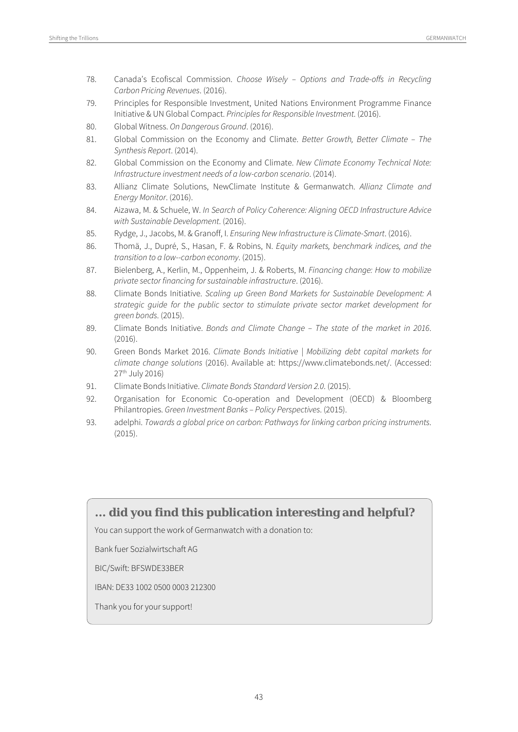78. Canada's Ecofiscal Commission. *Choose Wisely – Options and Trade-offs in Recycling Carbon Pricing Revenues*. (2016).
79. Principles for Responsible Investment, United Nations Environment Programme Finance Initiative & UN Global Compact. *Principles for Responsible Investment*. (2016).
80. Global Witness. *On Dangerous Ground*. (2016).
81. Global Commission on the Economy and Climate. *Better Growth, Better Climate – The Synthesis Report*. (2014).
82. Global Commission on the Economy and Climate. *New Climate Economy Technical Note: Infrastructure investment needs of a low-carbon scenario*. (2014).
83. Allianz Climate Solutions, NewClimate Institute & Germanwatch. *Allianz Climate and Energy Monitor*. (2016).
84. Aizawa, M. & Schuele, W. *In Search of Policy Coherence: Aligning OECD Infrastructure Advice with Sustainable Development*. (2016).
85. Rydge, J., Jacobs, M. & Granoff, I. *Ensuring New Infrastructure is Climate-Smart*. (2016).
86. Thomä, J., Dupré, S., Hasan, F. & Robins, N. *Equity markets, benchmark indices, and the transition to a low--carbon economy*. (2015).
87. Bielenberg, A., Kerlin, M., Oppenheim, J. & Roberts, M. *Financing change: How to mobilize private sector financing for sustainable infrastructure*. (2016).
88. Climate Bonds Initiative. *Scaling up Green Bond Markets for Sustainable Development: A strategic guide for the public sector to stimulate private sector market development for green bonds*. (2015).
89. Climate Bonds Initiative. *Bonds and Climate Change – The state of the market in 2016*. (2016).
90. Green Bonds Market 2016. *Climate Bonds Initiative | Mobilizing debt capital markets for climate change solutions* (2016). Available at: https://www.climatebonds.net/. (Accessed: 27th July 2016)
91. Climate Bonds Initiative. *Climate Bonds Standard Version 2.0*. (2015).
92. Organisation for Economic Co-operation and Development (OECD) & Bloomberg Philantropies. *Green Investment Banks – Policy Perspectives*. (2015).
93. adelphi. *Towards a global price on carbon: Pathways for linking carbon pricing instruments*. (2015).

## ... did you find this publication interesting and helpful?

You can support the work of Germanwatch with a donation to:

Bank fuer Sozialwirtschaft AG

BIC/Swift: BFSWDE33BER

IBAN: DE33 1002 0500 0003 212300

Thank you for your support!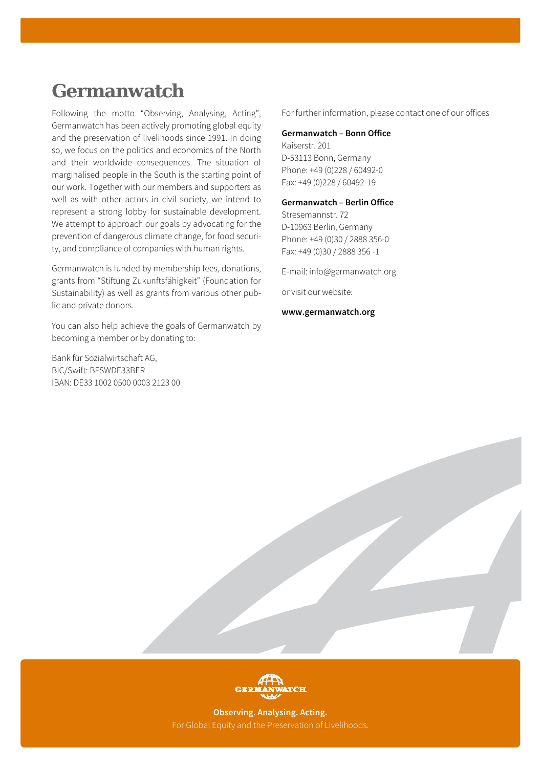# Germanwatch

Following the motto "Observing, Analysing, Acting", Germanwatch has been actively promoting global equity and the preservation of livelihoods since 1991. In doing so, we focus on the politics and economics of the North and their worldwide consequences. The situation of marginalised people in the South is the starting point of our work. Together with our members and supporters as well as with other actors in civil society, we intend to represent a strong lobby for sustainable development. We attempt to approach our goals by advocating for the prevention of dangerous climate change, for food security, and compliance of companies with human rights.

Germanwatch is funded by membership fees, donations, grants from "Stiftung Zukunftsfähigkeit" (Foundation for Sustainability) as well as grants from various other public and private donors.

You can also help achieve the goals of Germanwatch by becoming a member or by donating to:

Bank für Sozialwirtschaft AG,
BIC/Swift: BFSWDE33BER
IBAN: DE33 1002 0500 0003 2123 00

For further information, please contact one of our offices

**Germanwatch – Bonn Office**
Kaiserstr. 201
D-53113 Bonn, Germany
Phone: +49 (0)228 / 60492-0
Fax: +49 (0)228 / 60492-19

**Germanwatch – Berlin Office**
Stresemannstr. 72
D-10963 Berlin, Germany
Phone: +49 (0)30 / 2888 356-0
Fax: +49 (0)30 / 2888 356 -1

E-mail: info@germanwatch.org

or visit our website:

**www.germanwatch.org**

GERMANWATCH

**Observing. Analysing. Acting.**
For Global Equity and the Preservation of Livelihoods.